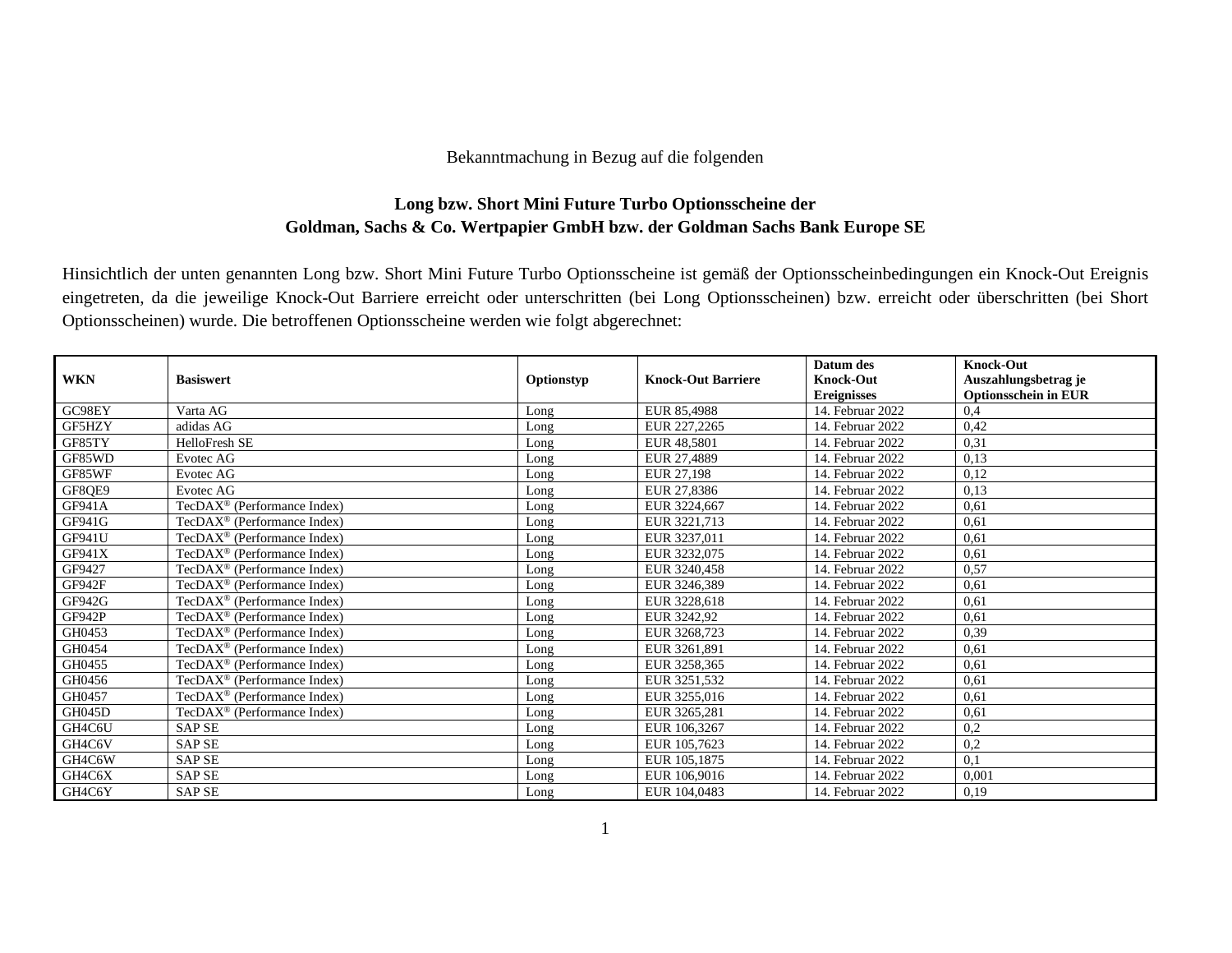Bekanntmachung in Bezug auf die folgenden

## Long bzw. Short Mini Future Turbo Optionsscheine der Goldman, Sachs & Co. Wertpapier GmbH bzw. der Goldman Sachs Bank Europe SE

Hinsichtlich der unten genannten Long bzw. Short Mini Future Turbo Optionsscheine ist gemäß der Optionsscheinbedingungen ein Knock-Out Ereignis eingetreten, da die jeweilige Knock-Out Barriere erreicht oder unterschritten (bei Long Optionsscheinen) bzw. erreicht oder überschritten (bei Short Optionsscheinen) wurde. Die betroffenen Optionsscheine werden wie folgt abgerechnet:

| WKN | Basiswert | Optionstyp | Knock-Out Barriere | Datum des Knock-Out Ereignisses | Knock-Out Auszahlungsbetrag je Optionsschein in EUR |
|---|---|---|---|---|---|
| GC98EY | Varta AG | Long | EUR 85,4988 | 14. Februar 2022 | 0,4 |
| GF5HZY | adidas AG | Long | EUR 227,2265 | 14. Februar 2022 | 0,42 |
| GF85TY | HelloFresh SE | Long | EUR 48,5801 | 14. Februar 2022 | 0,31 |
| GF85WD | Evotec AG | Long | EUR 27,4889 | 14. Februar 2022 | 0,13 |
| GF85WF | Evotec AG | Long | EUR 27,198 | 14. Februar 2022 | 0,12 |
| GF8QE9 | Evotec AG | Long | EUR 27,8386 | 14. Februar 2022 | 0,13 |
| GF941A | TecDAX® (Performance Index) | Long | EUR 3224,667 | 14. Februar 2022 | 0,61 |
| GF941G | TecDAX® (Performance Index) | Long | EUR 3221,713 | 14. Februar 2022 | 0,61 |
| GF941U | TecDAX® (Performance Index) | Long | EUR 3237,011 | 14. Februar 2022 | 0,61 |
| GF941X | TecDAX® (Performance Index) | Long | EUR 3232,075 | 14. Februar 2022 | 0,61 |
| GF9427 | TecDAX® (Performance Index) | Long | EUR 3240,458 | 14. Februar 2022 | 0,57 |
| GF942F | TecDAX® (Performance Index) | Long | EUR 3246,389 | 14. Februar 2022 | 0,61 |
| GF942G | TecDAX® (Performance Index) | Long | EUR 3228,618 | 14. Februar 2022 | 0,61 |
| GF942P | TecDAX® (Performance Index) | Long | EUR 3242,92 | 14. Februar 2022 | 0,61 |
| GH0453 | TecDAX® (Performance Index) | Long | EUR 3268,723 | 14. Februar 2022 | 0,39 |
| GH0454 | TecDAX® (Performance Index) | Long | EUR 3261,891 | 14. Februar 2022 | 0,61 |
| GH0455 | TecDAX® (Performance Index) | Long | EUR 3258,365 | 14. Februar 2022 | 0,61 |
| GH0456 | TecDAX® (Performance Index) | Long | EUR 3251,532 | 14. Februar 2022 | 0,61 |
| GH0457 | TecDAX® (Performance Index) | Long | EUR 3255,016 | 14. Februar 2022 | 0,61 |
| GH045D | TecDAX® (Performance Index) | Long | EUR 3265,281 | 14. Februar 2022 | 0,61 |
| GH4C6U | SAP SE | Long | EUR 106,3267 | 14. Februar 2022 | 0,2 |
| GH4C6V | SAP SE | Long | EUR 105,7623 | 14. Februar 2022 | 0,2 |
| GH4C6W | SAP SE | Long | EUR 105,1875 | 14. Februar 2022 | 0,1 |
| GH4C6X | SAP SE | Long | EUR 106,9016 | 14. Februar 2022 | 0,001 |
| GH4C6Y | SAP SE | Long | EUR 104,0483 | 14. Februar 2022 | 0,19 |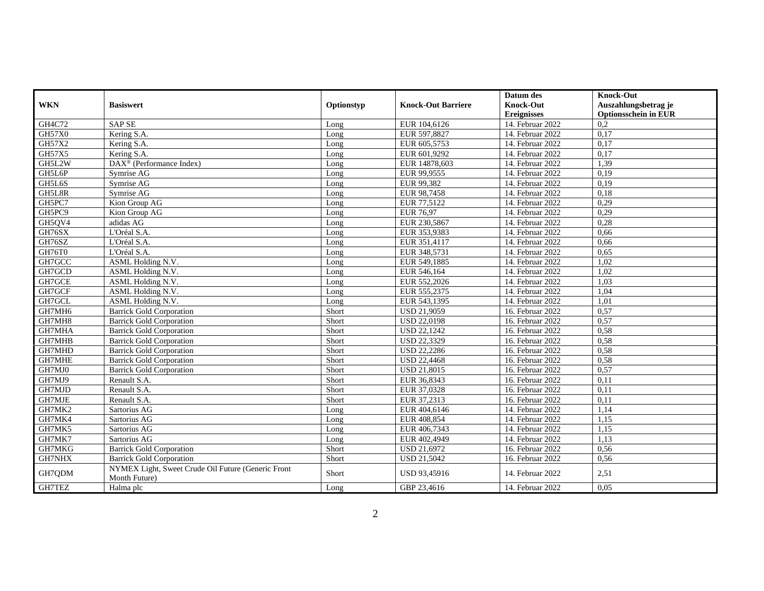| WKN | Basiswert | Optionstyp | Knock-Out Barriere | Datum des Knock-Out Ereignisses | Knock-Out Auszahlungsbetrag je Optionsschein in EUR |
|---|---|---|---|---|---|
| GH4C72 | SAP SE | Long | EUR 104,6126 | 14. Februar 2022 | 0,2 |
| GH57X0 | Kering S.A. | Long | EUR 597,8827 | 14. Februar 2022 | 0,17 |
| GH57X2 | Kering S.A. | Long | EUR 605,5753 | 14. Februar 2022 | 0,17 |
| GH57X5 | Kering S.A. | Long | EUR 601,9292 | 14. Februar 2022 | 0,17 |
| GH5L2W | DAX® (Performance Index) | Long | EUR 14878,603 | 14. Februar 2022 | 1,39 |
| GH5L6P | Symrise AG | Long | EUR 99,9555 | 14. Februar 2022 | 0,19 |
| GH5L6S | Symrise AG | Long | EUR 99,382 | 14. Februar 2022 | 0,19 |
| GH5L8R | Symrise AG | Long | EUR 98,7458 | 14. Februar 2022 | 0,18 |
| GH5PC7 | Kion Group AG | Long | EUR 77,5122 | 14. Februar 2022 | 0,29 |
| GH5PC9 | Kion Group AG | Long | EUR 76,97 | 14. Februar 2022 | 0,29 |
| GH5QV4 | adidas AG | Long | EUR 230,5867 | 14. Februar 2022 | 0,28 |
| GH76SX | L'Oréal S.A. | Long | EUR 353,9383 | 14. Februar 2022 | 0,66 |
| GH76SZ | L'Oréal S.A. | Long | EUR 351,4117 | 14. Februar 2022 | 0,66 |
| GH76T0 | L'Oréal S.A. | Long | EUR 348,5731 | 14. Februar 2022 | 0,65 |
| GH7GCC | ASML Holding N.V. | Long | EUR 549,1885 | 14. Februar 2022 | 1,02 |
| GH7GCD | ASML Holding N.V. | Long | EUR 546,164 | 14. Februar 2022 | 1,02 |
| GH7GCE | ASML Holding N.V. | Long | EUR 552,2026 | 14. Februar 2022 | 1,03 |
| GH7GCF | ASML Holding N.V. | Long | EUR 555,2375 | 14. Februar 2022 | 1,04 |
| GH7GCL | ASML Holding N.V. | Long | EUR 543,1395 | 14. Februar 2022 | 1,01 |
| GH7MH6 | Barrick Gold Corporation | Short | USD 21,9059 | 16. Februar 2022 | 0,57 |
| GH7MH8 | Barrick Gold Corporation | Short | USD 22,0198 | 16. Februar 2022 | 0,57 |
| GH7MHA | Barrick Gold Corporation | Short | USD 22,1242 | 16. Februar 2022 | 0,58 |
| GH7MHB | Barrick Gold Corporation | Short | USD 22,3329 | 16. Februar 2022 | 0,58 |
| GH7MHD | Barrick Gold Corporation | Short | USD 22,2286 | 16. Februar 2022 | 0,58 |
| GH7MHE | Barrick Gold Corporation | Short | USD 22,4468 | 16. Februar 2022 | 0,58 |
| GH7MJ0 | Barrick Gold Corporation | Short | USD 21,8015 | 16. Februar 2022 | 0,57 |
| GH7MJ9 | Renault S.A. | Short | EUR 36,8343 | 16. Februar 2022 | 0,11 |
| GH7MJD | Renault S.A. | Short | EUR 37,0328 | 16. Februar 2022 | 0,11 |
| GH7MJE | Renault S.A. | Short | EUR 37,2313 | 16. Februar 2022 | 0,11 |
| GH7MK2 | Sartorius AG | Long | EUR 404,6146 | 14. Februar 2022 | 1,14 |
| GH7MK4 | Sartorius AG | Long | EUR 408,854 | 14. Februar 2022 | 1,15 |
| GH7MK5 | Sartorius AG | Long | EUR 406,7343 | 14. Februar 2022 | 1,15 |
| GH7MK7 | Sartorius AG | Long | EUR 402,4949 | 14. Februar 2022 | 1,13 |
| GH7MKG | Barrick Gold Corporation | Short | USD 21,6972 | 16. Februar 2022 | 0,56 |
| GH7NHX | Barrick Gold Corporation | Short | USD 21,5042 | 16. Februar 2022 | 0,56 |
| GH7QDM | NYMEX Light, Sweet Crude Oil Future (Generic Front Month Future) | Short | USD 93,45916 | 14. Februar 2022 | 2,51 |
| GH7TEZ | Halma plc | Long | GBP 23,4616 | 14. Februar 2022 | 0,05 |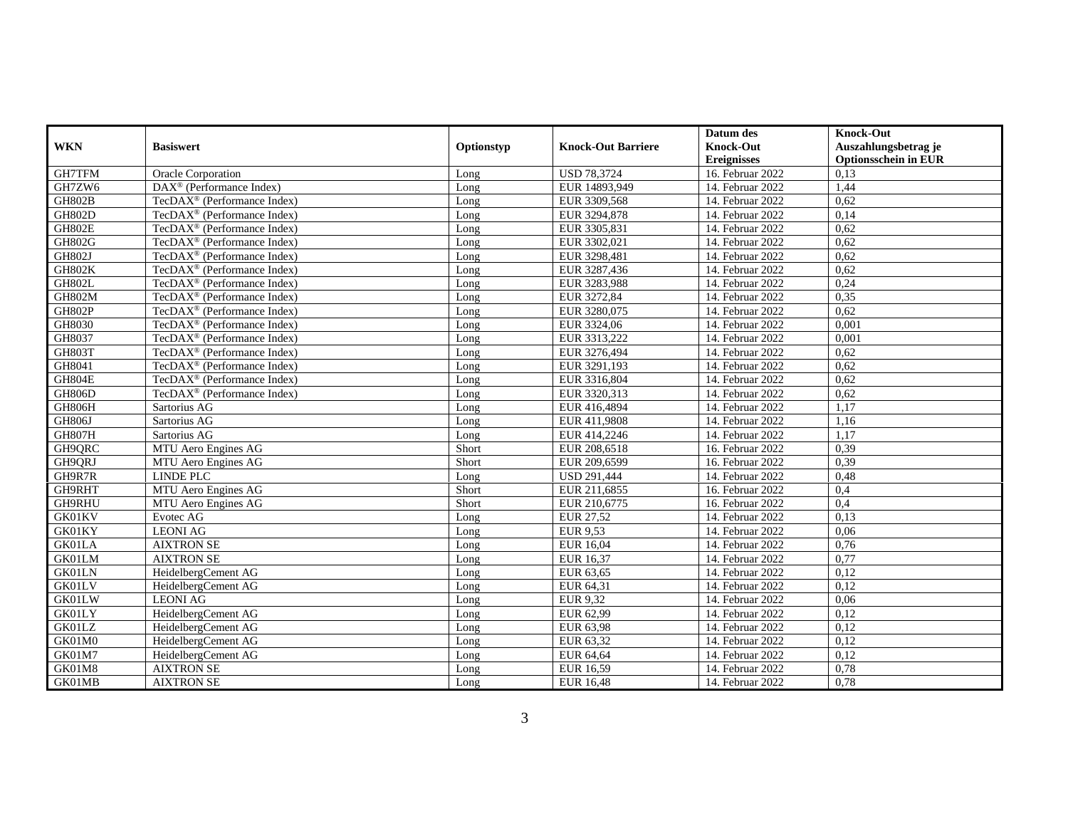| WKN | Basiswert | Optionstyp | Knock-Out Barriere | Datum des Knock-Out Ereignisses | Knock-Out Auszahlungsbetrag je Optionsschein in EUR |
|---|---|---|---|---|---|
| GH7TFM | Oracle Corporation | Long | USD 78,3724 | 16. Februar 2022 | 0,13 |
| GH7ZW6 | DAX® (Performance Index) | Long | EUR 14893,949 | 14. Februar 2022 | 1,44 |
| GH802B | TecDAX® (Performance Index) | Long | EUR 3309,568 | 14. Februar 2022 | 0,62 |
| GH802D | TecDAX® (Performance Index) | Long | EUR 3294,878 | 14. Februar 2022 | 0,14 |
| GH802E | TecDAX® (Performance Index) | Long | EUR 3305,831 | 14. Februar 2022 | 0,62 |
| GH802G | TecDAX® (Performance Index) | Long | EUR 3302,021 | 14. Februar 2022 | 0,62 |
| GH802J | TecDAX® (Performance Index) | Long | EUR 3298,481 | 14. Februar 2022 | 0,62 |
| GH802K | TecDAX® (Performance Index) | Long | EUR 3287,436 | 14. Februar 2022 | 0,62 |
| GH802L | TecDAX® (Performance Index) | Long | EUR 3283,988 | 14. Februar 2022 | 0,24 |
| GH802M | TecDAX® (Performance Index) | Long | EUR 3272,84 | 14. Februar 2022 | 0,35 |
| GH802P | TecDAX® (Performance Index) | Long | EUR 3280,075 | 14. Februar 2022 | 0,62 |
| GH8030 | TecDAX® (Performance Index) | Long | EUR 3324,06 | 14. Februar 2022 | 0,001 |
| GH8037 | TecDAX® (Performance Index) | Long | EUR 3313,222 | 14. Februar 2022 | 0,001 |
| GH803T | TecDAX® (Performance Index) | Long | EUR 3276,494 | 14. Februar 2022 | 0,62 |
| GH8041 | TecDAX® (Performance Index) | Long | EUR 3291,193 | 14. Februar 2022 | 0,62 |
| GH804E | TecDAX® (Performance Index) | Long | EUR 3316,804 | 14. Februar 2022 | 0,62 |
| GH806D | TecDAX® (Performance Index) | Long | EUR 3320,313 | 14. Februar 2022 | 0,62 |
| GH806H | Sartorius AG | Long | EUR 416,4894 | 14. Februar 2022 | 1,17 |
| GH806J | Sartorius AG | Long | EUR 411,9808 | 14. Februar 2022 | 1,16 |
| GH807H | Sartorius AG | Long | EUR 414,2246 | 14. Februar 2022 | 1,17 |
| GH9QRC | MTU Aero Engines AG | Short | EUR 208,6518 | 16. Februar 2022 | 0,39 |
| GH9QRJ | MTU Aero Engines AG | Short | EUR 209,6599 | 16. Februar 2022 | 0,39 |
| GH9R7R | LINDE PLC | Long | USD 291,444 | 14. Februar 2022 | 0,48 |
| GH9RHT | MTU Aero Engines AG | Short | EUR 211,6855 | 16. Februar 2022 | 0,4 |
| GH9RHU | MTU Aero Engines AG | Short | EUR 210,6775 | 16. Februar 2022 | 0,4 |
| GK01KV | Evotec AG | Long | EUR 27,52 | 14. Februar 2022 | 0,13 |
| GK01KY | LEONI AG | Long | EUR 9,53 | 14. Februar 2022 | 0,06 |
| GK01LA | AIXTRON SE | Long | EUR 16,04 | 14. Februar 2022 | 0,76 |
| GK01LM | AIXTRON SE | Long | EUR 16,37 | 14. Februar 2022 | 0,77 |
| GK01LN | HeidelbergCement AG | Long | EUR 63,65 | 14. Februar 2022 | 0,12 |
| GK01LV | HeidelbergCement AG | Long | EUR 64,31 | 14. Februar 2022 | 0,12 |
| GK01LW | LEONI AG | Long | EUR 9,32 | 14. Februar 2022 | 0,06 |
| GK01LY | HeidelbergCement AG | Long | EUR 62,99 | 14. Februar 2022 | 0,12 |
| GK01LZ | HeidelbergCement AG | Long | EUR 63,98 | 14. Februar 2022 | 0,12 |
| GK01M0 | HeidelbergCement AG | Long | EUR 63,32 | 14. Februar 2022 | 0,12 |
| GK01M7 | HeidelbergCement AG | Long | EUR 64,64 | 14. Februar 2022 | 0,12 |
| GK01M8 | AIXTRON SE | Long | EUR 16,59 | 14. Februar 2022 | 0,78 |
| GK01MB | AIXTRON SE | Long | EUR 16,48 | 14. Februar 2022 | 0,78 |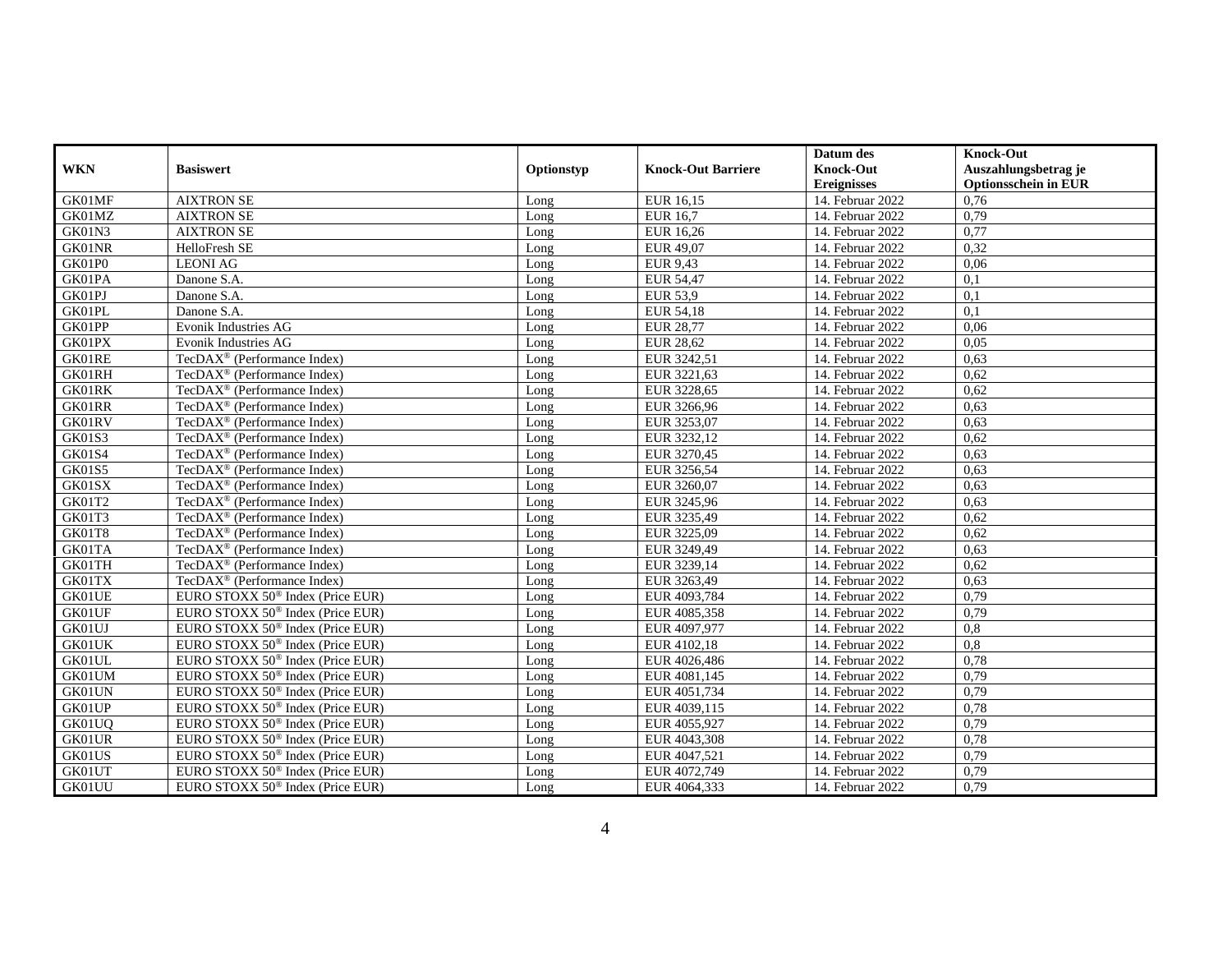| WKN | Basiswert | Optionstyp | Knock-Out Barriere | Datum des Knock-Out Ereignisses | Knock-Out Auszahlungsbetrag je Optionsschein in EUR |
|---|---|---|---|---|---|
| GK01MF | AIXTRON SE | Long | EUR 16,15 | 14. Februar 2022 | 0,76 |
| GK01MZ | AIXTRON SE | Long | EUR 16,7 | 14. Februar 2022 | 0,79 |
| GK01N3 | AIXTRON SE | Long | EUR 16,26 | 14. Februar 2022 | 0,77 |
| GK01NR | HelloFresh SE | Long | EUR 49,07 | 14. Februar 2022 | 0,32 |
| GK01P0 | LEONI AG | Long | EUR 9,43 | 14. Februar 2022 | 0,06 |
| GK01PA | Danone S.A. | Long | EUR 54,47 | 14. Februar 2022 | 0,1 |
| GK01PJ | Danone S.A. | Long | EUR 53,9 | 14. Februar 2022 | 0,1 |
| GK01PL | Danone S.A. | Long | EUR 54,18 | 14. Februar 2022 | 0,1 |
| GK01PP | Evonik Industries AG | Long | EUR 28,77 | 14. Februar 2022 | 0,06 |
| GK01PX | Evonik Industries AG | Long | EUR 28,62 | 14. Februar 2022 | 0,05 |
| GK01RE | TecDAX® (Performance Index) | Long | EUR 3242,51 | 14. Februar 2022 | 0,63 |
| GK01RH | TecDAX® (Performance Index) | Long | EUR 3221,63 | 14. Februar 2022 | 0,62 |
| GK01RK | TecDAX® (Performance Index) | Long | EUR 3228,65 | 14. Februar 2022 | 0,62 |
| GK01RR | TecDAX® (Performance Index) | Long | EUR 3266,96 | 14. Februar 2022 | 0,63 |
| GK01RV | TecDAX® (Performance Index) | Long | EUR 3253,07 | 14. Februar 2022 | 0,63 |
| GK01S3 | TecDAX® (Performance Index) | Long | EUR 3232,12 | 14. Februar 2022 | 0,62 |
| GK01S4 | TecDAX® (Performance Index) | Long | EUR 3270,45 | 14. Februar 2022 | 0,63 |
| GK01S5 | TecDAX® (Performance Index) | Long | EUR 3256,54 | 14. Februar 2022 | 0,63 |
| GK01SX | TecDAX® (Performance Index) | Long | EUR 3260,07 | 14. Februar 2022 | 0,63 |
| GK01T2 | TecDAX® (Performance Index) | Long | EUR 3245,96 | 14. Februar 2022 | 0,63 |
| GK01T3 | TecDAX® (Performance Index) | Long | EUR 3235,49 | 14. Februar 2022 | 0,62 |
| GK01T8 | TecDAX® (Performance Index) | Long | EUR 3225,09 | 14. Februar 2022 | 0,62 |
| GK01TA | TecDAX® (Performance Index) | Long | EUR 3249,49 | 14. Februar 2022 | 0,63 |
| GK01TH | TecDAX® (Performance Index) | Long | EUR 3239,14 | 14. Februar 2022 | 0,62 |
| GK01TX | TecDAX® (Performance Index) | Long | EUR 3263,49 | 14. Februar 2022 | 0,63 |
| GK01UE | EURO STOXX 50® Index (Price EUR) | Long | EUR 4093,784 | 14. Februar 2022 | 0,79 |
| GK01UF | EURO STOXX 50® Index (Price EUR) | Long | EUR 4085,358 | 14. Februar 2022 | 0,79 |
| GK01UJ | EURO STOXX 50® Index (Price EUR) | Long | EUR 4097,977 | 14. Februar 2022 | 0,8 |
| GK01UK | EURO STOXX 50® Index (Price EUR) | Long | EUR 4102,18 | 14. Februar 2022 | 0,8 |
| GK01UL | EURO STOXX 50® Index (Price EUR) | Long | EUR 4026,486 | 14. Februar 2022 | 0,78 |
| GK01UM | EURO STOXX 50® Index (Price EUR) | Long | EUR 4081,145 | 14. Februar 2022 | 0,79 |
| GK01UN | EURO STOXX 50® Index (Price EUR) | Long | EUR 4051,734 | 14. Februar 2022 | 0,79 |
| GK01UP | EURO STOXX 50® Index (Price EUR) | Long | EUR 4039,115 | 14. Februar 2022 | 0,78 |
| GK01UQ | EURO STOXX 50® Index (Price EUR) | Long | EUR 4055,927 | 14. Februar 2022 | 0,79 |
| GK01UR | EURO STOXX 50® Index (Price EUR) | Long | EUR 4043,308 | 14. Februar 2022 | 0,78 |
| GK01US | EURO STOXX 50® Index (Price EUR) | Long | EUR 4047,521 | 14. Februar 2022 | 0,79 |
| GK01UT | EURO STOXX 50® Index (Price EUR) | Long | EUR 4072,749 | 14. Februar 2022 | 0,79 |
| GK01UU | EURO STOXX 50® Index (Price EUR) | Long | EUR 4064,333 | 14. Februar 2022 | 0,79 |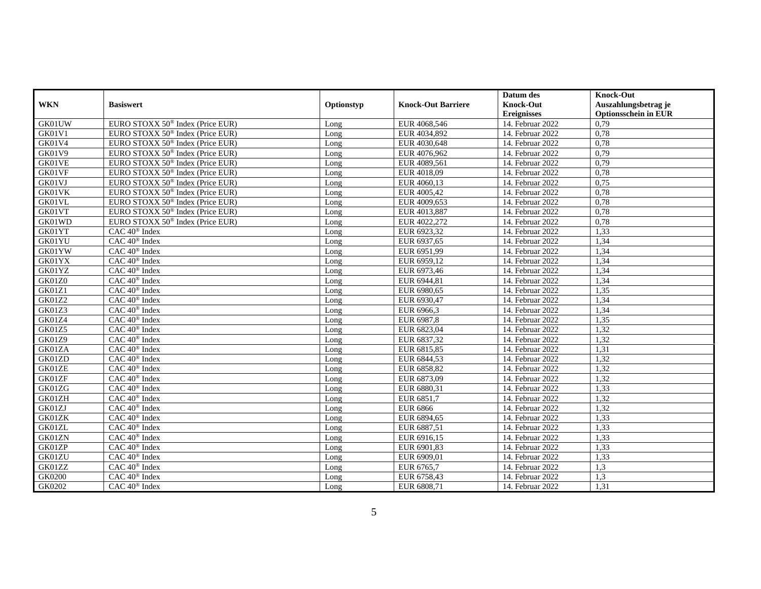| WKN | Basiswert | Optionstyp | Knock-Out Barriere | Datum des Knock-Out Ereignisses | Knock-Out Auszahlungsbetrag je Optionsschein in EUR |
|---|---|---|---|---|---|
| GK01UW | EURO STOXX 50® Index (Price EUR) | Long | EUR 4068,546 | 14. Februar 2022 | 0,79 |
| GK01V1 | EURO STOXX 50® Index (Price EUR) | Long | EUR 4034,892 | 14. Februar 2022 | 0,78 |
| GK01V4 | EURO STOXX 50® Index (Price EUR) | Long | EUR 4030,648 | 14. Februar 2022 | 0,78 |
| GK01V9 | EURO STOXX 50® Index (Price EUR) | Long | EUR 4076,962 | 14. Februar 2022 | 0,79 |
| GK01VE | EURO STOXX 50® Index (Price EUR) | Long | EUR 4089,561 | 14. Februar 2022 | 0,79 |
| GK01VF | EURO STOXX 50® Index (Price EUR) | Long | EUR 4018,09 | 14. Februar 2022 | 0,78 |
| GK01VJ | EURO STOXX 50® Index (Price EUR) | Long | EUR 4060,13 | 14. Februar 2022 | 0,75 |
| GK01VK | EURO STOXX 50® Index (Price EUR) | Long | EUR 4005,42 | 14. Februar 2022 | 0,78 |
| GK01VL | EURO STOXX 50® Index (Price EUR) | Long | EUR 4009,653 | 14. Februar 2022 | 0,78 |
| GK01VT | EURO STOXX 50® Index (Price EUR) | Long | EUR 4013,887 | 14. Februar 2022 | 0,78 |
| GK01WD | EURO STOXX 50® Index (Price EUR) | Long | EUR 4022,272 | 14. Februar 2022 | 0,78 |
| GK01YT | CAC 40® Index | Long | EUR 6923,32 | 14. Februar 2022 | 1,33 |
| GK01YU | CAC 40® Index | Long | EUR 6937,65 | 14. Februar 2022 | 1,34 |
| GK01YW | CAC 40® Index | Long | EUR 6951,99 | 14. Februar 2022 | 1,34 |
| GK01YX | CAC 40® Index | Long | EUR 6959,12 | 14. Februar 2022 | 1,34 |
| GK01YZ | CAC 40® Index | Long | EUR 6973,46 | 14. Februar 2022 | 1,34 |
| GK01Z0 | CAC 40® Index | Long | EUR 6944,81 | 14. Februar 2022 | 1,34 |
| GK01Z1 | CAC 40® Index | Long | EUR 6980,65 | 14. Februar 2022 | 1,35 |
| GK01Z2 | CAC 40® Index | Long | EUR 6930,47 | 14. Februar 2022 | 1,34 |
| GK01Z3 | CAC 40® Index | Long | EUR 6966,3 | 14. Februar 2022 | 1,34 |
| GK01Z4 | CAC 40® Index | Long | EUR 6987,8 | 14. Februar 2022 | 1,35 |
| GK01Z5 | CAC 40® Index | Long | EUR 6823,04 | 14. Februar 2022 | 1,32 |
| GK01Z9 | CAC 40® Index | Long | EUR 6837,32 | 14. Februar 2022 | 1,32 |
| GK01ZA | CAC 40® Index | Long | EUR 6815,85 | 14. Februar 2022 | 1,31 |
| GK01ZD | CAC 40® Index | Long | EUR 6844,53 | 14. Februar 2022 | 1,32 |
| GK01ZE | CAC 40® Index | Long | EUR 6858,82 | 14. Februar 2022 | 1,32 |
| GK01ZF | CAC 40® Index | Long | EUR 6873,09 | 14. Februar 2022 | 1,32 |
| GK01ZG | CAC 40® Index | Long | EUR 6880,31 | 14. Februar 2022 | 1,33 |
| GK01ZH | CAC 40® Index | Long | EUR 6851,7 | 14. Februar 2022 | 1,32 |
| GK01ZJ | CAC 40® Index | Long | EUR 6866 | 14. Februar 2022 | 1,32 |
| GK01ZK | CAC 40® Index | Long | EUR 6894,65 | 14. Februar 2022 | 1,33 |
| GK01ZL | CAC 40® Index | Long | EUR 6887,51 | 14. Februar 2022 | 1,33 |
| GK01ZN | CAC 40® Index | Long | EUR 6916,15 | 14. Februar 2022 | 1,33 |
| GK01ZP | CAC 40® Index | Long | EUR 6901,83 | 14. Februar 2022 | 1,33 |
| GK01ZU | CAC 40® Index | Long | EUR 6909,01 | 14. Februar 2022 | 1,33 |
| GK01ZZ | CAC 40® Index | Long | EUR 6765,7 | 14. Februar 2022 | 1,3 |
| GK0200 | CAC 40® Index | Long | EUR 6758,43 | 14. Februar 2022 | 1,3 |
| GK0202 | CAC 40® Index | Long | EUR 6808,71 | 14. Februar 2022 | 1,31 |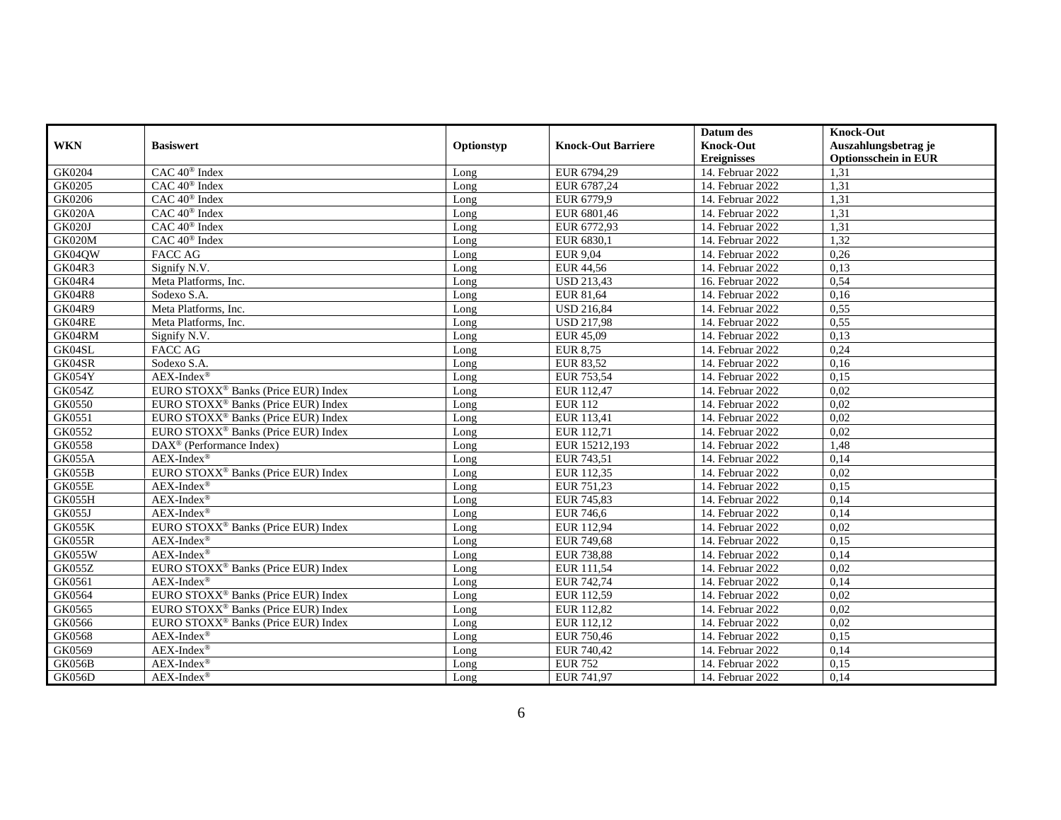| WKN | Basiswert | Optionstyp | Knock-Out Barriere | Datum des Knock-Out Ereignisses | Knock-Out Auszahlungsbetrag je Optionsschein in EUR |
|---|---|---|---|---|---|
| GK0204 | CAC 40® Index | Long | EUR 6794,29 | 14. Februar 2022 | 1,31 |
| GK0205 | CAC 40® Index | Long | EUR 6787,24 | 14. Februar 2022 | 1,31 |
| GK0206 | CAC 40® Index | Long | EUR 6779,9 | 14. Februar 2022 | 1,31 |
| GK020A | CAC 40® Index | Long | EUR 6801,46 | 14. Februar 2022 | 1,31 |
| GK020J | CAC 40® Index | Long | EUR 6772,93 | 14. Februar 2022 | 1,31 |
| GK020M | CAC 40® Index | Long | EUR 6830,1 | 14. Februar 2022 | 1,32 |
| GK04QW | FACC AG | Long | EUR 9,04 | 14. Februar 2022 | 0,26 |
| GK04R3 | Signify N.V. | Long | EUR 44,56 | 14. Februar 2022 | 0,13 |
| GK04R4 | Meta Platforms, Inc. | Long | USD 213,43 | 16. Februar 2022 | 0,54 |
| GK04R8 | Sodexo S.A. | Long | EUR 81,64 | 14. Februar 2022 | 0,16 |
| GK04R9 | Meta Platforms, Inc. | Long | USD 216,84 | 14. Februar 2022 | 0,55 |
| GK04RE | Meta Platforms, Inc. | Long | USD 217,98 | 14. Februar 2022 | 0,55 |
| GK04RM | Signify N.V. | Long | EUR 45,09 | 14. Februar 2022 | 0,13 |
| GK04SL | FACC AG | Long | EUR 8,75 | 14. Februar 2022 | 0,24 |
| GK04SR | Sodexo S.A. | Long | EUR 83,52 | 14. Februar 2022 | 0,16 |
| GK054Y | AEX-Index® | Long | EUR 753,54 | 14. Februar 2022 | 0,15 |
| GK054Z | EURO STOXX® Banks (Price EUR) Index | Long | EUR 112,47 | 14. Februar 2022 | 0,02 |
| GK0550 | EURO STOXX® Banks (Price EUR) Index | Long | EUR 112 | 14. Februar 2022 | 0,02 |
| GK0551 | EURO STOXX® Banks (Price EUR) Index | Long | EUR 113,41 | 14. Februar 2022 | 0,02 |
| GK0552 | EURO STOXX® Banks (Price EUR) Index | Long | EUR 112,71 | 14. Februar 2022 | 0,02 |
| GK0558 | DAX® (Performance Index) | Long | EUR 15212,193 | 14. Februar 2022 | 1,48 |
| GK055A | AEX-Index® | Long | EUR 743,51 | 14. Februar 2022 | 0,14 |
| GK055B | EURO STOXX® Banks (Price EUR) Index | Long | EUR 112,35 | 14. Februar 2022 | 0,02 |
| GK055E | AEX-Index® | Long | EUR 751,23 | 14. Februar 2022 | 0,15 |
| GK055H | AEX-Index® | Long | EUR 745,83 | 14. Februar 2022 | 0,14 |
| GK055J | AEX-Index® | Long | EUR 746,6 | 14. Februar 2022 | 0,14 |
| GK055K | EURO STOXX® Banks (Price EUR) Index | Long | EUR 112,94 | 14. Februar 2022 | 0,02 |
| GK055R | AEX-Index® | Long | EUR 749,68 | 14. Februar 2022 | 0,15 |
| GK055W | AEX-Index® | Long | EUR 738,88 | 14. Februar 2022 | 0,14 |
| GK055Z | EURO STOXX® Banks (Price EUR) Index | Long | EUR 111,54 | 14. Februar 2022 | 0,02 |
| GK0561 | AEX-Index® | Long | EUR 742,74 | 14. Februar 2022 | 0,14 |
| GK0564 | EURO STOXX® Banks (Price EUR) Index | Long | EUR 112,59 | 14. Februar 2022 | 0,02 |
| GK0565 | EURO STOXX® Banks (Price EUR) Index | Long | EUR 112,82 | 14. Februar 2022 | 0,02 |
| GK0566 | EURO STOXX® Banks (Price EUR) Index | Long | EUR 112,12 | 14. Februar 2022 | 0,02 |
| GK0568 | AEX-Index® | Long | EUR 750,46 | 14. Februar 2022 | 0,15 |
| GK0569 | AEX-Index® | Long | EUR 740,42 | 14. Februar 2022 | 0,14 |
| GK056B | AEX-Index® | Long | EUR 752 | 14. Februar 2022 | 0,15 |
| GK056D | AEX-Index® | Long | EUR 741,97 | 14. Februar 2022 | 0,14 |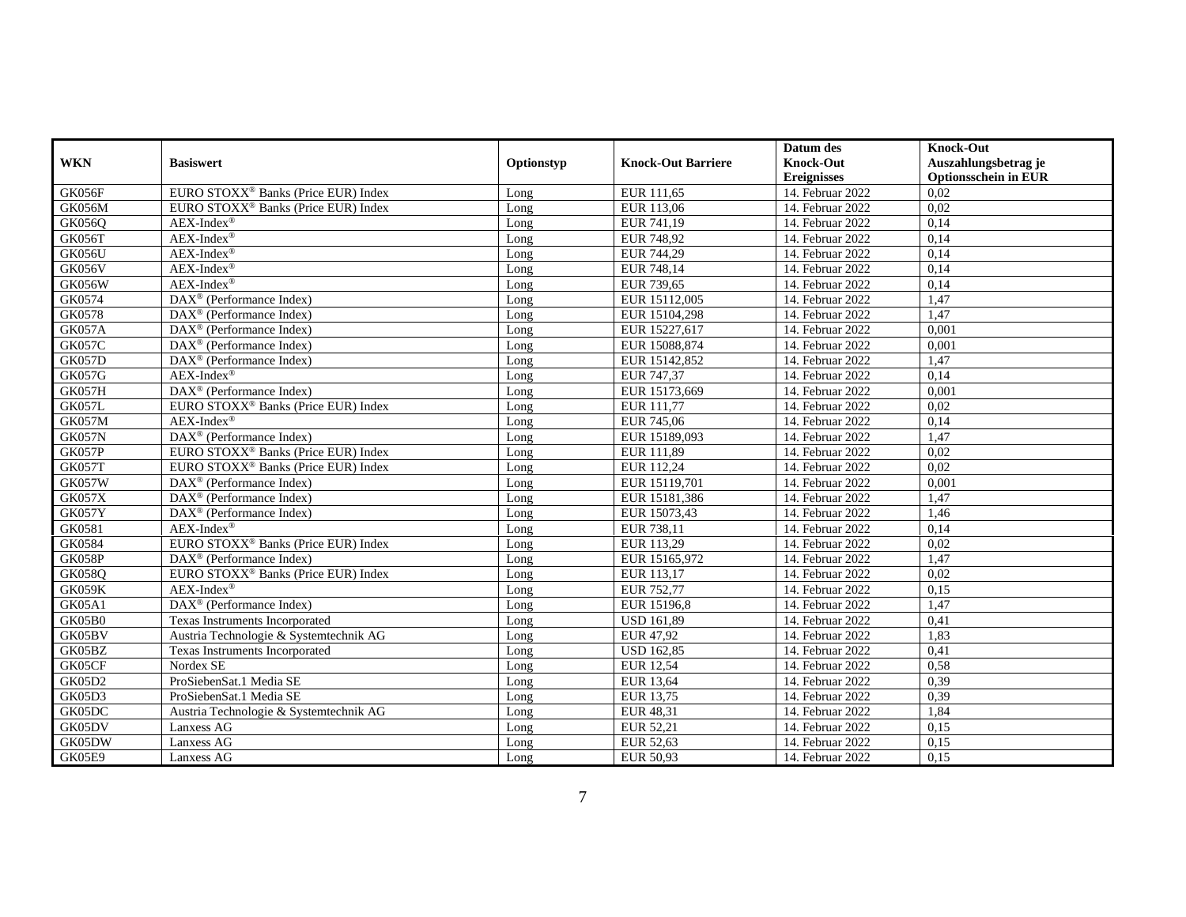| WKN | Basiswert | Optionstyp | Knock-Out Barriere | Datum des Knock-Out Ereignisses | Knock-Out Auszahlungsbetrag je Optionsschein in EUR |
|---|---|---|---|---|---|
| GK056F | EURO STOXX® Banks (Price EUR) Index | Long | EUR 111,65 | 14. Februar 2022 | 0,02 |
| GK056M | EURO STOXX® Banks (Price EUR) Index | Long | EUR 113,06 | 14. Februar 2022 | 0,02 |
| GK056Q | AEX-Index® | Long | EUR 741,19 | 14. Februar 2022 | 0,14 |
| GK056T | AEX-Index® | Long | EUR 748,92 | 14. Februar 2022 | 0,14 |
| GK056U | AEX-Index® | Long | EUR 744,29 | 14. Februar 2022 | 0,14 |
| GK056V | AEX-Index® | Long | EUR 748,14 | 14. Februar 2022 | 0,14 |
| GK056W | AEX-Index® | Long | EUR 739,65 | 14. Februar 2022 | 0,14 |
| GK0574 | DAX® (Performance Index) | Long | EUR 15112,005 | 14. Februar 2022 | 1,47 |
| GK0578 | DAX® (Performance Index) | Long | EUR 15104,298 | 14. Februar 2022 | 1,47 |
| GK057A | DAX® (Performance Index) | Long | EUR 15227,617 | 14. Februar 2022 | 0,001 |
| GK057C | DAX® (Performance Index) | Long | EUR 15088,874 | 14. Februar 2022 | 0,001 |
| GK057D | DAX® (Performance Index) | Long | EUR 15142,852 | 14. Februar 2022 | 1,47 |
| GK057G | AEX-Index® | Long | EUR 747,37 | 14. Februar 2022 | 0,14 |
| GK057H | DAX® (Performance Index) | Long | EUR 15173,669 | 14. Februar 2022 | 0,001 |
| GK057L | EURO STOXX® Banks (Price EUR) Index | Long | EUR 111,77 | 14. Februar 2022 | 0,02 |
| GK057M | AEX-Index® | Long | EUR 745,06 | 14. Februar 2022 | 0,14 |
| GK057N | DAX® (Performance Index) | Long | EUR 15189,093 | 14. Februar 2022 | 1,47 |
| GK057P | EURO STOXX® Banks (Price EUR) Index | Long | EUR 111,89 | 14. Februar 2022 | 0,02 |
| GK057T | EURO STOXX® Banks (Price EUR) Index | Long | EUR 112,24 | 14. Februar 2022 | 0,02 |
| GK057W | DAX® (Performance Index) | Long | EUR 15119,701 | 14. Februar 2022 | 0,001 |
| GK057X | DAX® (Performance Index) | Long | EUR 15181,386 | 14. Februar 2022 | 1,47 |
| GK057Y | DAX® (Performance Index) | Long | EUR 15073,43 | 14. Februar 2022 | 1,46 |
| GK0581 | AEX-Index® | Long | EUR 738,11 | 14. Februar 2022 | 0,14 |
| GK0584 | EURO STOXX® Banks (Price EUR) Index | Long | EUR 113,29 | 14. Februar 2022 | 0,02 |
| GK058P | DAX® (Performance Index) | Long | EUR 15165,972 | 14. Februar 2022 | 1,47 |
| GK058Q | EURO STOXX® Banks (Price EUR) Index | Long | EUR 113,17 | 14. Februar 2022 | 0,02 |
| GK059K | AEX-Index® | Long | EUR 752,77 | 14. Februar 2022 | 0,15 |
| GK05A1 | DAX® (Performance Index) | Long | EUR 15196,8 | 14. Februar 2022 | 1,47 |
| GK05B0 | Texas Instruments Incorporated | Long | USD 161,89 | 14. Februar 2022 | 0,41 |
| GK05BV | Austria Technologie & Systemtechnik AG | Long | EUR 47,92 | 14. Februar 2022 | 1,83 |
| GK05BZ | Texas Instruments Incorporated | Long | USD 162,85 | 14. Februar 2022 | 0,41 |
| GK05CF | Nordex SE | Long | EUR 12,54 | 14. Februar 2022 | 0,58 |
| GK05D2 | ProSiebenSat.1 Media SE | Long | EUR 13,64 | 14. Februar 2022 | 0,39 |
| GK05D3 | ProSiebenSat.1 Media SE | Long | EUR 13,75 | 14. Februar 2022 | 0,39 |
| GK05DC | Austria Technologie & Systemtechnik AG | Long | EUR 48,31 | 14. Februar 2022 | 1,84 |
| GK05DV | Lanxess AG | Long | EUR 52,21 | 14. Februar 2022 | 0,15 |
| GK05DW | Lanxess AG | Long | EUR 52,63 | 14. Februar 2022 | 0,15 |
| GK05E9 | Lanxess AG | Long | EUR 50,93 | 14. Februar 2022 | 0,15 |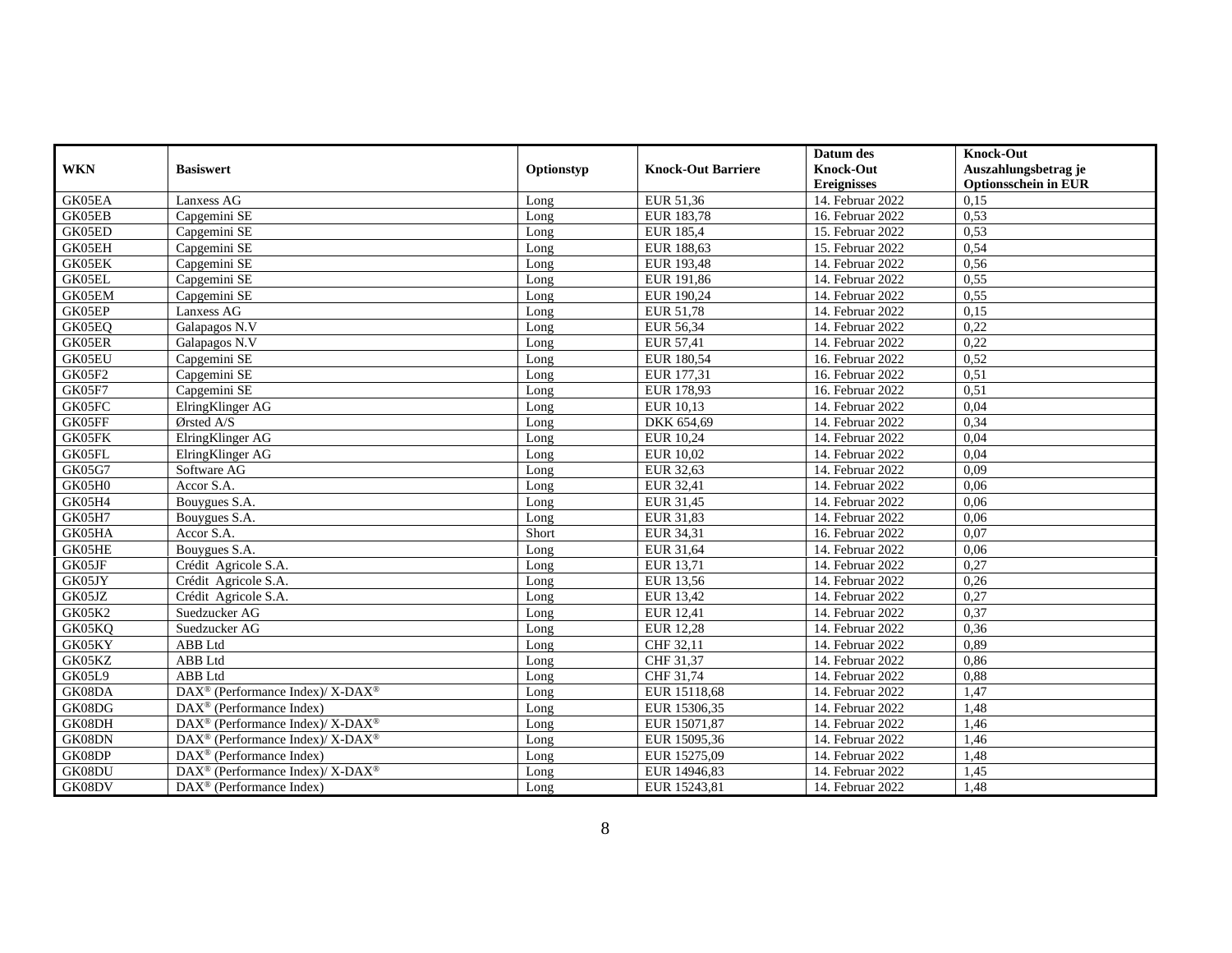| WKN | Basiswert | Optionstyp | Knock-Out Barriere | Datum des Knock-Out Ereignisses | Knock-Out Auszahlungsbetrag je Optionsschein in EUR |
| --- | --- | --- | --- | --- | --- |
| GK05EA | Lanxess AG | Long | EUR 51,36 | 14. Februar 2022 | 0,15 |
| GK05EB | Capgemini SE | Long | EUR 183,78 | 16. Februar 2022 | 0,53 |
| GK05ED | Capgemini SE | Long | EUR 185,4 | 15. Februar 2022 | 0,53 |
| GK05EH | Capgemini SE | Long | EUR 188,63 | 15. Februar 2022 | 0,54 |
| GK05EK | Capgemini SE | Long | EUR 193,48 | 14. Februar 2022 | 0,56 |
| GK05EL | Capgemini SE | Long | EUR 191,86 | 14. Februar 2022 | 0,55 |
| GK05EM | Capgemini SE | Long | EUR 190,24 | 14. Februar 2022 | 0,55 |
| GK05EP | Lanxess AG | Long | EUR 51,78 | 14. Februar 2022 | 0,15 |
| GK05EQ | Galapagos N.V | Long | EUR 56,34 | 14. Februar 2022 | 0,22 |
| GK05ER | Galapagos N.V | Long | EUR 57,41 | 14. Februar 2022 | 0,22 |
| GK05EU | Capgemini SE | Long | EUR 180,54 | 16. Februar 2022 | 0,52 |
| GK05F2 | Capgemini SE | Long | EUR 177,31 | 16. Februar 2022 | 0,51 |
| GK05F7 | Capgemini SE | Long | EUR 178,93 | 16. Februar 2022 | 0,51 |
| GK05FC | ElringKlinger AG | Long | EUR 10,13 | 14. Februar 2022 | 0,04 |
| GK05FF | Ørsted A/S | Long | DKK 654,69 | 14. Februar 2022 | 0,34 |
| GK05FK | ElringKlinger AG | Long | EUR 10,24 | 14. Februar 2022 | 0,04 |
| GK05FL | ElringKlinger AG | Long | EUR 10,02 | 14. Februar 2022 | 0,04 |
| GK05G7 | Software AG | Long | EUR 32,63 | 14. Februar 2022 | 0,09 |
| GK05H0 | Accor S.A. | Long | EUR 32,41 | 14. Februar 2022 | 0,06 |
| GK05H4 | Bouygues S.A. | Long | EUR 31,45 | 14. Februar 2022 | 0,06 |
| GK05H7 | Bouygues S.A. | Long | EUR 31,83 | 14. Februar 2022 | 0,06 |
| GK05HA | Accor S.A. | Short | EUR 34,31 | 16. Februar 2022 | 0,07 |
| GK05HE | Bouygues S.A. | Long | EUR 31,64 | 14. Februar 2022 | 0,06 |
| GK05JF | Crédit Agricole S.A. | Long | EUR 13,71 | 14. Februar 2022 | 0,27 |
| GK05JY | Crédit Agricole S.A. | Long | EUR 13,56 | 14. Februar 2022 | 0,26 |
| GK05JZ | Crédit Agricole S.A. | Long | EUR 13,42 | 14. Februar 2022 | 0,27 |
| GK05K2 | Suedzucker AG | Long | EUR 12,41 | 14. Februar 2022 | 0,37 |
| GK05KQ | Suedzucker AG | Long | EUR 12,28 | 14. Februar 2022 | 0,36 |
| GK05KY | ABB Ltd | Long | CHF 32,11 | 14. Februar 2022 | 0,89 |
| GK05KZ | ABB Ltd | Long | CHF 31,37 | 14. Februar 2022 | 0,86 |
| GK05L9 | ABB Ltd | Long | CHF 31,74 | 14. Februar 2022 | 0,88 |
| GK08DA | DAX® (Performance Index)/ X-DAX® | Long | EUR 15118,68 | 14. Februar 2022 | 1,47 |
| GK08DG | DAX® (Performance Index) | Long | EUR 15306,35 | 14. Februar 2022 | 1,48 |
| GK08DH | DAX® (Performance Index)/ X-DAX® | Long | EUR 15071,87 | 14. Februar 2022 | 1,46 |
| GK08DN | DAX® (Performance Index)/ X-DAX® | Long | EUR 15095,36 | 14. Februar 2022 | 1,46 |
| GK08DP | DAX® (Performance Index) | Long | EUR 15275,09 | 14. Februar 2022 | 1,48 |
| GK08DU | DAX® (Performance Index)/ X-DAX® | Long | EUR 14946,83 | 14. Februar 2022 | 1,45 |
| GK08DV | DAX® (Performance Index) | Long | EUR 15243,81 | 14. Februar 2022 | 1,48 |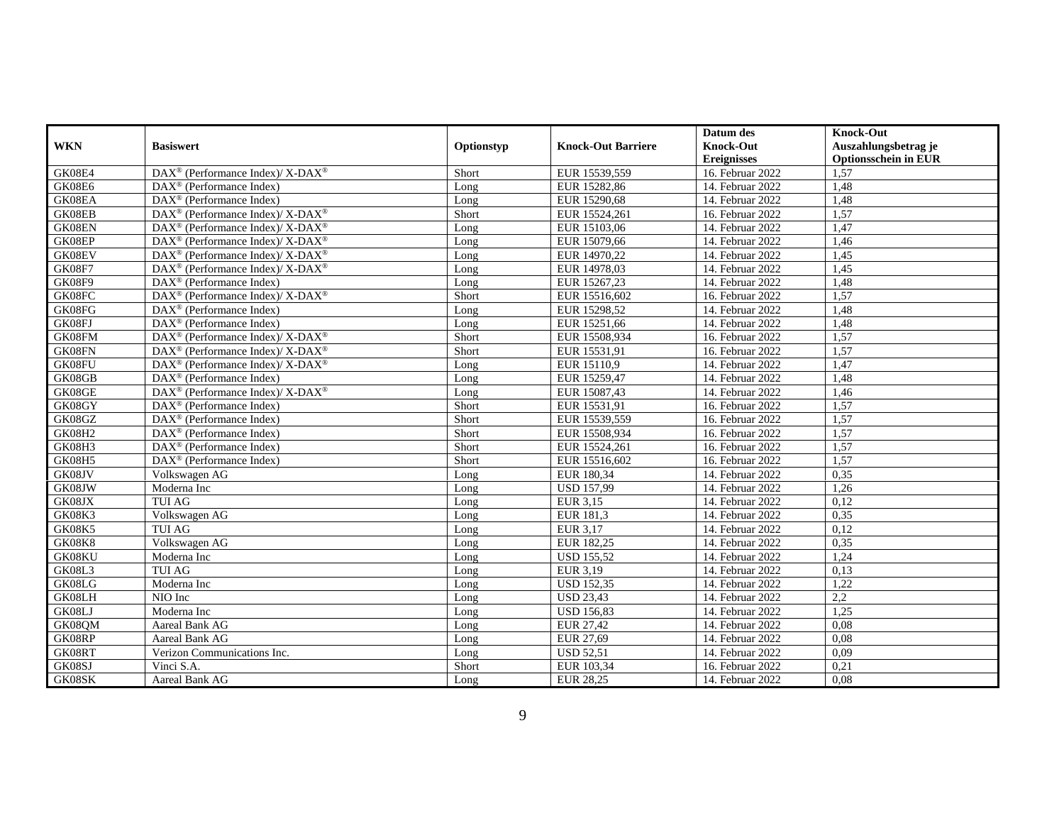| WKN | Basiswert | Optionstyp | Knock-Out Barriere | Datum des Knock-Out Ereignisses | Knock-Out Auszahlungsbetrag je Optionsschein in EUR |
|---|---|---|---|---|---|
| GK08E4 | DAX® (Performance Index)/ X-DAX® | Short | EUR 15539,559 | 16. Februar 2022 | 1,57 |
| GK08E6 | DAX® (Performance Index) | Long | EUR 15282,86 | 14. Februar 2022 | 1,48 |
| GK08EA | DAX® (Performance Index) | Long | EUR 15290,68 | 14. Februar 2022 | 1,48 |
| GK08EB | DAX® (Performance Index)/ X-DAX® | Short | EUR 15524,261 | 16. Februar 2022 | 1,57 |
| GK08EN | DAX® (Performance Index)/ X-DAX® | Long | EUR 15103,06 | 14. Februar 2022 | 1,47 |
| GK08EP | DAX® (Performance Index)/ X-DAX® | Long | EUR 15079,66 | 14. Februar 2022 | 1,46 |
| GK08EV | DAX® (Performance Index)/ X-DAX® | Long | EUR 14970,22 | 14. Februar 2022 | 1,45 |
| GK08F7 | DAX® (Performance Index)/ X-DAX® | Long | EUR 14978,03 | 14. Februar 2022 | 1,45 |
| GK08F9 | DAX® (Performance Index) | Long | EUR 15267,23 | 14. Februar 2022 | 1,48 |
| GK08FC | DAX® (Performance Index)/ X-DAX® | Short | EUR 15516,602 | 16. Februar 2022 | 1,57 |
| GK08FG | DAX® (Performance Index) | Long | EUR 15298,52 | 14. Februar 2022 | 1,48 |
| GK08FJ | DAX® (Performance Index) | Long | EUR 15251,66 | 14. Februar 2022 | 1,48 |
| GK08FM | DAX® (Performance Index)/ X-DAX® | Short | EUR 15508,934 | 16. Februar 2022 | 1,57 |
| GK08FN | DAX® (Performance Index)/ X-DAX® | Short | EUR 15531,91 | 16. Februar 2022 | 1,57 |
| GK08FU | DAX® (Performance Index)/ X-DAX® | Long | EUR 15110,9 | 14. Februar 2022 | 1,47 |
| GK08GB | DAX® (Performance Index) | Long | EUR 15259,47 | 14. Februar 2022 | 1,48 |
| GK08GE | DAX® (Performance Index)/ X-DAX® | Long | EUR 15087,43 | 14. Februar 2022 | 1,46 |
| GK08GY | DAX® (Performance Index) | Short | EUR 15531,91 | 16. Februar 2022 | 1,57 |
| GK08GZ | DAX® (Performance Index) | Short | EUR 15539,559 | 16. Februar 2022 | 1,57 |
| GK08H2 | DAX® (Performance Index) | Short | EUR 15508,934 | 16. Februar 2022 | 1,57 |
| GK08H3 | DAX® (Performance Index) | Short | EUR 15524,261 | 16. Februar 2022 | 1,57 |
| GK08H5 | DAX® (Performance Index) | Short | EUR 15516,602 | 16. Februar 2022 | 1,57 |
| GK08JV | Volkswagen AG | Long | EUR 180,34 | 14. Februar 2022 | 0,35 |
| GK08JW | Moderna Inc | Long | USD 157,99 | 14. Februar 2022 | 1,26 |
| GK08JX | TUI AG | Long | EUR 3,15 | 14. Februar 2022 | 0,12 |
| GK08K3 | Volkswagen AG | Long | EUR 181,3 | 14. Februar 2022 | 0,35 |
| GK08K5 | TUI AG | Long | EUR 3,17 | 14. Februar 2022 | 0,12 |
| GK08K8 | Volkswagen AG | Long | EUR 182,25 | 14. Februar 2022 | 0,35 |
| GK08KU | Moderna Inc | Long | USD 155,52 | 14. Februar 2022 | 1,24 |
| GK08L3 | TUI AG | Long | EUR 3,19 | 14. Februar 2022 | 0,13 |
| GK08LG | Moderna Inc | Long | USD 152,35 | 14. Februar 2022 | 1,22 |
| GK08LH | NIO Inc | Long | USD 23,43 | 14. Februar 2022 | 2,2 |
| GK08LJ | Moderna Inc | Long | USD 156,83 | 14. Februar 2022 | 1,25 |
| GK08QM | Aareal Bank AG | Long | EUR 27,42 | 14. Februar 2022 | 0,08 |
| GK08RP | Aareal Bank AG | Long | EUR 27,69 | 14. Februar 2022 | 0,08 |
| GK08RT | Verizon Communications Inc. | Long | USD 52,51 | 14. Februar 2022 | 0,09 |
| GK08SJ | Vinci S.A. | Short | EUR 103,34 | 16. Februar 2022 | 0,21 |
| GK08SK | Aareal Bank AG | Long | EUR 28,25 | 14. Februar 2022 | 0,08 |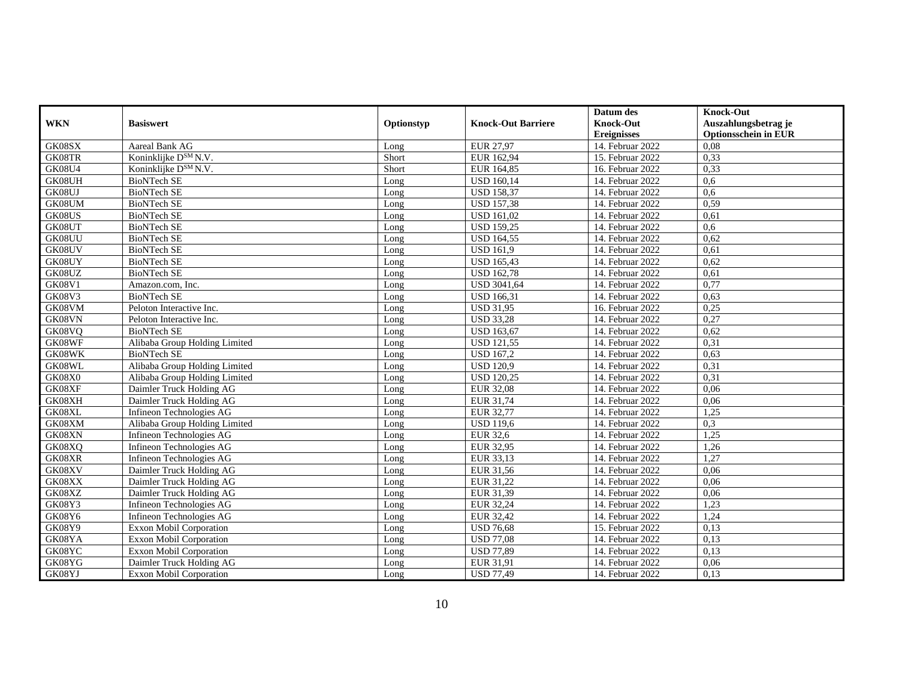| WKN | Basiswert | Optionstyp | Knock-Out Barriere | Datum des Knock-Out Ereignisses | Knock-Out Auszahlungsbetrag je Optionsschein in EUR |
|---|---|---|---|---|---|
| GK08SX | Aareal Bank AG | Long | EUR 27,97 | 14. Februar 2022 | 0,08 |
| GK08TR | Koninklijke D[SM] N.V. | Short | EUR 162,94 | 15. Februar 2022 | 0,33 |
| GK08U4 | Koninklijke D[SM] N.V. | Short | EUR 164,85 | 16. Februar 2022 | 0,33 |
| GK08UH | BioNTech SE | Long | USD 160,14 | 14. Februar 2022 | 0,6 |
| GK08UJ | BioNTech SE | Long | USD 158,37 | 14. Februar 2022 | 0,6 |
| GK08UM | BioNTech SE | Long | USD 157,38 | 14. Februar 2022 | 0,59 |
| GK08US | BioNTech SE | Long | USD 161,02 | 14. Februar 2022 | 0,61 |
| GK08UT | BioNTech SE | Long | USD 159,25 | 14. Februar 2022 | 0,6 |
| GK08UU | BioNTech SE | Long | USD 164,55 | 14. Februar 2022 | 0,62 |
| GK08UV | BioNTech SE | Long | USD 161,9 | 14. Februar 2022 | 0,61 |
| GK08UY | BioNTech SE | Long | USD 165,43 | 14. Februar 2022 | 0,62 |
| GK08UZ | BioNTech SE | Long | USD 162,78 | 14. Februar 2022 | 0,61 |
| GK08V1 | Amazon.com, Inc. | Long | USD 3041,64 | 14. Februar 2022 | 0,77 |
| GK08V3 | BioNTech SE | Long | USD 166,31 | 14. Februar 2022 | 0,63 |
| GK08VM | Peloton Interactive Inc. | Long | USD 31,95 | 16. Februar 2022 | 0,25 |
| GK08VN | Peloton Interactive Inc. | Long | USD 33,28 | 14. Februar 2022 | 0,27 |
| GK08VQ | BioNTech SE | Long | USD 163,67 | 14. Februar 2022 | 0,62 |
| GK08WF | Alibaba Group Holding Limited | Long | USD 121,55 | 14. Februar 2022 | 0,31 |
| GK08WK | BioNTech SE | Long | USD 167,2 | 14. Februar 2022 | 0,63 |
| GK08WL | Alibaba Group Holding Limited | Long | USD 120,9 | 14. Februar 2022 | 0,31 |
| GK08X0 | Alibaba Group Holding Limited | Long | USD 120,25 | 14. Februar 2022 | 0,31 |
| GK08XF | Daimler Truck Holding AG | Long | EUR 32,08 | 14. Februar 2022 | 0,06 |
| GK08XH | Daimler Truck Holding AG | Long | EUR 31,74 | 14. Februar 2022 | 0,06 |
| GK08XL | Infineon Technologies AG | Long | EUR 32,77 | 14. Februar 2022 | 1,25 |
| GK08XM | Alibaba Group Holding Limited | Long | USD 119,6 | 14. Februar 2022 | 0,3 |
| GK08XN | Infineon Technologies AG | Long | EUR 32,6 | 14. Februar 2022 | 1,25 |
| GK08XQ | Infineon Technologies AG | Long | EUR 32,95 | 14. Februar 2022 | 1,26 |
| GK08XR | Infineon Technologies AG | Long | EUR 33,13 | 14. Februar 2022 | 1,27 |
| GK08XV | Daimler Truck Holding AG | Long | EUR 31,56 | 14. Februar 2022 | 0,06 |
| GK08XX | Daimler Truck Holding AG | Long | EUR 31,22 | 14. Februar 2022 | 0,06 |
| GK08XZ | Daimler Truck Holding AG | Long | EUR 31,39 | 14. Februar 2022 | 0,06 |
| GK08Y3 | Infineon Technologies AG | Long | EUR 32,24 | 14. Februar 2022 | 1,23 |
| GK08Y6 | Infineon Technologies AG | Long | EUR 32,42 | 14. Februar 2022 | 1,24 |
| GK08Y9 | Exxon Mobil Corporation | Long | USD 76,68 | 15. Februar 2022 | 0,13 |
| GK08YA | Exxon Mobil Corporation | Long | USD 77,08 | 14. Februar 2022 | 0,13 |
| GK08YC | Exxon Mobil Corporation | Long | USD 77,89 | 14. Februar 2022 | 0,13 |
| GK08YG | Daimler Truck Holding AG | Long | EUR 31,91 | 14. Februar 2022 | 0,06 |
| GK08YJ | Exxon Mobil Corporation | Long | USD 77,49 | 14. Februar 2022 | 0,13 |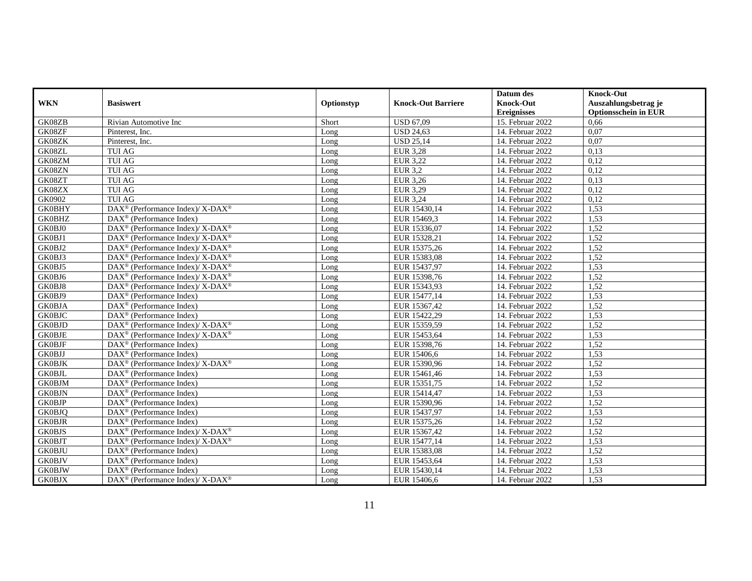| WKN | Basiswert | Optionstyp | Knock-Out Barriere | Datum des Knock-Out Ereignisses | Knock-Out Auszahlungsbetrag je Optionsschein in EUR |
|---|---|---|---|---|---|
| GK08ZB | Rivian Automotive Inc | Short | USD 67,09 | 15. Februar 2022 | 0,66 |
| GK08ZF | Pinterest, Inc. | Long | USD 24,63 | 14. Februar 2022 | 0,07 |
| GK08ZK | Pinterest, Inc. | Long | USD 25,14 | 14. Februar 2022 | 0,07 |
| GK08ZL | TUI AG | Long | EUR 3,28 | 14. Februar 2022 | 0,13 |
| GK08ZM | TUI AG | Long | EUR 3,22 | 14. Februar 2022 | 0,12 |
| GK08ZN | TUI AG | Long | EUR 3,2 | 14. Februar 2022 | 0,12 |
| GK08ZT | TUI AG | Long | EUR 3,26 | 14. Februar 2022 | 0,13 |
| GK08ZX | TUI AG | Long | EUR 3,29 | 14. Februar 2022 | 0,12 |
| GK0902 | TUI AG | Long | EUR 3,24 | 14. Februar 2022 | 0,12 |
| GK0BHY | DAX® (Performance Index)/ X-DAX® | Long | EUR 15430,14 | 14. Februar 2022 | 1,53 |
| GK0BHZ | DAX® (Performance Index) | Long | EUR 15469,3 | 14. Februar 2022 | 1,53 |
| GK0BJ0 | DAX® (Performance Index)/ X-DAX® | Long | EUR 15336,07 | 14. Februar 2022 | 1,52 |
| GK0BJ1 | DAX® (Performance Index)/ X-DAX® | Long | EUR 15328,21 | 14. Februar 2022 | 1,52 |
| GK0BJ2 | DAX® (Performance Index)/ X-DAX® | Long | EUR 15375,26 | 14. Februar 2022 | 1,52 |
| GK0BJ3 | DAX® (Performance Index)/ X-DAX® | Long | EUR 15383,08 | 14. Februar 2022 | 1,52 |
| GK0BJ5 | DAX® (Performance Index)/ X-DAX® | Long | EUR 15437,97 | 14. Februar 2022 | 1,53 |
| GK0BJ6 | DAX® (Performance Index)/ X-DAX® | Long | EUR 15398,76 | 14. Februar 2022 | 1,52 |
| GK0BJ8 | DAX® (Performance Index)/ X-DAX® | Long | EUR 15343,93 | 14. Februar 2022 | 1,52 |
| GK0BJ9 | DAX® (Performance Index) | Long | EUR 15477,14 | 14. Februar 2022 | 1,53 |
| GK0BJA | DAX® (Performance Index) | Long | EUR 15367,42 | 14. Februar 2022 | 1,52 |
| GK0BJC | DAX® (Performance Index) | Long | EUR 15422,29 | 14. Februar 2022 | 1,53 |
| GK0BJD | DAX® (Performance Index)/ X-DAX® | Long | EUR 15359,59 | 14. Februar 2022 | 1,52 |
| GK0BJE | DAX® (Performance Index)/ X-DAX® | Long | EUR 15453,64 | 14. Februar 2022 | 1,53 |
| GK0BJF | DAX® (Performance Index) | Long | EUR 15398,76 | 14. Februar 2022 | 1,52 |
| GK0BJJ | DAX® (Performance Index) | Long | EUR 15406,6 | 14. Februar 2022 | 1,53 |
| GK0BJK | DAX® (Performance Index)/ X-DAX® | Long | EUR 15390,96 | 14. Februar 2022 | 1,52 |
| GK0BJL | DAX® (Performance Index) | Long | EUR 15461,46 | 14. Februar 2022 | 1,53 |
| GK0BJM | DAX® (Performance Index) | Long | EUR 15351,75 | 14. Februar 2022 | 1,52 |
| GK0BJN | DAX® (Performance Index) | Long | EUR 15414,47 | 14. Februar 2022 | 1,53 |
| GK0BJP | DAX® (Performance Index) | Long | EUR 15390,96 | 14. Februar 2022 | 1,52 |
| GK0BJQ | DAX® (Performance Index) | Long | EUR 15437,97 | 14. Februar 2022 | 1,53 |
| GK0BJR | DAX® (Performance Index) | Long | EUR 15375,26 | 14. Februar 2022 | 1,52 |
| GK0BJS | DAX® (Performance Index)/ X-DAX® | Long | EUR 15367,42 | 14. Februar 2022 | 1,52 |
| GK0BJT | DAX® (Performance Index)/ X-DAX® | Long | EUR 15477,14 | 14. Februar 2022 | 1,53 |
| GK0BJU | DAX® (Performance Index) | Long | EUR 15383,08 | 14. Februar 2022 | 1,52 |
| GK0BJV | DAX® (Performance Index) | Long | EUR 15453,64 | 14. Februar 2022 | 1,53 |
| GK0BJW | DAX® (Performance Index) | Long | EUR 15430,14 | 14. Februar 2022 | 1,53 |
| GK0BJX | DAX® (Performance Index)/ X-DAX® | Long | EUR 15406,6 | 14. Februar 2022 | 1,53 |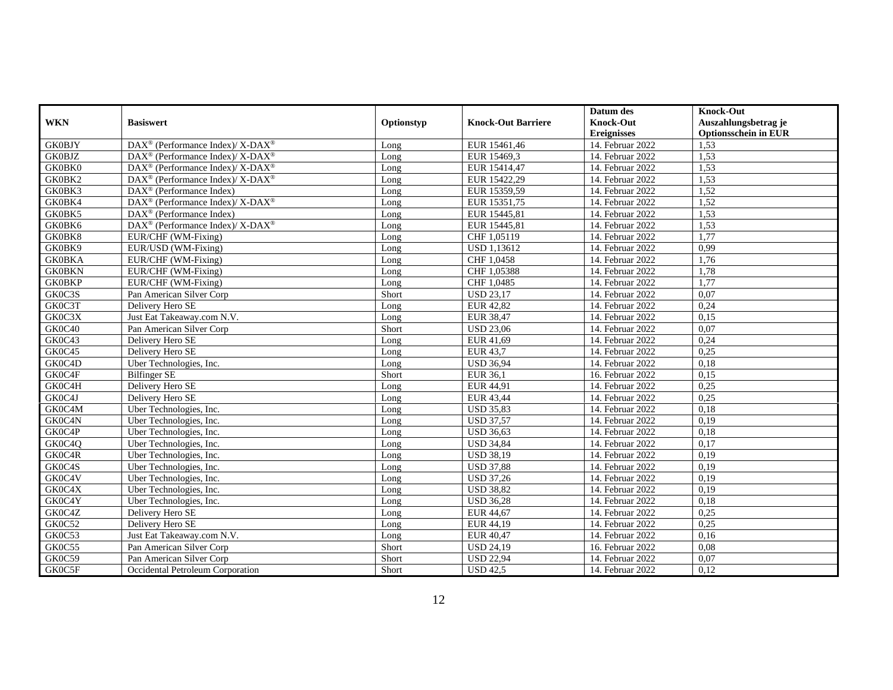| WKN | Basiswert | Optionstyp | Knock-Out Barriere | Datum des Knock-Out Ereignisses | Knock-Out Auszahlungsbetrag je Optionsschein in EUR |
|---|---|---|---|---|---|
| GK0BJY | DAX® (Performance Index)/ X-DAX® | Long | EUR 15461,46 | 14. Februar 2022 | 1,53 |
| GK0BJZ | DAX® (Performance Index)/ X-DAX® | Long | EUR 15469,3 | 14. Februar 2022 | 1,53 |
| GK0BK0 | DAX® (Performance Index)/ X-DAX® | Long | EUR 15414,47 | 14. Februar 2022 | 1,53 |
| GK0BK2 | DAX® (Performance Index)/ X-DAX® | Long | EUR 15422,29 | 14. Februar 2022 | 1,53 |
| GK0BK3 | DAX® (Performance Index) | Long | EUR 15359,59 | 14. Februar 2022 | 1,52 |
| GK0BK4 | DAX® (Performance Index)/ X-DAX® | Long | EUR 15351,75 | 14. Februar 2022 | 1,52 |
| GK0BK5 | DAX® (Performance Index) | Long | EUR 15445,81 | 14. Februar 2022 | 1,53 |
| GK0BK6 | DAX® (Performance Index)/ X-DAX® | Long | EUR 15445,81 | 14. Februar 2022 | 1,53 |
| GK0BK8 | EUR/CHF (WM-Fixing) | Long | CHF 1,05119 | 14. Februar 2022 | 1,77 |
| GK0BK9 | EUR/USD (WM-Fixing) | Long | USD 1,13612 | 14. Februar 2022 | 0,99 |
| GK0BKA | EUR/CHF (WM-Fixing) | Long | CHF 1,0458 | 14. Februar 2022 | 1,76 |
| GK0BKN | EUR/CHF (WM-Fixing) | Long | CHF 1,05388 | 14. Februar 2022 | 1,78 |
| GK0BKP | EUR/CHF (WM-Fixing) | Long | CHF 1,0485 | 14. Februar 2022 | 1,77 |
| GK0C3S | Pan American Silver Corp | Short | USD 23,17 | 14. Februar 2022 | 0,07 |
| GK0C3T | Delivery Hero SE | Long | EUR 42,82 | 14. Februar 2022 | 0,24 |
| GK0C3X | Just Eat Takeaway.com N.V. | Long | EUR 38,47 | 14. Februar 2022 | 0,15 |
| GK0C40 | Pan American Silver Corp | Short | USD 23,06 | 14. Februar 2022 | 0,07 |
| GK0C43 | Delivery Hero SE | Long | EUR 41,69 | 14. Februar 2022 | 0,24 |
| GK0C45 | Delivery Hero SE | Long | EUR 43,7 | 14. Februar 2022 | 0,25 |
| GK0C4D | Uber Technologies, Inc. | Long | USD 36,94 | 14. Februar 2022 | 0,18 |
| GK0C4F | Bilfinger SE | Short | EUR 36,1 | 16. Februar 2022 | 0,15 |
| GK0C4H | Delivery Hero SE | Long | EUR 44,91 | 14. Februar 2022 | 0,25 |
| GK0C4J | Delivery Hero SE | Long | EUR 43,44 | 14. Februar 2022 | 0,25 |
| GK0C4M | Uber Technologies, Inc. | Long | USD 35,83 | 14. Februar 2022 | 0,18 |
| GK0C4N | Uber Technologies, Inc. | Long | USD 37,57 | 14. Februar 2022 | 0,19 |
| GK0C4P | Uber Technologies, Inc. | Long | USD 36,63 | 14. Februar 2022 | 0,18 |
| GK0C4Q | Uber Technologies, Inc. | Long | USD 34,84 | 14. Februar 2022 | 0,17 |
| GK0C4R | Uber Technologies, Inc. | Long | USD 38,19 | 14. Februar 2022 | 0,19 |
| GK0C4S | Uber Technologies, Inc. | Long | USD 37,88 | 14. Februar 2022 | 0,19 |
| GK0C4V | Uber Technologies, Inc. | Long | USD 37,26 | 14. Februar 2022 | 0,19 |
| GK0C4X | Uber Technologies, Inc. | Long | USD 38,82 | 14. Februar 2022 | 0,19 |
| GK0C4Y | Uber Technologies, Inc. | Long | USD 36,28 | 14. Februar 2022 | 0,18 |
| GK0C4Z | Delivery Hero SE | Long | EUR 44,67 | 14. Februar 2022 | 0,25 |
| GK0C52 | Delivery Hero SE | Long | EUR 44,19 | 14. Februar 2022 | 0,25 |
| GK0C53 | Just Eat Takeaway.com N.V. | Long | EUR 40,47 | 14. Februar 2022 | 0,16 |
| GK0C55 | Pan American Silver Corp | Short | USD 24,19 | 16. Februar 2022 | 0,08 |
| GK0C59 | Pan American Silver Corp | Short | USD 22,94 | 14. Februar 2022 | 0,07 |
| GK0C5F | Occidental Petroleum Corporation | Short | USD 42,5 | 14. Februar 2022 | 0,12 |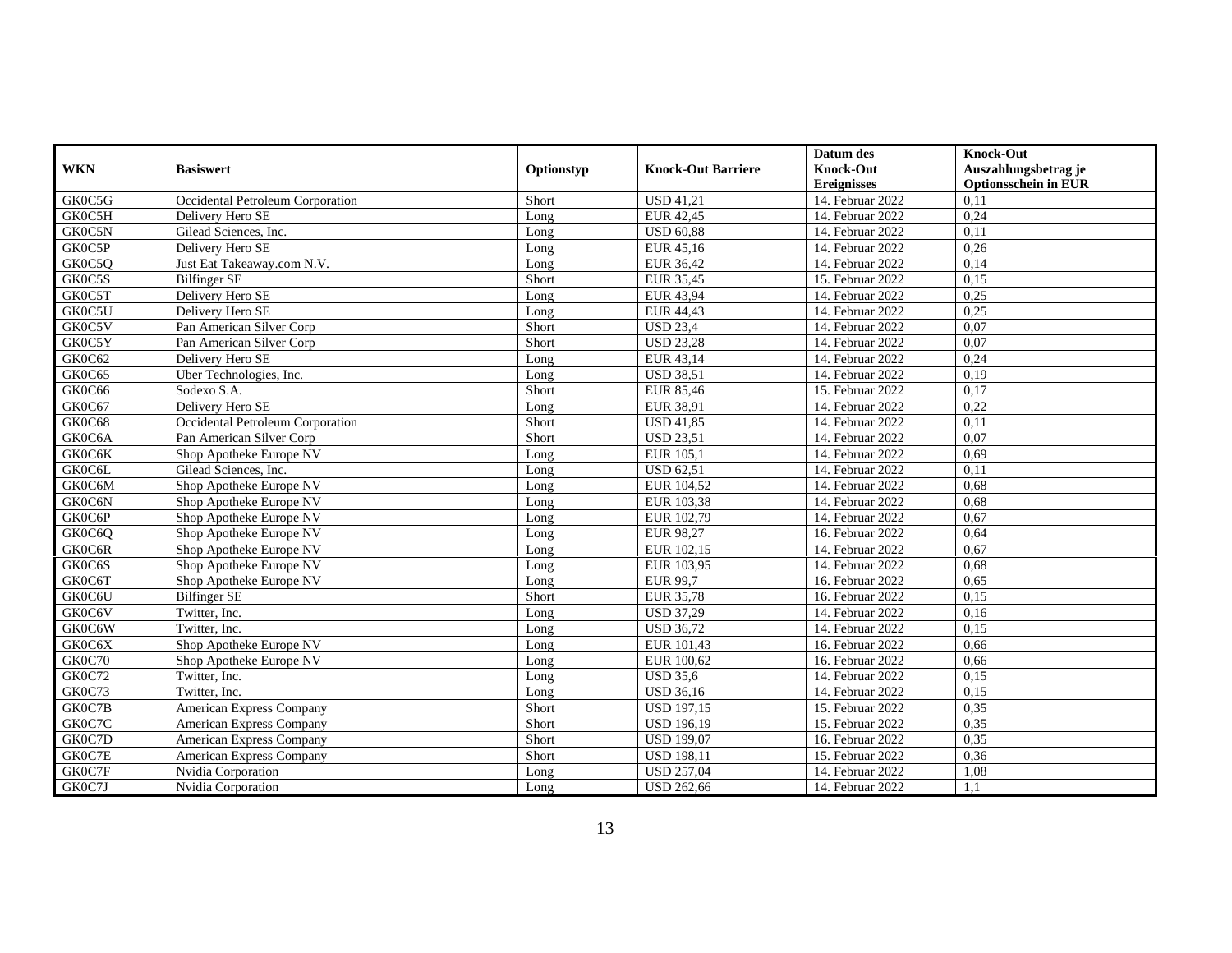| WKN | Basiswert | Optionstyp | Knock-Out Barriere | Datum des Knock-Out Ereignisses | Knock-Out Auszahlungsbetrag je Optionsschein in EUR |
| --- | --- | --- | --- | --- | --- |
| GK0C5G | Occidental Petroleum Corporation | Short | USD 41,21 | 14. Februar 2022 | 0,11 |
| GK0C5H | Delivery Hero SE | Long | EUR 42,45 | 14. Februar 2022 | 0,24 |
| GK0C5N | Gilead Sciences, Inc. | Long | USD 60,88 | 14. Februar 2022 | 0,11 |
| GK0C5P | Delivery Hero SE | Long | EUR 45,16 | 14. Februar 2022 | 0,26 |
| GK0C5Q | Just Eat Takeaway.com N.V. | Long | EUR 36,42 | 14. Februar 2022 | 0,14 |
| GK0C5S | Bilfinger SE | Short | EUR 35,45 | 15. Februar 2022 | 0,15 |
| GK0C5T | Delivery Hero SE | Long | EUR 43,94 | 14. Februar 2022 | 0,25 |
| GK0C5U | Delivery Hero SE | Long | EUR 44,43 | 14. Februar 2022 | 0,25 |
| GK0C5V | Pan American Silver Corp | Short | USD 23,4 | 14. Februar 2022 | 0,07 |
| GK0C5Y | Pan American Silver Corp | Short | USD 23,28 | 14. Februar 2022 | 0,07 |
| GK0C62 | Delivery Hero SE | Long | EUR 43,14 | 14. Februar 2022 | 0,24 |
| GK0C65 | Uber Technologies, Inc. | Long | USD 38,51 | 14. Februar 2022 | 0,19 |
| GK0C66 | Sodexo S.A. | Short | EUR 85,46 | 15. Februar 2022 | 0,17 |
| GK0C67 | Delivery Hero SE | Long | EUR 38,91 | 14. Februar 2022 | 0,22 |
| GK0C68 | Occidental Petroleum Corporation | Short | USD 41,85 | 14. Februar 2022 | 0,11 |
| GK0C6A | Pan American Silver Corp | Short | USD 23,51 | 14. Februar 2022 | 0,07 |
| GK0C6K | Shop Apotheke Europe NV | Long | EUR 105,1 | 14. Februar 2022 | 0,69 |
| GK0C6L | Gilead Sciences, Inc. | Long | USD 62,51 | 14. Februar 2022 | 0,11 |
| GK0C6M | Shop Apotheke Europe NV | Long | EUR 104,52 | 14. Februar 2022 | 0,68 |
| GK0C6N | Shop Apotheke Europe NV | Long | EUR 103,38 | 14. Februar 2022 | 0,68 |
| GK0C6P | Shop Apotheke Europe NV | Long | EUR 102,79 | 14. Februar 2022 | 0,67 |
| GK0C6Q | Shop Apotheke Europe NV | Long | EUR 98,27 | 16. Februar 2022 | 0,64 |
| GK0C6R | Shop Apotheke Europe NV | Long | EUR 102,15 | 14. Februar 2022 | 0,67 |
| GK0C6S | Shop Apotheke Europe NV | Long | EUR 103,95 | 14. Februar 2022 | 0,68 |
| GK0C6T | Shop Apotheke Europe NV | Long | EUR 99,7 | 16. Februar 2022 | 0,65 |
| GK0C6U | Bilfinger SE | Short | EUR 35,78 | 16. Februar 2022 | 0,15 |
| GK0C6V | Twitter, Inc. | Long | USD 37,29 | 14. Februar 2022 | 0,16 |
| GK0C6W | Twitter, Inc. | Long | USD 36,72 | 14. Februar 2022 | 0,15 |
| GK0C6X | Shop Apotheke Europe NV | Long | EUR 101,43 | 16. Februar 2022 | 0,66 |
| GK0C70 | Shop Apotheke Europe NV | Long | EUR 100,62 | 16. Februar 2022 | 0,66 |
| GK0C72 | Twitter, Inc. | Long | USD 35,6 | 14. Februar 2022 | 0,15 |
| GK0C73 | Twitter, Inc. | Long | USD 36,16 | 14. Februar 2022 | 0,15 |
| GK0C7B | American Express Company | Short | USD 197,15 | 15. Februar 2022 | 0,35 |
| GK0C7C | American Express Company | Short | USD 196,19 | 15. Februar 2022 | 0,35 |
| GK0C7D | American Express Company | Short | USD 199,07 | 16. Februar 2022 | 0,35 |
| GK0C7E | American Express Company | Short | USD 198,11 | 15. Februar 2022 | 0,36 |
| GK0C7F | Nvidia Corporation | Long | USD 257,04 | 14. Februar 2022 | 1,08 |
| GK0C7J | Nvidia Corporation | Long | USD 262,66 | 14. Februar 2022 | 1,1 |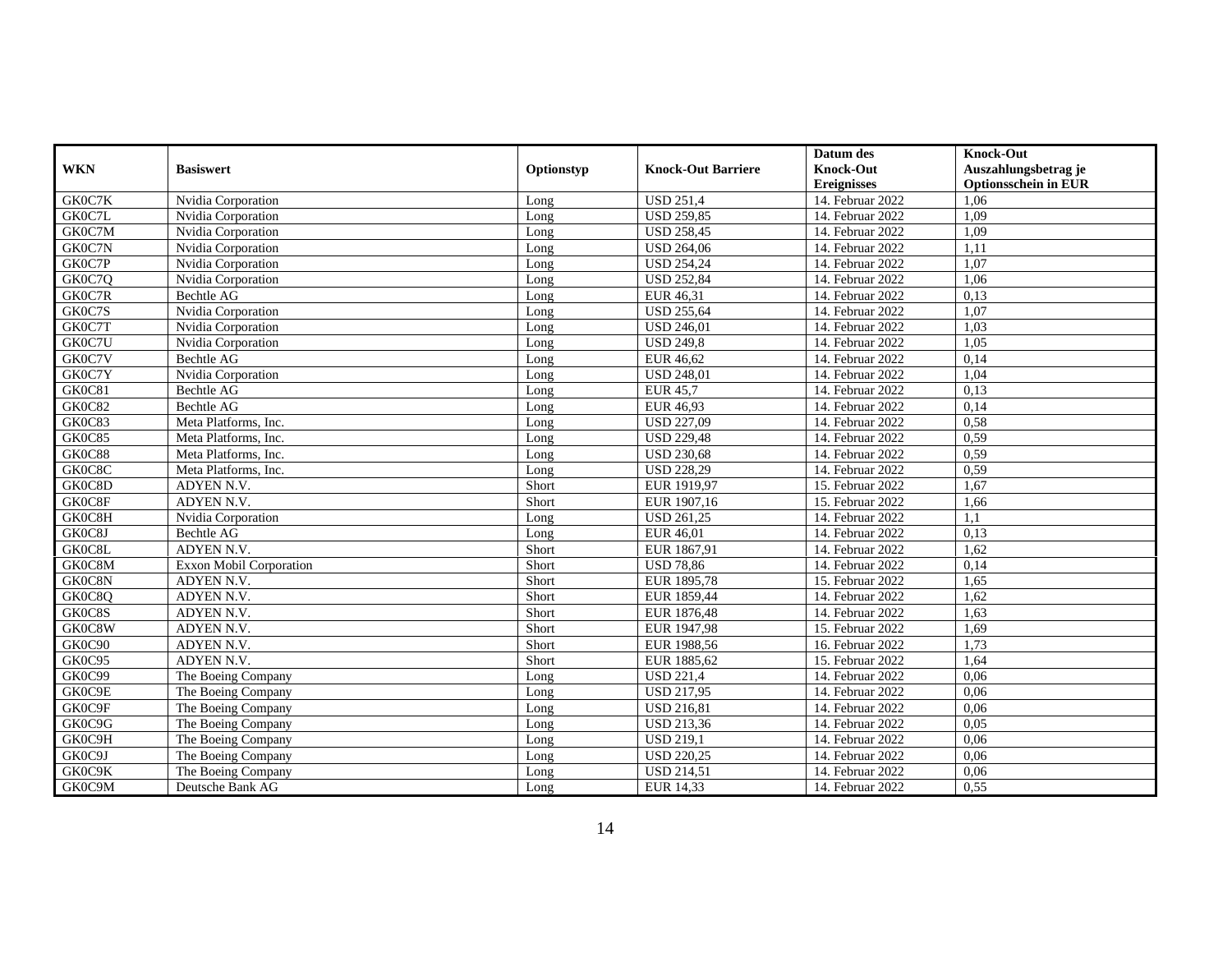| WKN | Basiswert | Optionstyp | Knock-Out Barriere | Datum des Knock-Out Ereignisses | Knock-Out Auszahlungsbetrag je Optionsschein in EUR |
|---|---|---|---|---|---|
| GK0C7K | Nvidia Corporation | Long | USD 251,4 | 14. Februar 2022 | 1,06 |
| GK0C7L | Nvidia Corporation | Long | USD 259,85 | 14. Februar 2022 | 1,09 |
| GK0C7M | Nvidia Corporation | Long | USD 258,45 | 14. Februar 2022 | 1,09 |
| GK0C7N | Nvidia Corporation | Long | USD 264,06 | 14. Februar 2022 | 1,11 |
| GK0C7P | Nvidia Corporation | Long | USD 254,24 | 14. Februar 2022 | 1,07 |
| GK0C7Q | Nvidia Corporation | Long | USD 252,84 | 14. Februar 2022 | 1,06 |
| GK0C7R | Bechtle AG | Long | EUR 46,31 | 14. Februar 2022 | 0,13 |
| GK0C7S | Nvidia Corporation | Long | USD 255,64 | 14. Februar 2022 | 1,07 |
| GK0C7T | Nvidia Corporation | Long | USD 246,01 | 14. Februar 2022 | 1,03 |
| GK0C7U | Nvidia Corporation | Long | USD 249,8 | 14. Februar 2022 | 1,05 |
| GK0C7V | Bechtle AG | Long | EUR 46,62 | 14. Februar 2022 | 0,14 |
| GK0C7Y | Nvidia Corporation | Long | USD 248,01 | 14. Februar 2022 | 1,04 |
| GK0C81 | Bechtle AG | Long | EUR 45,7 | 14. Februar 2022 | 0,13 |
| GK0C82 | Bechtle AG | Long | EUR 46,93 | 14. Februar 2022 | 0,14 |
| GK0C83 | Meta Platforms, Inc. | Long | USD 227,09 | 14. Februar 2022 | 0,58 |
| GK0C85 | Meta Platforms, Inc. | Long | USD 229,48 | 14. Februar 2022 | 0,59 |
| GK0C88 | Meta Platforms, Inc. | Long | USD 230,68 | 14. Februar 2022 | 0,59 |
| GK0C8C | Meta Platforms, Inc. | Long | USD 228,29 | 14. Februar 2022 | 0,59 |
| GK0C8D | ADYEN N.V. | Short | EUR 1919,97 | 15. Februar 2022 | 1,67 |
| GK0C8F | ADYEN N.V. | Short | EUR 1907,16 | 15. Februar 2022 | 1,66 |
| GK0C8H | Nvidia Corporation | Long | USD 261,25 | 14. Februar 2022 | 1,1 |
| GK0C8J | Bechtle AG | Long | EUR 46,01 | 14. Februar 2022 | 0,13 |
| GK0C8L | ADYEN N.V. | Short | EUR 1867,91 | 14. Februar 2022 | 1,62 |
| GK0C8M | Exxon Mobil Corporation | Short | USD 78,86 | 14. Februar 2022 | 0,14 |
| GK0C8N | ADYEN N.V. | Short | EUR 1895,78 | 15. Februar 2022 | 1,65 |
| GK0C8Q | ADYEN N.V. | Short | EUR 1859,44 | 14. Februar 2022 | 1,62 |
| GK0C8S | ADYEN N.V. | Short | EUR 1876,48 | 14. Februar 2022 | 1,63 |
| GK0C8W | ADYEN N.V. | Short | EUR 1947,98 | 15. Februar 2022 | 1,69 |
| GK0C90 | ADYEN N.V. | Short | EUR 1988,56 | 16. Februar 2022 | 1,73 |
| GK0C95 | ADYEN N.V. | Short | EUR 1885,62 | 15. Februar 2022 | 1,64 |
| GK0C99 | The Boeing Company | Long | USD 221,4 | 14. Februar 2022 | 0,06 |
| GK0C9E | The Boeing Company | Long | USD 217,95 | 14. Februar 2022 | 0,06 |
| GK0C9F | The Boeing Company | Long | USD 216,81 | 14. Februar 2022 | 0,06 |
| GK0C9G | The Boeing Company | Long | USD 213,36 | 14. Februar 2022 | 0,05 |
| GK0C9H | The Boeing Company | Long | USD 219,1 | 14. Februar 2022 | 0,06 |
| GK0C9J | The Boeing Company | Long | USD 220,25 | 14. Februar 2022 | 0,06 |
| GK0C9K | The Boeing Company | Long | USD 214,51 | 14. Februar 2022 | 0,06 |
| GK0C9M | Deutsche Bank AG | Long | EUR 14,33 | 14. Februar 2022 | 0,55 |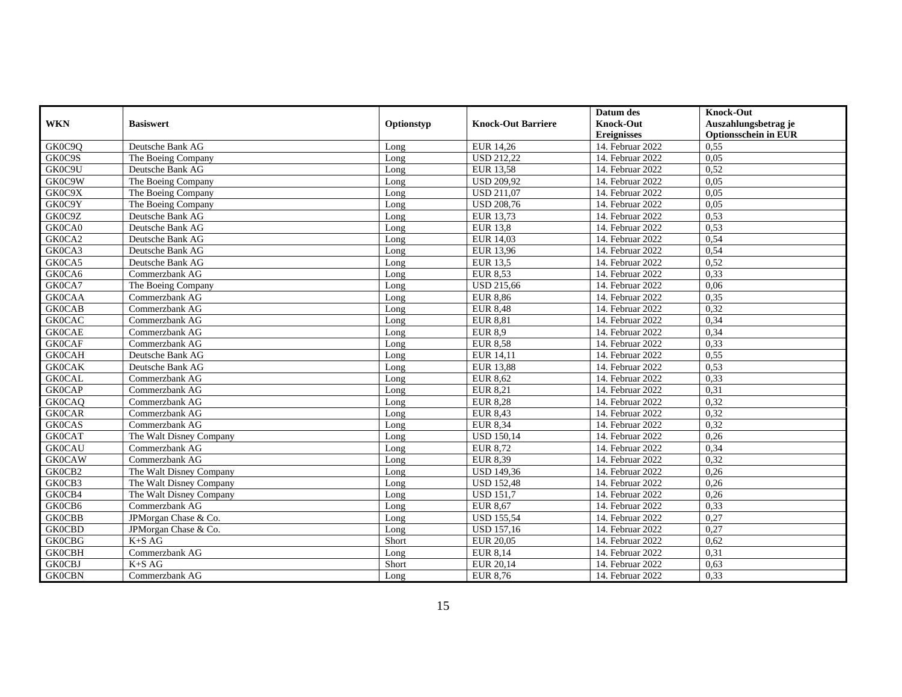| WKN | Basiswert | Optionstyp | Knock-Out Barriere | Datum des Knock-Out Ereignisses | Knock-Out Auszahlungsbetrag je Optionsschein in EUR |
|---|---|---|---|---|---|
| GK0C9Q | Deutsche Bank AG | Long | EUR 14,26 | 14. Februar 2022 | 0,55 |
| GK0C9S | The Boeing Company | Long | USD 212,22 | 14. Februar 2022 | 0,05 |
| GK0C9U | Deutsche Bank AG | Long | EUR 13,58 | 14. Februar 2022 | 0,52 |
| GK0C9W | The Boeing Company | Long | USD 209,92 | 14. Februar 2022 | 0,05 |
| GK0C9X | The Boeing Company | Long | USD 211,07 | 14. Februar 2022 | 0,05 |
| GK0C9Y | The Boeing Company | Long | USD 208,76 | 14. Februar 2022 | 0,05 |
| GK0C9Z | Deutsche Bank AG | Long | EUR 13,73 | 14. Februar 2022 | 0,53 |
| GK0CA0 | Deutsche Bank AG | Long | EUR 13,8 | 14. Februar 2022 | 0,53 |
| GK0CA2 | Deutsche Bank AG | Long | EUR 14,03 | 14. Februar 2022 | 0,54 |
| GK0CA3 | Deutsche Bank AG | Long | EUR 13,96 | 14. Februar 2022 | 0,54 |
| GK0CA5 | Deutsche Bank AG | Long | EUR 13,5 | 14. Februar 2022 | 0,52 |
| GK0CA6 | Commerzbank AG | Long | EUR 8,53 | 14. Februar 2022 | 0,33 |
| GK0CA7 | The Boeing Company | Long | USD 215,66 | 14. Februar 2022 | 0,06 |
| GK0CAA | Commerzbank AG | Long | EUR 8,86 | 14. Februar 2022 | 0,35 |
| GK0CAB | Commerzbank AG | Long | EUR 8,48 | 14. Februar 2022 | 0,32 |
| GK0CAC | Commerzbank AG | Long | EUR 8,81 | 14. Februar 2022 | 0,34 |
| GK0CAE | Commerzbank AG | Long | EUR 8,9 | 14. Februar 2022 | 0,34 |
| GK0CAF | Commerzbank AG | Long | EUR 8,58 | 14. Februar 2022 | 0,33 |
| GK0CAH | Deutsche Bank AG | Long | EUR 14,11 | 14. Februar 2022 | 0,55 |
| GK0CAK | Deutsche Bank AG | Long | EUR 13,88 | 14. Februar 2022 | 0,53 |
| GK0CAL | Commerzbank AG | Long | EUR 8,62 | 14. Februar 2022 | 0,33 |
| GK0CAP | Commerzbank AG | Long | EUR 8,21 | 14. Februar 2022 | 0,31 |
| GK0CAQ | Commerzbank AG | Long | EUR 8,28 | 14. Februar 2022 | 0,32 |
| GK0CAR | Commerzbank AG | Long | EUR 8,43 | 14. Februar 2022 | 0,32 |
| GK0CAS | Commerzbank AG | Long | EUR 8,34 | 14. Februar 2022 | 0,32 |
| GK0CAT | The Walt Disney Company | Long | USD 150,14 | 14. Februar 2022 | 0,26 |
| GK0CAU | Commerzbank AG | Long | EUR 8,72 | 14. Februar 2022 | 0,34 |
| GK0CAW | Commerzbank AG | Long | EUR 8,39 | 14. Februar 2022 | 0,32 |
| GK0CB2 | The Walt Disney Company | Long | USD 149,36 | 14. Februar 2022 | 0,26 |
| GK0CB3 | The Walt Disney Company | Long | USD 152,48 | 14. Februar 2022 | 0,26 |
| GK0CB4 | The Walt Disney Company | Long | USD 151,7 | 14. Februar 2022 | 0,26 |
| GK0CB6 | Commerzbank AG | Long | EUR 8,67 | 14. Februar 2022 | 0,33 |
| GK0CBB | JPMorgan Chase & Co. | Long | USD 155,54 | 14. Februar 2022 | 0,27 |
| GK0CBD | JPMorgan Chase & Co. | Long | USD 157,16 | 14. Februar 2022 | 0,27 |
| GK0CBG | K+S AG | Short | EUR 20,05 | 14. Februar 2022 | 0,62 |
| GK0CBH | Commerzbank AG | Long | EUR 8,14 | 14. Februar 2022 | 0,31 |
| GK0CBJ | K+S AG | Short | EUR 20,14 | 14. Februar 2022 | 0,63 |
| GK0CBN | Commerzbank AG | Long | EUR 8,76 | 14. Februar 2022 | 0,33 |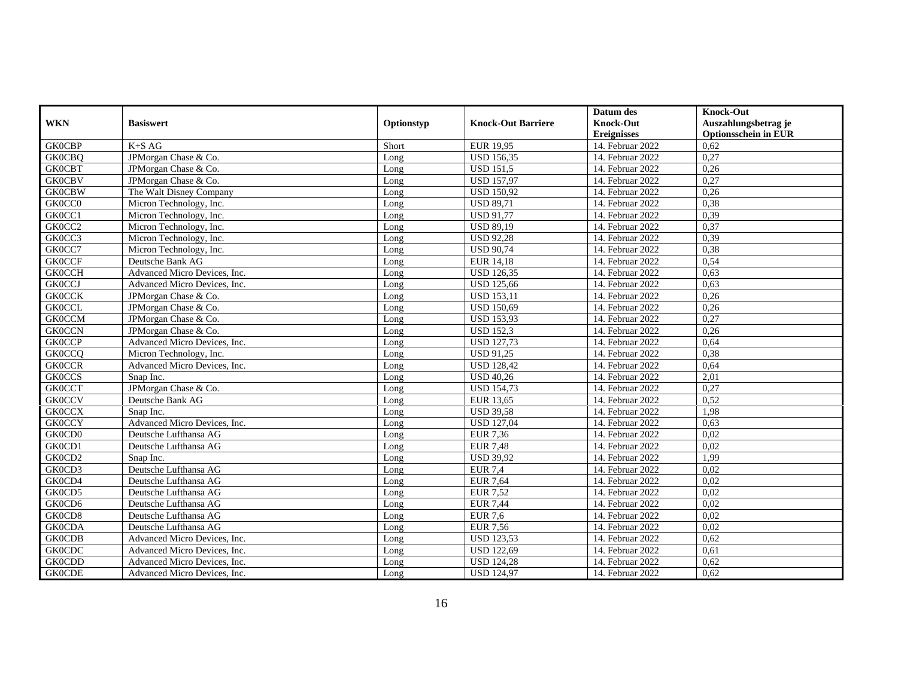| WKN | Basiswert | Optionstyp | Knock-Out Barriere | Datum des Knock-Out Ereignisses | Knock-Out Auszahlungsbetrag je Optionsschein in EUR |
|---|---|---|---|---|---|
| GK0CBP | K+S AG | Short | EUR 19,95 | 14. Februar 2022 | 0,62 |
| GK0CBQ | JPMorgan Chase & Co. | Long | USD 156,35 | 14. Februar 2022 | 0,27 |
| GK0CBT | JPMorgan Chase & Co. | Long | USD 151,5 | 14. Februar 2022 | 0,26 |
| GK0CBV | JPMorgan Chase & Co. | Long | USD 157,97 | 14. Februar 2022 | 0,27 |
| GK0CBW | The Walt Disney Company | Long | USD 150,92 | 14. Februar 2022 | 0,26 |
| GK0CC0 | Micron Technology, Inc. | Long | USD 89,71 | 14. Februar 2022 | 0,38 |
| GK0CC1 | Micron Technology, Inc. | Long | USD 91,77 | 14. Februar 2022 | 0,39 |
| GK0CC2 | Micron Technology, Inc. | Long | USD 89,19 | 14. Februar 2022 | 0,37 |
| GK0CC3 | Micron Technology, Inc. | Long | USD 92,28 | 14. Februar 2022 | 0,39 |
| GK0CC7 | Micron Technology, Inc. | Long | USD 90,74 | 14. Februar 2022 | 0,38 |
| GK0CCF | Deutsche Bank AG | Long | EUR 14,18 | 14. Februar 2022 | 0,54 |
| GK0CCH | Advanced Micro Devices, Inc. | Long | USD 126,35 | 14. Februar 2022 | 0,63 |
| GK0CCJ | Advanced Micro Devices, Inc. | Long | USD 125,66 | 14. Februar 2022 | 0,63 |
| GK0CCK | JPMorgan Chase & Co. | Long | USD 153,11 | 14. Februar 2022 | 0,26 |
| GK0CCL | JPMorgan Chase & Co. | Long | USD 150,69 | 14. Februar 2022 | 0,26 |
| GK0CCM | JPMorgan Chase & Co. | Long | USD 153,93 | 14. Februar 2022 | 0,27 |
| GK0CCN | JPMorgan Chase & Co. | Long | USD 152,3 | 14. Februar 2022 | 0,26 |
| GK0CCP | Advanced Micro Devices, Inc. | Long | USD 127,73 | 14. Februar 2022 | 0,64 |
| GK0CCQ | Micron Technology, Inc. | Long | USD 91,25 | 14. Februar 2022 | 0,38 |
| GK0CCR | Advanced Micro Devices, Inc. | Long | USD 128,42 | 14. Februar 2022 | 0,64 |
| GK0CCS | Snap Inc. | Long | USD 40,26 | 14. Februar 2022 | 2,01 |
| GK0CCT | JPMorgan Chase & Co. | Long | USD 154,73 | 14. Februar 2022 | 0,27 |
| GK0CCV | Deutsche Bank AG | Long | EUR 13,65 | 14. Februar 2022 | 0,52 |
| GK0CCX | Snap Inc. | Long | USD 39,58 | 14. Februar 2022 | 1,98 |
| GK0CCY | Advanced Micro Devices, Inc. | Long | USD 127,04 | 14. Februar 2022 | 0,63 |
| GK0CD0 | Deutsche Lufthansa AG | Long | EUR 7,36 | 14. Februar 2022 | 0,02 |
| GK0CD1 | Deutsche Lufthansa AG | Long | EUR 7,48 | 14. Februar 2022 | 0,02 |
| GK0CD2 | Snap Inc. | Long | USD 39,92 | 14. Februar 2022 | 1,99 |
| GK0CD3 | Deutsche Lufthansa AG | Long | EUR 7,4 | 14. Februar 2022 | 0,02 |
| GK0CD4 | Deutsche Lufthansa AG | Long | EUR 7,64 | 14. Februar 2022 | 0,02 |
| GK0CD5 | Deutsche Lufthansa AG | Long | EUR 7,52 | 14. Februar 2022 | 0,02 |
| GK0CD6 | Deutsche Lufthansa AG | Long | EUR 7,44 | 14. Februar 2022 | 0,02 |
| GK0CD8 | Deutsche Lufthansa AG | Long | EUR 7,6 | 14. Februar 2022 | 0,02 |
| GK0CDA | Deutsche Lufthansa AG | Long | EUR 7,56 | 14. Februar 2022 | 0,02 |
| GK0CDB | Advanced Micro Devices, Inc. | Long | USD 123,53 | 14. Februar 2022 | 0,62 |
| GK0CDC | Advanced Micro Devices, Inc. | Long | USD 122,69 | 14. Februar 2022 | 0,61 |
| GK0CDD | Advanced Micro Devices, Inc. | Long | USD 124,28 | 14. Februar 2022 | 0,62 |
| GK0CDE | Advanced Micro Devices, Inc. | Long | USD 124,97 | 14. Februar 2022 | 0,62 |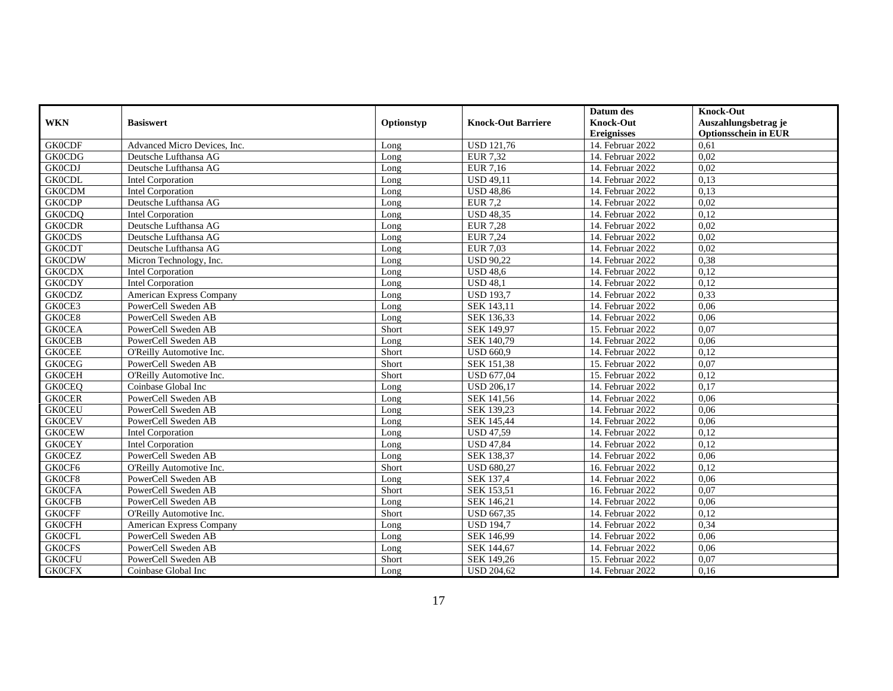| WKN | Basiswert | Optionstyp | Knock-Out Barriere | Datum des Knock-Out Ereignisses | Knock-Out Auszahlungsbetrag je Optionsschein in EUR |
|---|---|---|---|---|---|
| GK0CDF | Advanced Micro Devices, Inc. | Long | USD 121,76 | 14. Februar 2022 | 0,61 |
| GK0CDG | Deutsche Lufthansa AG | Long | EUR 7,32 | 14. Februar 2022 | 0,02 |
| GK0CDJ | Deutsche Lufthansa AG | Long | EUR 7,16 | 14. Februar 2022 | 0,02 |
| GK0CDL | Intel Corporation | Long | USD 49,11 | 14. Februar 2022 | 0,13 |
| GK0CDM | Intel Corporation | Long | USD 48,86 | 14. Februar 2022 | 0,13 |
| GK0CDP | Deutsche Lufthansa AG | Long | EUR 7,2 | 14. Februar 2022 | 0,02 |
| GK0CDQ | Intel Corporation | Long | USD 48,35 | 14. Februar 2022 | 0,12 |
| GK0CDR | Deutsche Lufthansa AG | Long | EUR 7,28 | 14. Februar 2022 | 0,02 |
| GK0CDS | Deutsche Lufthansa AG | Long | EUR 7,24 | 14. Februar 2022 | 0,02 |
| GK0CDT | Deutsche Lufthansa AG | Long | EUR 7,03 | 14. Februar 2022 | 0,02 |
| GK0CDW | Micron Technology, Inc. | Long | USD 90,22 | 14. Februar 2022 | 0,38 |
| GK0CDX | Intel Corporation | Long | USD 48,6 | 14. Februar 2022 | 0,12 |
| GK0CDY | Intel Corporation | Long | USD 48,1 | 14. Februar 2022 | 0,12 |
| GK0CDZ | American Express Company | Long | USD 193,7 | 14. Februar 2022 | 0,33 |
| GK0CE3 | PowerCell Sweden AB | Long | SEK 143,11 | 14. Februar 2022 | 0,06 |
| GK0CE8 | PowerCell Sweden AB | Long | SEK 136,33 | 14. Februar 2022 | 0,06 |
| GK0CEA | PowerCell Sweden AB | Short | SEK 149,97 | 15. Februar 2022 | 0,07 |
| GK0CEB | PowerCell Sweden AB | Long | SEK 140,79 | 14. Februar 2022 | 0,06 |
| GK0CEE | O'Reilly Automotive Inc. | Short | USD 660,9 | 14. Februar 2022 | 0,12 |
| GK0CEG | PowerCell Sweden AB | Short | SEK 151,38 | 15. Februar 2022 | 0,07 |
| GK0CEH | O'Reilly Automotive Inc. | Short | USD 677,04 | 15. Februar 2022 | 0,12 |
| GK0CEQ | Coinbase Global Inc | Long | USD 206,17 | 14. Februar 2022 | 0,17 |
| GK0CER | PowerCell Sweden AB | Long | SEK 141,56 | 14. Februar 2022 | 0,06 |
| GK0CEU | PowerCell Sweden AB | Long | SEK 139,23 | 14. Februar 2022 | 0,06 |
| GK0CEV | PowerCell Sweden AB | Long | SEK 145,44 | 14. Februar 2022 | 0,06 |
| GK0CEW | Intel Corporation | Long | USD 47,59 | 14. Februar 2022 | 0,12 |
| GK0CEY | Intel Corporation | Long | USD 47,84 | 14. Februar 2022 | 0,12 |
| GK0CEZ | PowerCell Sweden AB | Long | SEK 138,37 | 14. Februar 2022 | 0,06 |
| GK0CF6 | O'Reilly Automotive Inc. | Short | USD 680,27 | 16. Februar 2022 | 0,12 |
| GK0CF8 | PowerCell Sweden AB | Long | SEK 137,4 | 14. Februar 2022 | 0,06 |
| GK0CFA | PowerCell Sweden AB | Short | SEK 153,51 | 16. Februar 2022 | 0,07 |
| GK0CFB | PowerCell Sweden AB | Long | SEK 146,21 | 14. Februar 2022 | 0,06 |
| GK0CFF | O'Reilly Automotive Inc. | Short | USD 667,35 | 14. Februar 2022 | 0,12 |
| GK0CFH | American Express Company | Long | USD 194,7 | 14. Februar 2022 | 0,34 |
| GK0CFL | PowerCell Sweden AB | Long | SEK 146,99 | 14. Februar 2022 | 0,06 |
| GK0CFS | PowerCell Sweden AB | Long | SEK 144,67 | 14. Februar 2022 | 0,06 |
| GK0CFU | PowerCell Sweden AB | Short | SEK 149,26 | 15. Februar 2022 | 0,07 |
| GK0CFX | Coinbase Global Inc | Long | USD 204,62 | 14. Februar 2022 | 0,16 |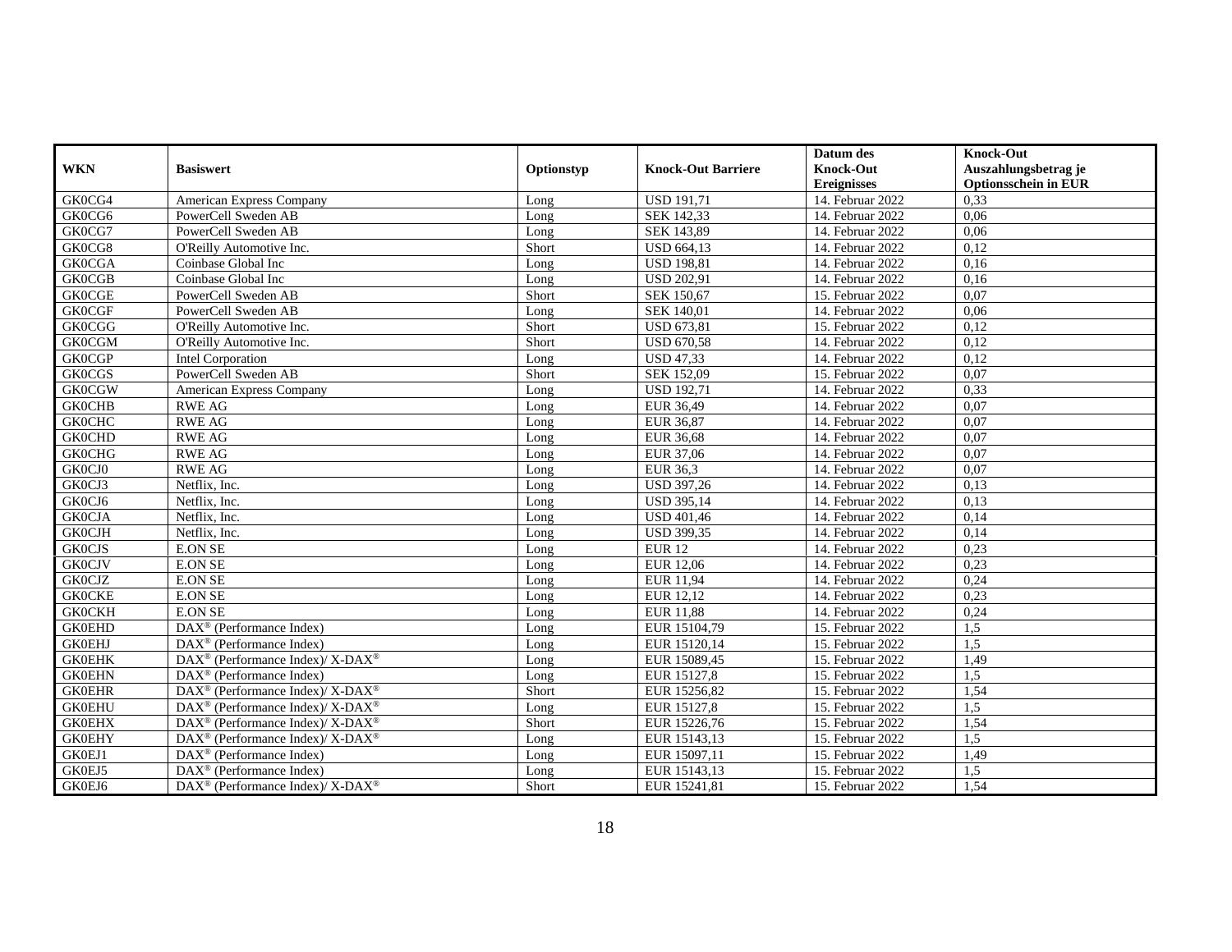| WKN | Basiswert | Optionstyp | Knock-Out Barriere | Datum des Knock-Out Ereignisses | Knock-Out Auszahlungsbetrag je Optionsschein in EUR |
|---|---|---|---|---|---|
| GK0CG4 | American Express Company | Long | USD 191,71 | 14. Februar 2022 | 0,33 |
| GK0CG6 | PowerCell Sweden AB | Long | SEK 142,33 | 14. Februar 2022 | 0,06 |
| GK0CG7 | PowerCell Sweden AB | Long | SEK 143,89 | 14. Februar 2022 | 0,06 |
| GK0CG8 | O'Reilly Automotive Inc. | Short | USD 664,13 | 14. Februar 2022 | 0,12 |
| GK0CGA | Coinbase Global Inc | Long | USD 198,81 | 14. Februar 2022 | 0,16 |
| GK0CGB | Coinbase Global Inc | Long | USD 202,91 | 14. Februar 2022 | 0,16 |
| GK0CGE | PowerCell Sweden AB | Short | SEK 150,67 | 15. Februar 2022 | 0,07 |
| GK0CGF | PowerCell Sweden AB | Long | SEK 140,01 | 14. Februar 2022 | 0,06 |
| GK0CGG | O'Reilly Automotive Inc. | Short | USD 673,81 | 15. Februar 2022 | 0,12 |
| GK0CGM | O'Reilly Automotive Inc. | Short | USD 670,58 | 14. Februar 2022 | 0,12 |
| GK0CGP | Intel Corporation | Long | USD 47,33 | 14. Februar 2022 | 0,12 |
| GK0CGS | PowerCell Sweden AB | Short | SEK 152,09 | 15. Februar 2022 | 0,07 |
| GK0CGW | American Express Company | Long | USD 192,71 | 14. Februar 2022 | 0,33 |
| GK0CHB | RWE AG | Long | EUR 36,49 | 14. Februar 2022 | 0,07 |
| GK0CHC | RWE AG | Long | EUR 36,87 | 14. Februar 2022 | 0,07 |
| GK0CHD | RWE AG | Long | EUR 36,68 | 14. Februar 2022 | 0,07 |
| GK0CHG | RWE AG | Long | EUR 37,06 | 14. Februar 2022 | 0,07 |
| GK0CJ0 | RWE AG | Long | EUR 36,3 | 14. Februar 2022 | 0,07 |
| GK0CJ3 | Netflix, Inc. | Long | USD 397,26 | 14. Februar 2022 | 0,13 |
| GK0CJ6 | Netflix, Inc. | Long | USD 395,14 | 14. Februar 2022 | 0,13 |
| GK0CJA | Netflix, Inc. | Long | USD 401,46 | 14. Februar 2022 | 0,14 |
| GK0CJH | Netflix, Inc. | Long | USD 399,35 | 14. Februar 2022 | 0,14 |
| GK0CJS | E.ON SE | Long | EUR 12 | 14. Februar 2022 | 0,23 |
| GK0CJV | E.ON SE | Long | EUR 12,06 | 14. Februar 2022 | 0,23 |
| GK0CJZ | E.ON SE | Long | EUR 11,94 | 14. Februar 2022 | 0,24 |
| GK0CKE | E.ON SE | Long | EUR 12,12 | 14. Februar 2022 | 0,23 |
| GK0CKH | E.ON SE | Long | EUR 11,88 | 14. Februar 2022 | 0,24 |
| GK0EHD | DAX® (Performance Index) | Long | EUR 15104,79 | 15. Februar 2022 | 1,5 |
| GK0EHJ | DAX® (Performance Index) | Long | EUR 15120,14 | 15. Februar 2022 | 1,5 |
| GK0EHK | DAX® (Performance Index)/ X-DAX® | Long | EUR 15089,45 | 15. Februar 2022 | 1,49 |
| GK0EHN | DAX® (Performance Index) | Long | EUR 15127,8 | 15. Februar 2022 | 1,5 |
| GK0EHR | DAX® (Performance Index)/ X-DAX® | Short | EUR 15256,82 | 15. Februar 2022 | 1,54 |
| GK0EHU | DAX® (Performance Index)/ X-DAX® | Long | EUR 15127,8 | 15. Februar 2022 | 1,5 |
| GK0EHX | DAX® (Performance Index)/ X-DAX® | Short | EUR 15226,76 | 15. Februar 2022 | 1,54 |
| GK0EHY | DAX® (Performance Index)/ X-DAX® | Long | EUR 15143,13 | 15. Februar 2022 | 1,5 |
| GK0EJ1 | DAX® (Performance Index) | Long | EUR 15097,11 | 15. Februar 2022 | 1,49 |
| GK0EJ5 | DAX® (Performance Index) | Long | EUR 15143,13 | 15. Februar 2022 | 1,5 |
| GK0EJ6 | DAX® (Performance Index)/ X-DAX® | Short | EUR 15241,81 | 15. Februar 2022 | 1,54 |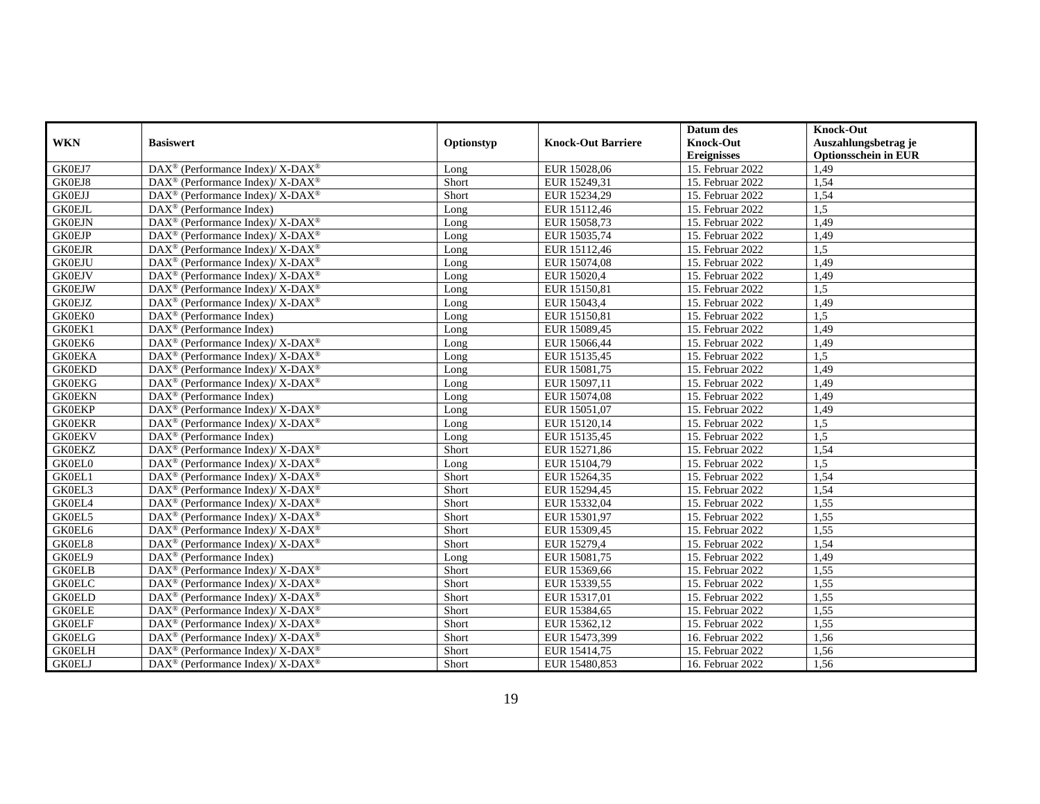| WKN | Basiswert | Optionstyp | Knock-Out Barriere | Datum des Knock-Out Ereignisses | Knock-Out Auszahlungsbetrag je Optionsschein in EUR |
|---|---|---|---|---|---|
| GK0EJ7 | DAX® (Performance Index)/ X-DAX® | Long | EUR 15028,06 | 15. Februar 2022 | 1,49 |
| GK0EJ8 | DAX® (Performance Index)/ X-DAX® | Short | EUR 15249,31 | 15. Februar 2022 | 1,54 |
| GK0EJJ | DAX® (Performance Index)/ X-DAX® | Short | EUR 15234,29 | 15. Februar 2022 | 1,54 |
| GK0EJL | DAX® (Performance Index) | Long | EUR 15112,46 | 15. Februar 2022 | 1,5 |
| GK0EJN | DAX® (Performance Index)/ X-DAX® | Long | EUR 15058,73 | 15. Februar 2022 | 1,49 |
| GK0EJP | DAX® (Performance Index)/ X-DAX® | Long | EUR 15035,74 | 15. Februar 2022 | 1,49 |
| GK0EJR | DAX® (Performance Index)/ X-DAX® | Long | EUR 15112,46 | 15. Februar 2022 | 1,5 |
| GK0EJU | DAX® (Performance Index)/ X-DAX® | Long | EUR 15074,08 | 15. Februar 2022 | 1,49 |
| GK0EJV | DAX® (Performance Index)/ X-DAX® | Long | EUR 15020,4 | 15. Februar 2022 | 1,49 |
| GK0EJW | DAX® (Performance Index)/ X-DAX® | Long | EUR 15150,81 | 15. Februar 2022 | 1,5 |
| GK0EJZ | DAX® (Performance Index)/ X-DAX® | Long | EUR 15043,4 | 15. Februar 2022 | 1,49 |
| GK0EK0 | DAX® (Performance Index) | Long | EUR 15150,81 | 15. Februar 2022 | 1,5 |
| GK0EK1 | DAX® (Performance Index) | Long | EUR 15089,45 | 15. Februar 2022 | 1,49 |
| GK0EK6 | DAX® (Performance Index)/ X-DAX® | Long | EUR 15066,44 | 15. Februar 2022 | 1,49 |
| GK0EKA | DAX® (Performance Index)/ X-DAX® | Long | EUR 15135,45 | 15. Februar 2022 | 1,5 |
| GK0EKD | DAX® (Performance Index)/ X-DAX® | Long | EUR 15081,75 | 15. Februar 2022 | 1,49 |
| GK0EKG | DAX® (Performance Index)/ X-DAX® | Long | EUR 15097,11 | 15. Februar 2022 | 1,49 |
| GK0EKN | DAX® (Performance Index) | Long | EUR 15074,08 | 15. Februar 2022 | 1,49 |
| GK0EKP | DAX® (Performance Index)/ X-DAX® | Long | EUR 15051,07 | 15. Februar 2022 | 1,49 |
| GK0EKR | DAX® (Performance Index)/ X-DAX® | Long | EUR 15120,14 | 15. Februar 2022 | 1,5 |
| GK0EKV | DAX® (Performance Index) | Long | EUR 15135,45 | 15. Februar 2022 | 1,5 |
| GK0EKZ | DAX® (Performance Index)/ X-DAX® | Short | EUR 15271,86 | 15. Februar 2022 | 1,54 |
| GK0EL0 | DAX® (Performance Index)/ X-DAX® | Long | EUR 15104,79 | 15. Februar 2022 | 1,5 |
| GK0EL1 | DAX® (Performance Index)/ X-DAX® | Short | EUR 15264,35 | 15. Februar 2022 | 1,54 |
| GK0EL3 | DAX® (Performance Index)/ X-DAX® | Short | EUR 15294,45 | 15. Februar 2022 | 1,54 |
| GK0EL4 | DAX® (Performance Index)/ X-DAX® | Short | EUR 15332,04 | 15. Februar 2022 | 1,55 |
| GK0EL5 | DAX® (Performance Index)/ X-DAX® | Short | EUR 15301,97 | 15. Februar 2022 | 1,55 |
| GK0EL6 | DAX® (Performance Index)/ X-DAX® | Short | EUR 15309,45 | 15. Februar 2022 | 1,55 |
| GK0EL8 | DAX® (Performance Index)/ X-DAX® | Short | EUR 15279,4 | 15. Februar 2022 | 1,54 |
| GK0EL9 | DAX® (Performance Index) | Long | EUR 15081,75 | 15. Februar 2022 | 1,49 |
| GK0ELB | DAX® (Performance Index)/ X-DAX® | Short | EUR 15369,66 | 15. Februar 2022 | 1,55 |
| GK0ELC | DAX® (Performance Index)/ X-DAX® | Short | EUR 15339,55 | 15. Februar 2022 | 1,55 |
| GK0ELD | DAX® (Performance Index)/ X-DAX® | Short | EUR 15317,01 | 15. Februar 2022 | 1,55 |
| GK0ELE | DAX® (Performance Index)/ X-DAX® | Short | EUR 15384,65 | 15. Februar 2022 | 1,55 |
| GK0ELF | DAX® (Performance Index)/ X-DAX® | Short | EUR 15362,12 | 15. Februar 2022 | 1,55 |
| GK0ELG | DAX® (Performance Index)/ X-DAX® | Short | EUR 15473,399 | 16. Februar 2022 | 1,56 |
| GK0ELH | DAX® (Performance Index)/ X-DAX® | Short | EUR 15414,75 | 15. Februar 2022 | 1,56 |
| GK0ELJ | DAX® (Performance Index)/ X-DAX® | Short | EUR 15480,853 | 16. Februar 2022 | 1,56 |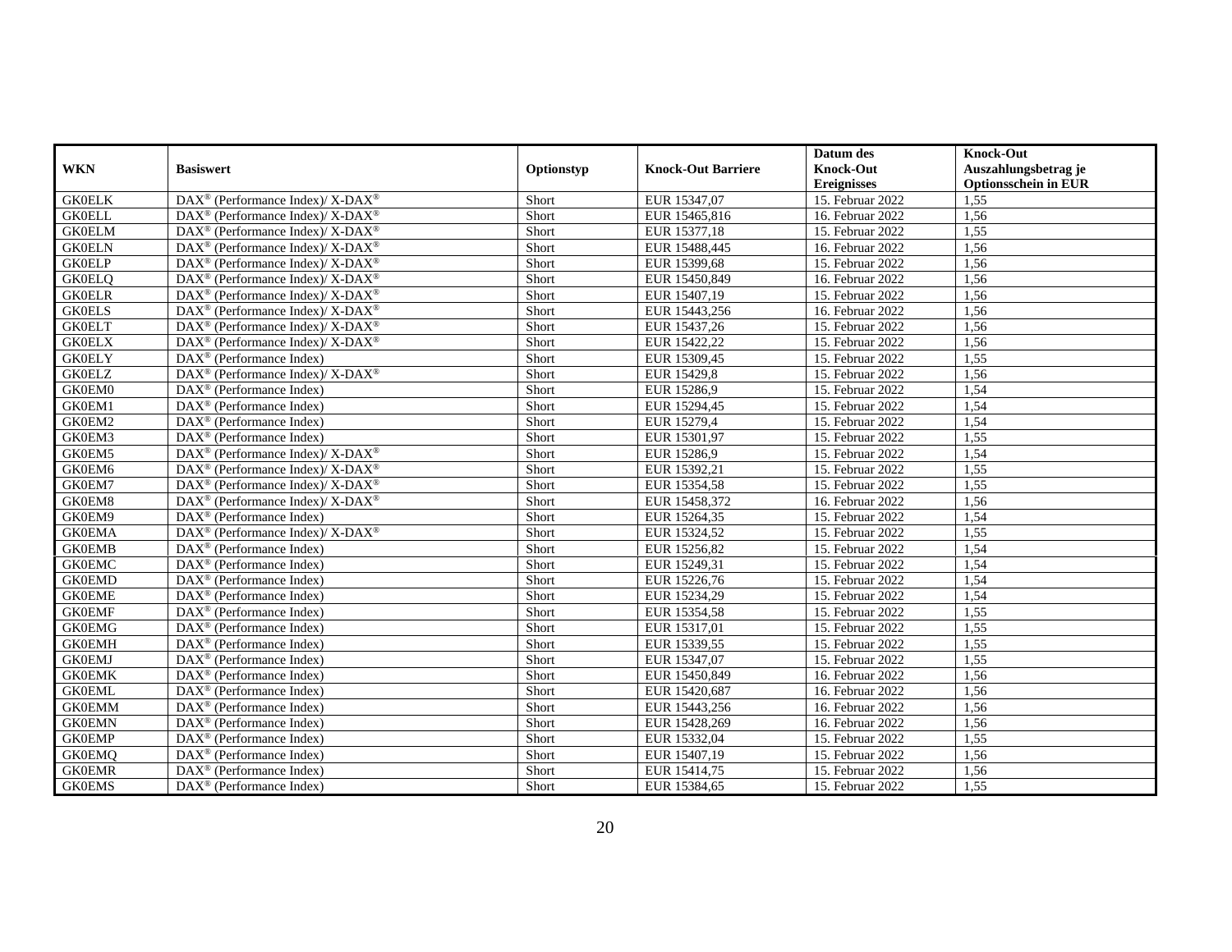| WKN | Basiswert | Optionstyp | Knock-Out Barriere | Datum des Knock-Out Ereignisses | Knock-Out Auszahlungsbetrag je Optionsschein in EUR |
|---|---|---|---|---|---|
| GK0ELK | DAX® (Performance Index)/ X-DAX® | Short | EUR 15347,07 | 15. Februar 2022 | 1,55 |
| GK0ELL | DAX® (Performance Index)/ X-DAX® | Short | EUR 15465,816 | 16. Februar 2022 | 1,56 |
| GK0ELM | DAX® (Performance Index)/ X-DAX® | Short | EUR 15377,18 | 15. Februar 2022 | 1,55 |
| GK0ELN | DAX® (Performance Index)/ X-DAX® | Short | EUR 15488,445 | 16. Februar 2022 | 1,56 |
| GK0ELP | DAX® (Performance Index)/ X-DAX® | Short | EUR 15399,68 | 15. Februar 2022 | 1,56 |
| GK0ELQ | DAX® (Performance Index)/ X-DAX® | Short | EUR 15450,849 | 16. Februar 2022 | 1,56 |
| GK0ELR | DAX® (Performance Index)/ X-DAX® | Short | EUR 15407,19 | 15. Februar 2022 | 1,56 |
| GK0ELS | DAX® (Performance Index)/ X-DAX® | Short | EUR 15443,256 | 16. Februar 2022 | 1,56 |
| GK0ELT | DAX® (Performance Index)/ X-DAX® | Short | EUR 15437,26 | 15. Februar 2022 | 1,56 |
| GK0ELX | DAX® (Performance Index)/ X-DAX® | Short | EUR 15422,22 | 15. Februar 2022 | 1,56 |
| GK0ELY | DAX® (Performance Index) | Short | EUR 15309,45 | 15. Februar 2022 | 1,55 |
| GK0ELZ | DAX® (Performance Index)/ X-DAX® | Short | EUR 15429,8 | 15. Februar 2022 | 1,56 |
| GK0EM0 | DAX® (Performance Index) | Short | EUR 15286,9 | 15. Februar 2022 | 1,54 |
| GK0EM1 | DAX® (Performance Index) | Short | EUR 15294,45 | 15. Februar 2022 | 1,54 |
| GK0EM2 | DAX® (Performance Index) | Short | EUR 15279,4 | 15. Februar 2022 | 1,54 |
| GK0EM3 | DAX® (Performance Index) | Short | EUR 15301,97 | 15. Februar 2022 | 1,55 |
| GK0EM5 | DAX® (Performance Index)/ X-DAX® | Short | EUR 15286,9 | 15. Februar 2022 | 1,54 |
| GK0EM6 | DAX® (Performance Index)/ X-DAX® | Short | EUR 15392,21 | 15. Februar 2022 | 1,55 |
| GK0EM7 | DAX® (Performance Index)/ X-DAX® | Short | EUR 15354,58 | 15. Februar 2022 | 1,55 |
| GK0EM8 | DAX® (Performance Index)/ X-DAX® | Short | EUR 15458,372 | 16. Februar 2022 | 1,56 |
| GK0EM9 | DAX® (Performance Index) | Short | EUR 15264,35 | 15. Februar 2022 | 1,54 |
| GK0EMA | DAX® (Performance Index)/ X-DAX® | Short | EUR 15324,52 | 15. Februar 2022 | 1,55 |
| GK0EMB | DAX® (Performance Index) | Short | EUR 15256,82 | 15. Februar 2022 | 1,54 |
| GK0EMC | DAX® (Performance Index) | Short | EUR 15249,31 | 15. Februar 2022 | 1,54 |
| GK0EMD | DAX® (Performance Index) | Short | EUR 15226,76 | 15. Februar 2022 | 1,54 |
| GK0EME | DAX® (Performance Index) | Short | EUR 15234,29 | 15. Februar 2022 | 1,54 |
| GK0EMF | DAX® (Performance Index) | Short | EUR 15354,58 | 15. Februar 2022 | 1,55 |
| GK0EMG | DAX® (Performance Index) | Short | EUR 15317,01 | 15. Februar 2022 | 1,55 |
| GK0EMH | DAX® (Performance Index) | Short | EUR 15339,55 | 15. Februar 2022 | 1,55 |
| GK0EMJ | DAX® (Performance Index) | Short | EUR 15347,07 | 15. Februar 2022 | 1,55 |
| GK0EMK | DAX® (Performance Index) | Short | EUR 15450,849 | 16. Februar 2022 | 1,56 |
| GK0EML | DAX® (Performance Index) | Short | EUR 15420,687 | 16. Februar 2022 | 1,56 |
| GK0EMM | DAX® (Performance Index) | Short | EUR 15443,256 | 16. Februar 2022 | 1,56 |
| GK0EMN | DAX® (Performance Index) | Short | EUR 15428,269 | 16. Februar 2022 | 1,56 |
| GK0EMP | DAX® (Performance Index) | Short | EUR 15332,04 | 15. Februar 2022 | 1,55 |
| GK0EMQ | DAX® (Performance Index) | Short | EUR 15407,19 | 15. Februar 2022 | 1,56 |
| GK0EMR | DAX® (Performance Index) | Short | EUR 15414,75 | 15. Februar 2022 | 1,56 |
| GK0EMS | DAX® (Performance Index) | Short | EUR 15384,65 | 15. Februar 2022 | 1,55 |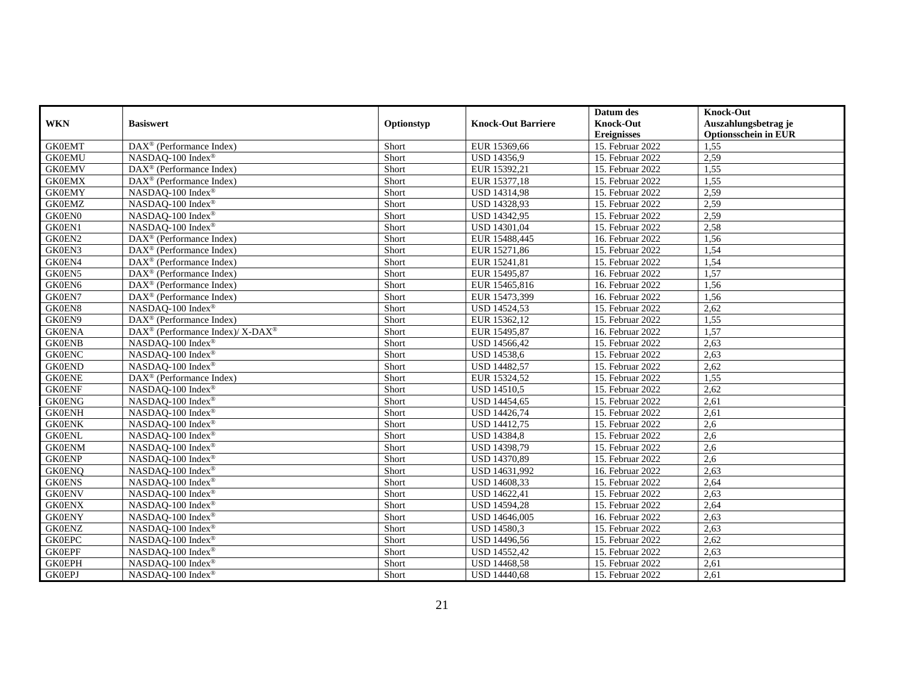| WKN | Basiswert | Optionstyp | Knock-Out Barriere | Datum des Knock-Out Ereignisses | Knock-Out Auszahlungsbetrag je Optionsschein in EUR |
|---|---|---|---|---|---|
| GK0EMT | DAX® (Performance Index) | Short | EUR 15369,66 | 15. Februar 2022 | 1,55 |
| GK0EMU | NASDAQ-100 Index® | Short | USD 14356,9 | 15. Februar 2022 | 2,59 |
| GK0EMV | DAX® (Performance Index) | Short | EUR 15392,21 | 15. Februar 2022 | 1,55 |
| GK0EMX | DAX® (Performance Index) | Short | EUR 15377,18 | 15. Februar 2022 | 1,55 |
| GK0EMY | NASDAQ-100 Index® | Short | USD 14314,98 | 15. Februar 2022 | 2,59 |
| GK0EMZ | NASDAQ-100 Index® | Short | USD 14328,93 | 15. Februar 2022 | 2,59 |
| GK0EN0 | NASDAQ-100 Index® | Short | USD 14342,95 | 15. Februar 2022 | 2,59 |
| GK0EN1 | NASDAQ-100 Index® | Short | USD 14301,04 | 15. Februar 2022 | 2,58 |
| GK0EN2 | DAX® (Performance Index) | Short | EUR 15488,445 | 16. Februar 2022 | 1,56 |
| GK0EN3 | DAX® (Performance Index) | Short | EUR 15271,86 | 15. Februar 2022 | 1,54 |
| GK0EN4 | DAX® (Performance Index) | Short | EUR 15241,81 | 15. Februar 2022 | 1,54 |
| GK0EN5 | DAX® (Performance Index) | Short | EUR 15495,87 | 16. Februar 2022 | 1,57 |
| GK0EN6 | DAX® (Performance Index) | Short | EUR 15465,816 | 16. Februar 2022 | 1,56 |
| GK0EN7 | DAX® (Performance Index) | Short | EUR 15473,399 | 16. Februar 2022 | 1,56 |
| GK0EN8 | NASDAQ-100 Index® | Short | USD 14524,53 | 15. Februar 2022 | 2,62 |
| GK0EN9 | DAX® (Performance Index) | Short | EUR 15362,12 | 15. Februar 2022 | 1,55 |
| GK0ENA | DAX® (Performance Index)/ X-DAX® | Short | EUR 15495,87 | 16. Februar 2022 | 1,57 |
| GK0ENB | NASDAQ-100 Index® | Short | USD 14566,42 | 15. Februar 2022 | 2,63 |
| GK0ENC | NASDAQ-100 Index® | Short | USD 14538,6 | 15. Februar 2022 | 2,63 |
| GK0END | NASDAQ-100 Index® | Short | USD 14482,57 | 15. Februar 2022 | 2,62 |
| GK0ENE | DAX® (Performance Index) | Short | EUR 15324,52 | 15. Februar 2022 | 1,55 |
| GK0ENF | NASDAQ-100 Index® | Short | USD 14510,5 | 15. Februar 2022 | 2,62 |
| GK0ENG | NASDAQ-100 Index® | Short | USD 14454,65 | 15. Februar 2022 | 2,61 |
| GK0ENH | NASDAQ-100 Index® | Short | USD 14426,74 | 15. Februar 2022 | 2,61 |
| GK0ENK | NASDAQ-100 Index® | Short | USD 14412,75 | 15. Februar 2022 | 2,6 |
| GK0ENL | NASDAQ-100 Index® | Short | USD 14384,8 | 15. Februar 2022 | 2,6 |
| GK0ENM | NASDAQ-100 Index® | Short | USD 14398,79 | 15. Februar 2022 | 2,6 |
| GK0ENP | NASDAQ-100 Index® | Short | USD 14370,89 | 15. Februar 2022 | 2,6 |
| GK0ENQ | NASDAQ-100 Index® | Short | USD 14631,992 | 16. Februar 2022 | 2,63 |
| GK0ENS | NASDAQ-100 Index® | Short | USD 14608,33 | 15. Februar 2022 | 2,64 |
| GK0ENV | NASDAQ-100 Index® | Short | USD 14622,41 | 15. Februar 2022 | 2,63 |
| GK0ENX | NASDAQ-100 Index® | Short | USD 14594,28 | 15. Februar 2022 | 2,64 |
| GK0ENY | NASDAQ-100 Index® | Short | USD 14646,005 | 16. Februar 2022 | 2,63 |
| GK0ENZ | NASDAQ-100 Index® | Short | USD 14580,3 | 15. Februar 2022 | 2,63 |
| GK0EPC | NASDAQ-100 Index® | Short | USD 14496,56 | 15. Februar 2022 | 2,62 |
| GK0EPF | NASDAQ-100 Index® | Short | USD 14552,42 | 15. Februar 2022 | 2,63 |
| GK0EPH | NASDAQ-100 Index® | Short | USD 14468,58 | 15. Februar 2022 | 2,61 |
| GK0EPJ | NASDAQ-100 Index® | Short | USD 14440,68 | 15. Februar 2022 | 2,61 |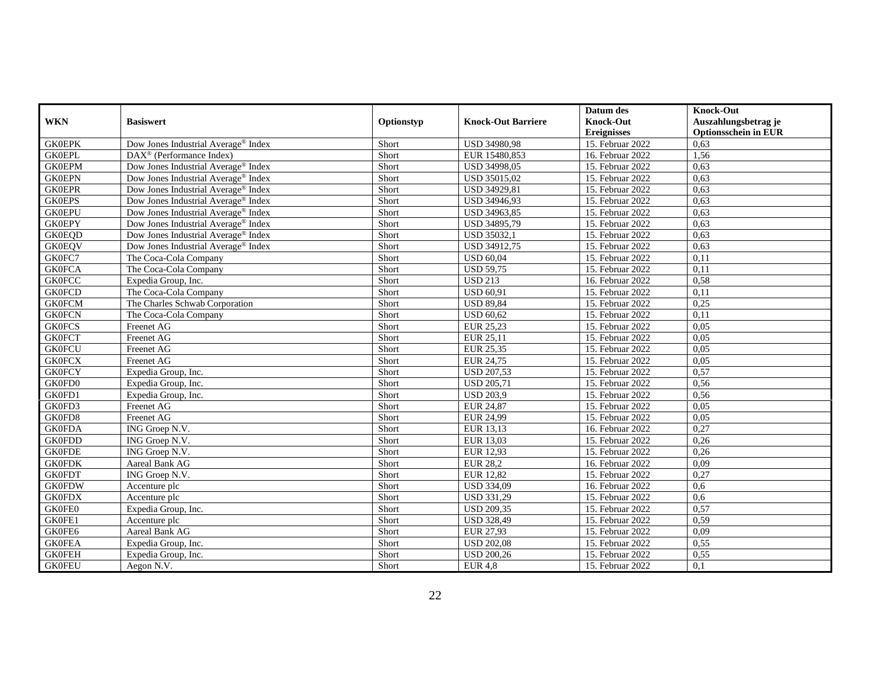| WKN | Basiswert | Optionstyp | Knock-Out Barriere | Datum des Knock-Out Ereignisses | Knock-Out Auszahlungsbetrag je Optionsschein in EUR |
|---|---|---|---|---|---|
| GK0EPK | Dow Jones Industrial Average® Index | Short | USD 34980,98 | 15. Februar 2022 | 0,63 |
| GK0EPL | DAX® (Performance Index) | Short | EUR 15480,853 | 16. Februar 2022 | 1,56 |
| GK0EPM | Dow Jones Industrial Average® Index | Short | USD 34998,05 | 15. Februar 2022 | 0,63 |
| GK0EPN | Dow Jones Industrial Average® Index | Short | USD 35015,02 | 15. Februar 2022 | 0,63 |
| GK0EPR | Dow Jones Industrial Average® Index | Short | USD 34929,81 | 15. Februar 2022 | 0,63 |
| GK0EPS | Dow Jones Industrial Average® Index | Short | USD 34946,93 | 15. Februar 2022 | 0,63 |
| GK0EPU | Dow Jones Industrial Average® Index | Short | USD 34963,85 | 15. Februar 2022 | 0,63 |
| GK0EPY | Dow Jones Industrial Average® Index | Short | USD 34895,79 | 15. Februar 2022 | 0,63 |
| GK0EQD | Dow Jones Industrial Average® Index | Short | USD 35032,1 | 15. Februar 2022 | 0,63 |
| GK0EQV | Dow Jones Industrial Average® Index | Short | USD 34912,75 | 15. Februar 2022 | 0,63 |
| GK0FC7 | The Coca-Cola Company | Short | USD 60,04 | 15. Februar 2022 | 0,11 |
| GK0FCA | The Coca-Cola Company | Short | USD 59,75 | 15. Februar 2022 | 0,11 |
| GK0FCC | Expedia Group, Inc. | Short | USD 213 | 16. Februar 2022 | 0,58 |
| GK0FCD | The Coca-Cola Company | Short | USD 60,91 | 15. Februar 2022 | 0,11 |
| GK0FCM | The Charles Schwab Corporation | Short | USD 89,84 | 15. Februar 2022 | 0,25 |
| GK0FCN | The Coca-Cola Company | Short | USD 60,62 | 15. Februar 2022 | 0,11 |
| GK0FCS | Freenet AG | Short | EUR 25,23 | 15. Februar 2022 | 0,05 |
| GK0FCT | Freenet AG | Short | EUR 25,11 | 15. Februar 2022 | 0,05 |
| GK0FCU | Freenet AG | Short | EUR 25,35 | 15. Februar 2022 | 0,05 |
| GK0FCX | Freenet AG | Short | EUR 24,75 | 15. Februar 2022 | 0,05 |
| GK0FCY | Expedia Group, Inc. | Short | USD 207,53 | 15. Februar 2022 | 0,57 |
| GK0FD0 | Expedia Group, Inc. | Short | USD 205,71 | 15. Februar 2022 | 0,56 |
| GK0FD1 | Expedia Group, Inc. | Short | USD 203,9 | 15. Februar 2022 | 0,56 |
| GK0FD3 | Freenet AG | Short | EUR 24,87 | 15. Februar 2022 | 0,05 |
| GK0FD8 | Freenet AG | Short | EUR 24,99 | 15. Februar 2022 | 0,05 |
| GK0FDA | ING Groep N.V. | Short | EUR 13,13 | 16. Februar 2022 | 0,27 |
| GK0FDD | ING Groep N.V. | Short | EUR 13,03 | 15. Februar 2022 | 0,26 |
| GK0FDE | ING Groep N.V. | Short | EUR 12,93 | 15. Februar 2022 | 0,26 |
| GK0FDK | Aareal Bank AG | Short | EUR 28,2 | 16. Februar 2022 | 0,09 |
| GK0FDT | ING Groep N.V. | Short | EUR 12,82 | 15. Februar 2022 | 0,27 |
| GK0FDW | Accenture plc | Short | USD 334,09 | 16. Februar 2022 | 0,6 |
| GK0FDX | Accenture plc | Short | USD 331,29 | 15. Februar 2022 | 0,6 |
| GK0FE0 | Expedia Group, Inc. | Short | USD 209,35 | 15. Februar 2022 | 0,57 |
| GK0FE1 | Accenture plc | Short | USD 328,49 | 15. Februar 2022 | 0,59 |
| GK0FE6 | Aareal Bank AG | Short | EUR 27,93 | 15. Februar 2022 | 0,09 |
| GK0FEA | Expedia Group, Inc. | Short | USD 202,08 | 15. Februar 2022 | 0,55 |
| GK0FEH | Expedia Group, Inc. | Short | USD 200,26 | 15. Februar 2022 | 0,55 |
| GK0FEU | Aegon N.V. | Short | EUR 4,8 | 15. Februar 2022 | 0,1 |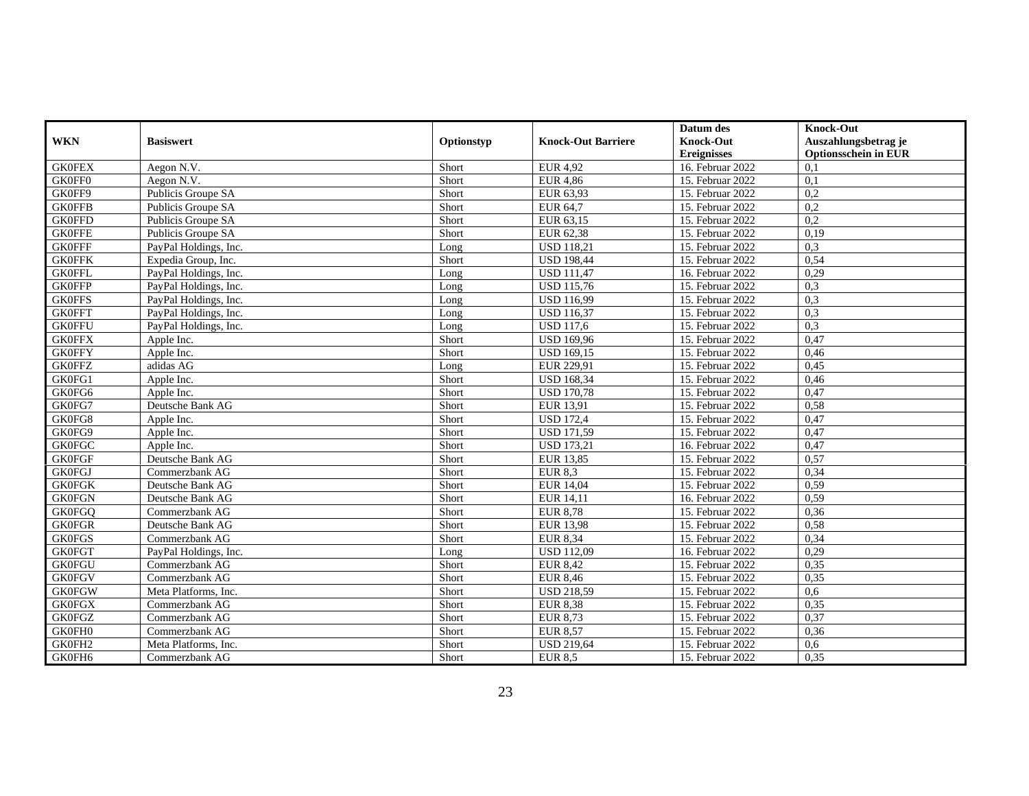| WKN | Basiswert | Optionstyp | Knock-Out Barriere | Datum des Knock-Out Ereignisses | Knock-Out Auszahlungsbetrag je Optionsschein in EUR |
|---|---|---|---|---|---|
| GK0FEX | Aegon N.V. | Short | EUR 4,92 | 16. Februar 2022 | 0,1 |
| GK0FF0 | Aegon N.V. | Short | EUR 4,86 | 15. Februar 2022 | 0,1 |
| GK0FF9 | Publicis Groupe SA | Short | EUR 63,93 | 15. Februar 2022 | 0,2 |
| GK0FFB | Publicis Groupe SA | Short | EUR 64,7 | 15. Februar 2022 | 0,2 |
| GK0FFD | Publicis Groupe SA | Short | EUR 63,15 | 15. Februar 2022 | 0,2 |
| GK0FFE | Publicis Groupe SA | Short | EUR 62,38 | 15. Februar 2022 | 0,19 |
| GK0FFF | PayPal Holdings, Inc. | Long | USD 118,21 | 15. Februar 2022 | 0,3 |
| GK0FFK | Expedia Group, Inc. | Short | USD 198,44 | 15. Februar 2022 | 0,54 |
| GK0FFL | PayPal Holdings, Inc. | Long | USD 111,47 | 16. Februar 2022 | 0,29 |
| GK0FFP | PayPal Holdings, Inc. | Long | USD 115,76 | 15. Februar 2022 | 0,3 |
| GK0FFS | PayPal Holdings, Inc. | Long | USD 116,99 | 15. Februar 2022 | 0,3 |
| GK0FFT | PayPal Holdings, Inc. | Long | USD 116,37 | 15. Februar 2022 | 0,3 |
| GK0FFU | PayPal Holdings, Inc. | Long | USD 117,6 | 15. Februar 2022 | 0,3 |
| GK0FFX | Apple Inc. | Short | USD 169,96 | 15. Februar 2022 | 0,47 |
| GK0FFY | Apple Inc. | Short | USD 169,15 | 15. Februar 2022 | 0,46 |
| GK0FFZ | adidas AG | Long | EUR 229,91 | 15. Februar 2022 | 0,45 |
| GK0FG1 | Apple Inc. | Short | USD 168,34 | 15. Februar 2022 | 0,46 |
| GK0FG6 | Apple Inc. | Short | USD 170,78 | 15. Februar 2022 | 0,47 |
| GK0FG7 | Deutsche Bank AG | Short | EUR 13,91 | 15. Februar 2022 | 0,58 |
| GK0FG8 | Apple Inc. | Short | USD 172,4 | 15. Februar 2022 | 0,47 |
| GK0FG9 | Apple Inc. | Short | USD 171,59 | 15. Februar 2022 | 0,47 |
| GK0FGC | Apple Inc. | Short | USD 173,21 | 16. Februar 2022 | 0,47 |
| GK0FGF | Deutsche Bank AG | Short | EUR 13,85 | 15. Februar 2022 | 0,57 |
| GK0FGJ | Commerzbank AG | Short | EUR 8,3 | 15. Februar 2022 | 0,34 |
| GK0FGK | Deutsche Bank AG | Short | EUR 14,04 | 15. Februar 2022 | 0,59 |
| GK0FGN | Deutsche Bank AG | Short | EUR 14,11 | 16. Februar 2022 | 0,59 |
| GK0FGQ | Commerzbank AG | Short | EUR 8,78 | 15. Februar 2022 | 0,36 |
| GK0FGR | Deutsche Bank AG | Short | EUR 13,98 | 15. Februar 2022 | 0,58 |
| GK0FGS | Commerzbank AG | Short | EUR 8,34 | 15. Februar 2022 | 0,34 |
| GK0FGT | PayPal Holdings, Inc. | Long | USD 112,09 | 16. Februar 2022 | 0,29 |
| GK0FGU | Commerzbank AG | Short | EUR 8,42 | 15. Februar 2022 | 0,35 |
| GK0FGV | Commerzbank AG | Short | EUR 8,46 | 15. Februar 2022 | 0,35 |
| GK0FGW | Meta Platforms, Inc. | Short | USD 218,59 | 15. Februar 2022 | 0,6 |
| GK0FGX | Commerzbank AG | Short | EUR 8,38 | 15. Februar 2022 | 0,35 |
| GK0FGZ | Commerzbank AG | Short | EUR 8,73 | 15. Februar 2022 | 0,37 |
| GK0FH0 | Commerzbank AG | Short | EUR 8,57 | 15. Februar 2022 | 0,36 |
| GK0FH2 | Meta Platforms, Inc. | Short | USD 219,64 | 15. Februar 2022 | 0,6 |
| GK0FH6 | Commerzbank AG | Short | EUR 8,5 | 15. Februar 2022 | 0,35 |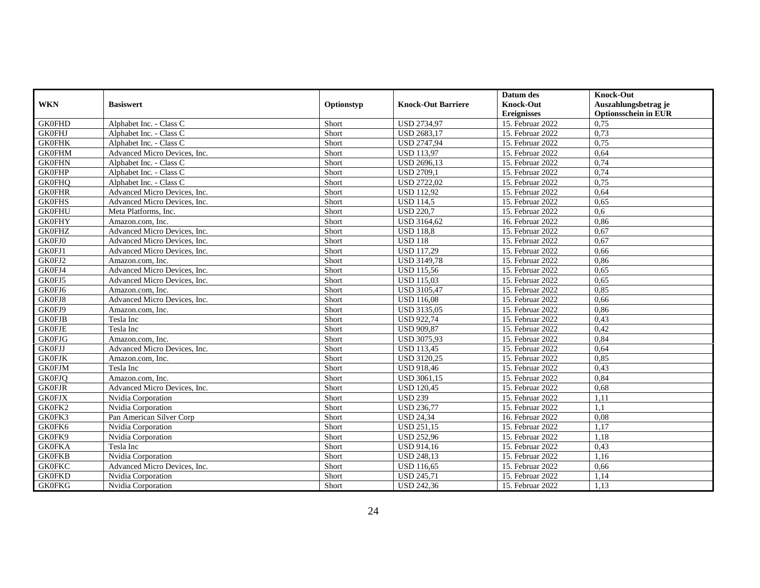| WKN | Basiswert | Optionstyp | Knock-Out Barriere | Datum des Knock-Out Ereignisses | Knock-Out Auszahlungsbetrag je Optionsschein in EUR |
|---|---|---|---|---|---|
| GK0FHD | Alphabet Inc. - Class C | Short | USD 2734,97 | 15. Februar 2022 | 0,75 |
| GK0FHJ | Alphabet Inc. - Class C | Short | USD 2683,17 | 15. Februar 2022 | 0,73 |
| GK0FHK | Alphabet Inc. - Class C | Short | USD 2747,94 | 15. Februar 2022 | 0,75 |
| GK0FHM | Advanced Micro Devices, Inc. | Short | USD 113,97 | 15. Februar 2022 | 0,64 |
| GK0FHN | Alphabet Inc. - Class C | Short | USD 2696,13 | 15. Februar 2022 | 0,74 |
| GK0FHP | Alphabet Inc. - Class C | Short | USD 2709,1 | 15. Februar 2022 | 0,74 |
| GK0FHQ | Alphabet Inc. - Class C | Short | USD 2722,02 | 15. Februar 2022 | 0,75 |
| GK0FHR | Advanced Micro Devices, Inc. | Short | USD 112,92 | 15. Februar 2022 | 0,64 |
| GK0FHS | Advanced Micro Devices, Inc. | Short | USD 114,5 | 15. Februar 2022 | 0,65 |
| GK0FHU | Meta Platforms, Inc. | Short | USD 220,7 | 15. Februar 2022 | 0,6 |
| GK0FHY | Amazon.com, Inc. | Short | USD 3164,62 | 16. Februar 2022 | 0,86 |
| GK0FHZ | Advanced Micro Devices, Inc. | Short | USD 118,8 | 15. Februar 2022 | 0,67 |
| GK0FJ0 | Advanced Micro Devices, Inc. | Short | USD 118 | 15. Februar 2022 | 0,67 |
| GK0FJ1 | Advanced Micro Devices, Inc. | Short | USD 117,29 | 15. Februar 2022 | 0,66 |
| GK0FJ2 | Amazon.com, Inc. | Short | USD 3149,78 | 15. Februar 2022 | 0,86 |
| GK0FJ4 | Advanced Micro Devices, Inc. | Short | USD 115,56 | 15. Februar 2022 | 0,65 |
| GK0FJ5 | Advanced Micro Devices, Inc. | Short | USD 115,03 | 15. Februar 2022 | 0,65 |
| GK0FJ6 | Amazon.com, Inc. | Short | USD 3105,47 | 15. Februar 2022 | 0,85 |
| GK0FJ8 | Advanced Micro Devices, Inc. | Short | USD 116,08 | 15. Februar 2022 | 0,66 |
| GK0FJ9 | Amazon.com, Inc. | Short | USD 3135,05 | 15. Februar 2022 | 0,86 |
| GK0FJB | Tesla Inc | Short | USD 922,74 | 15. Februar 2022 | 0,43 |
| GK0FJE | Tesla Inc | Short | USD 909,87 | 15. Februar 2022 | 0,42 |
| GK0FJG | Amazon.com, Inc. | Short | USD 3075,93 | 15. Februar 2022 | 0,84 |
| GK0FJJ | Advanced Micro Devices, Inc. | Short | USD 113,45 | 15. Februar 2022 | 0,64 |
| GK0FJK | Amazon.com, Inc. | Short | USD 3120,25 | 15. Februar 2022 | 0,85 |
| GK0FJM | Tesla Inc | Short | USD 918,46 | 15. Februar 2022 | 0,43 |
| GK0FJQ | Amazon.com, Inc. | Short | USD 3061,15 | 15. Februar 2022 | 0,84 |
| GK0FJR | Advanced Micro Devices, Inc. | Short | USD 120,45 | 15. Februar 2022 | 0,68 |
| GK0FJX | Nvidia Corporation | Short | USD 239 | 15. Februar 2022 | 1,11 |
| GK0FK2 | Nvidia Corporation | Short | USD 236,77 | 15. Februar 2022 | 1,1 |
| GK0FK3 | Pan American Silver Corp | Short | USD 24,34 | 16. Februar 2022 | 0,08 |
| GK0FK6 | Nvidia Corporation | Short | USD 251,15 | 15. Februar 2022 | 1,17 |
| GK0FK9 | Nvidia Corporation | Short | USD 252,96 | 15. Februar 2022 | 1,18 |
| GK0FKA | Tesla Inc | Short | USD 914,16 | 15. Februar 2022 | 0,43 |
| GK0FKB | Nvidia Corporation | Short | USD 248,13 | 15. Februar 2022 | 1,16 |
| GK0FKC | Advanced Micro Devices, Inc. | Short | USD 116,65 | 15. Februar 2022 | 0,66 |
| GK0FKD | Nvidia Corporation | Short | USD 245,71 | 15. Februar 2022 | 1,14 |
| GK0FKG | Nvidia Corporation | Short | USD 242,36 | 15. Februar 2022 | 1,13 |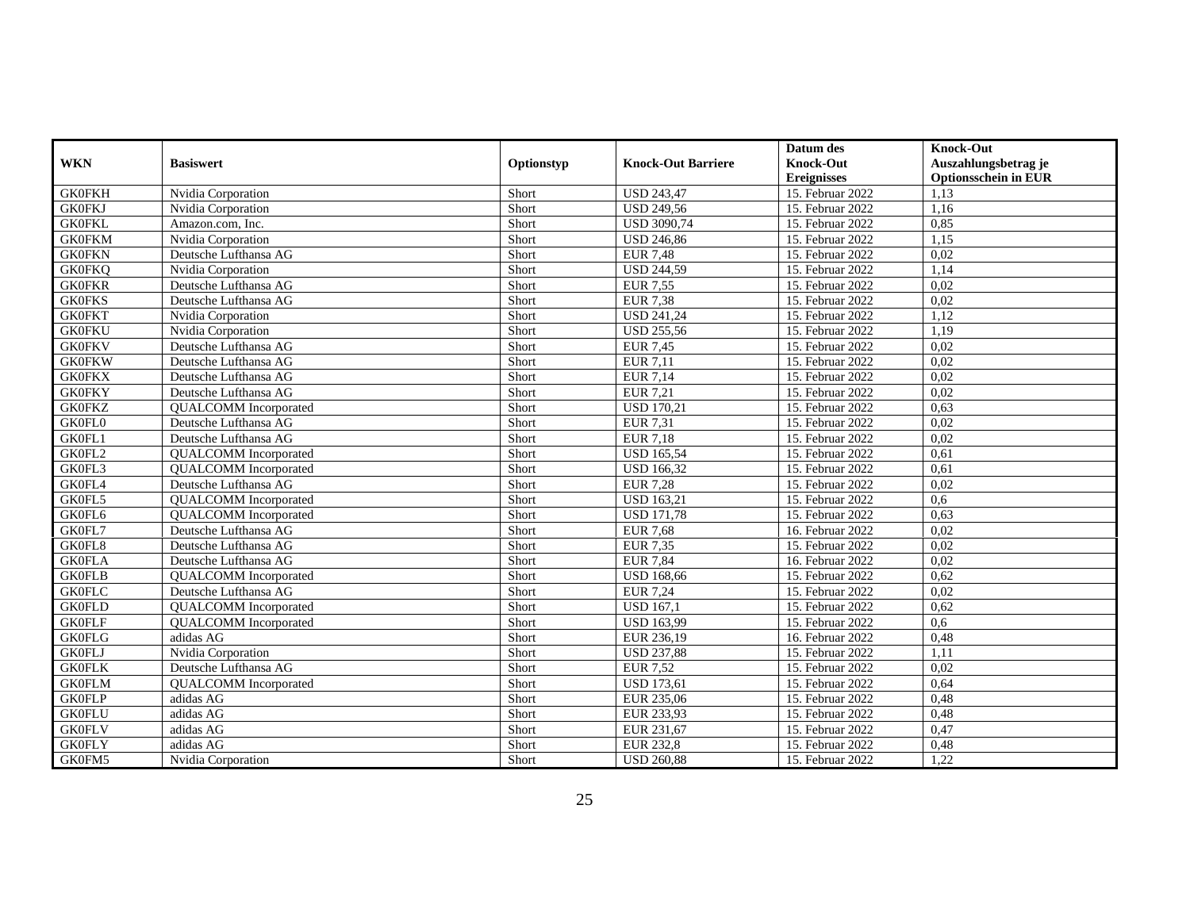| WKN | Basiswert | Optionstyp | Knock-Out Barriere | Datum des Knock-Out Ereignisses | Knock-Out Auszahlungsbetrag je Optionsschein in EUR |
|---|---|---|---|---|---|
| GK0FKH | Nvidia Corporation | Short | USD 243,47 | 15. Februar 2022 | 1,13 |
| GK0FKJ | Nvidia Corporation | Short | USD 249,56 | 15. Februar 2022 | 1,16 |
| GK0FKL | Amazon.com, Inc. | Short | USD 3090,74 | 15. Februar 2022 | 0,85 |
| GK0FKM | Nvidia Corporation | Short | USD 246,86 | 15. Februar 2022 | 1,15 |
| GK0FKN | Deutsche Lufthansa AG | Short | EUR 7,48 | 15. Februar 2022 | 0,02 |
| GK0FKQ | Nvidia Corporation | Short | USD 244,59 | 15. Februar 2022 | 1,14 |
| GK0FKR | Deutsche Lufthansa AG | Short | EUR 7,55 | 15. Februar 2022 | 0,02 |
| GK0FKS | Deutsche Lufthansa AG | Short | EUR 7,38 | 15. Februar 2022 | 0,02 |
| GK0FKT | Nvidia Corporation | Short | USD 241,24 | 15. Februar 2022 | 1,12 |
| GK0FKU | Nvidia Corporation | Short | USD 255,56 | 15. Februar 2022 | 1,19 |
| GK0FKV | Deutsche Lufthansa AG | Short | EUR 7,45 | 15. Februar 2022 | 0,02 |
| GK0FKW | Deutsche Lufthansa AG | Short | EUR 7,11 | 15. Februar 2022 | 0,02 |
| GK0FKX | Deutsche Lufthansa AG | Short | EUR 7,14 | 15. Februar 2022 | 0,02 |
| GK0FKY | Deutsche Lufthansa AG | Short | EUR 7,21 | 15. Februar 2022 | 0,02 |
| GK0FKZ | QUALCOMM Incorporated | Short | USD 170,21 | 15. Februar 2022 | 0,63 |
| GK0FL0 | Deutsche Lufthansa AG | Short | EUR 7,31 | 15. Februar 2022 | 0,02 |
| GK0FL1 | Deutsche Lufthansa AG | Short | EUR 7,18 | 15. Februar 2022 | 0,02 |
| GK0FL2 | QUALCOMM Incorporated | Short | USD 165,54 | 15. Februar 2022 | 0,61 |
| GK0FL3 | QUALCOMM Incorporated | Short | USD 166,32 | 15. Februar 2022 | 0,61 |
| GK0FL4 | Deutsche Lufthansa AG | Short | EUR 7,28 | 15. Februar 2022 | 0,02 |
| GK0FL5 | QUALCOMM Incorporated | Short | USD 163,21 | 15. Februar 2022 | 0,6 |
| GK0FL6 | QUALCOMM Incorporated | Short | USD 171,78 | 15. Februar 2022 | 0,63 |
| GK0FL7 | Deutsche Lufthansa AG | Short | EUR 7,68 | 16. Februar 2022 | 0,02 |
| GK0FL8 | Deutsche Lufthansa AG | Short | EUR 7,35 | 15. Februar 2022 | 0,02 |
| GK0FLA | Deutsche Lufthansa AG | Short | EUR 7,84 | 16. Februar 2022 | 0,02 |
| GK0FLB | QUALCOMM Incorporated | Short | USD 168,66 | 15. Februar 2022 | 0,62 |
| GK0FLC | Deutsche Lufthansa AG | Short | EUR 7,24 | 15. Februar 2022 | 0,02 |
| GK0FLD | QUALCOMM Incorporated | Short | USD 167,1 | 15. Februar 2022 | 0,62 |
| GK0FLF | QUALCOMM Incorporated | Short | USD 163,99 | 15. Februar 2022 | 0,6 |
| GK0FLG | adidas AG | Short | EUR 236,19 | 16. Februar 2022 | 0,48 |
| GK0FLJ | Nvidia Corporation | Short | USD 237,88 | 15. Februar 2022 | 1,11 |
| GK0FLK | Deutsche Lufthansa AG | Short | EUR 7,52 | 15. Februar 2022 | 0,02 |
| GK0FLM | QUALCOMM Incorporated | Short | USD 173,61 | 15. Februar 2022 | 0,64 |
| GK0FLP | adidas AG | Short | EUR 235,06 | 15. Februar 2022 | 0,48 |
| GK0FLU | adidas AG | Short | EUR 233,93 | 15. Februar 2022 | 0,48 |
| GK0FLV | adidas AG | Short | EUR 231,67 | 15. Februar 2022 | 0,47 |
| GK0FLY | adidas AG | Short | EUR 232,8 | 15. Februar 2022 | 0,48 |
| GK0FM5 | Nvidia Corporation | Short | USD 260,88 | 15. Februar 2022 | 1,22 |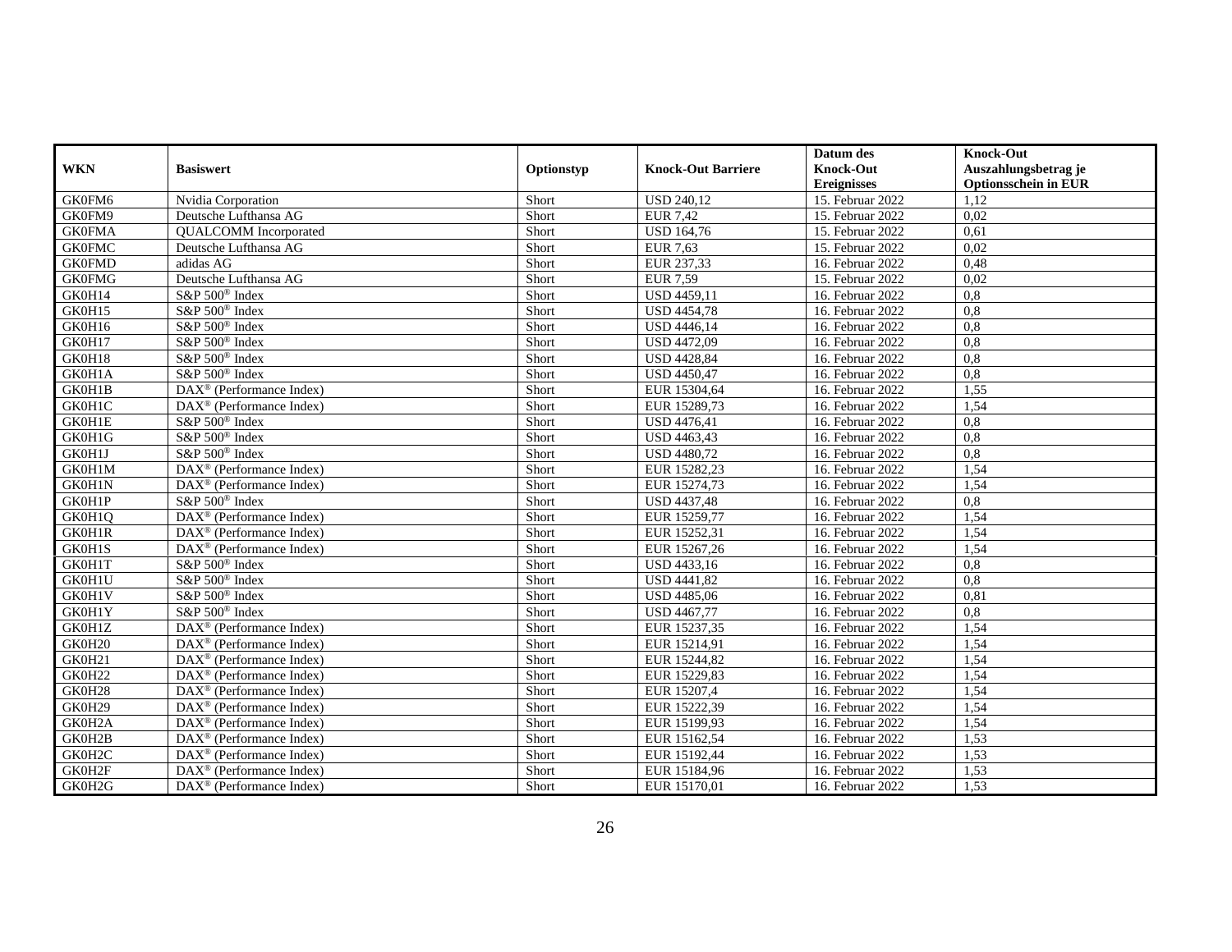| WKN | Basiswert | Optionstyp | Knock-Out Barriere | Datum des Knock-Out Ereignisses | Knock-Out Auszahlungsbetrag je Optionsschein in EUR |
|---|---|---|---|---|---|
| GK0FM6 | Nvidia Corporation | Short | USD 240,12 | 15. Februar 2022 | 1,12 |
| GK0FM9 | Deutsche Lufthansa AG | Short | EUR 7,42 | 15. Februar 2022 | 0,02 |
| GK0FMA | QUALCOMM Incorporated | Short | USD 164,76 | 15. Februar 2022 | 0,61 |
| GK0FMC | Deutsche Lufthansa AG | Short | EUR 7,63 | 15. Februar 2022 | 0,02 |
| GK0FMD | adidas AG | Short | EUR 237,33 | 16. Februar 2022 | 0,48 |
| GK0FMG | Deutsche Lufthansa AG | Short | EUR 7,59 | 15. Februar 2022 | 0,02 |
| GK0H14 | S&P 500® Index | Short | USD 4459,11 | 16. Februar 2022 | 0,8 |
| GK0H15 | S&P 500® Index | Short | USD 4454,78 | 16. Februar 2022 | 0,8 |
| GK0H16 | S&P 500® Index | Short | USD 4446,14 | 16. Februar 2022 | 0,8 |
| GK0H17 | S&P 500® Index | Short | USD 4472,09 | 16. Februar 2022 | 0,8 |
| GK0H18 | S&P 500® Index | Short | USD 4428,84 | 16. Februar 2022 | 0,8 |
| GK0H1A | S&P 500® Index | Short | USD 4450,47 | 16. Februar 2022 | 0,8 |
| GK0H1B | DAX® (Performance Index) | Short | EUR 15304,64 | 16. Februar 2022 | 1,55 |
| GK0H1C | DAX® (Performance Index) | Short | EUR 15289,73 | 16. Februar 2022 | 1,54 |
| GK0H1E | S&P 500® Index | Short | USD 4476,41 | 16. Februar 2022 | 0,8 |
| GK0H1G | S&P 500® Index | Short | USD 4463,43 | 16. Februar 2022 | 0,8 |
| GK0H1J | S&P 500® Index | Short | USD 4480,72 | 16. Februar 2022 | 0,8 |
| GK0H1M | DAX® (Performance Index) | Short | EUR 15282,23 | 16. Februar 2022 | 1,54 |
| GK0H1N | DAX® (Performance Index) | Short | EUR 15274,73 | 16. Februar 2022 | 1,54 |
| GK0H1P | S&P 500® Index | Short | USD 4437,48 | 16. Februar 2022 | 0,8 |
| GK0H1Q | DAX® (Performance Index) | Short | EUR 15259,77 | 16. Februar 2022 | 1,54 |
| GK0H1R | DAX® (Performance Index) | Short | EUR 15252,31 | 16. Februar 2022 | 1,54 |
| GK0H1S | DAX® (Performance Index) | Short | EUR 15267,26 | 16. Februar 2022 | 1,54 |
| GK0H1T | S&P 500® Index | Short | USD 4433,16 | 16. Februar 2022 | 0,8 |
| GK0H1U | S&P 500® Index | Short | USD 4441,82 | 16. Februar 2022 | 0,8 |
| GK0H1V | S&P 500® Index | Short | USD 4485,06 | 16. Februar 2022 | 0,81 |
| GK0H1Y | S&P 500® Index | Short | USD 4467,77 | 16. Februar 2022 | 0,8 |
| GK0H1Z | DAX® (Performance Index) | Short | EUR 15237,35 | 16. Februar 2022 | 1,54 |
| GK0H20 | DAX® (Performance Index) | Short | EUR 15214,91 | 16. Februar 2022 | 1,54 |
| GK0H21 | DAX® (Performance Index) | Short | EUR 15244,82 | 16. Februar 2022 | 1,54 |
| GK0H22 | DAX® (Performance Index) | Short | EUR 15229,83 | 16. Februar 2022 | 1,54 |
| GK0H28 | DAX® (Performance Index) | Short | EUR 15207,4 | 16. Februar 2022 | 1,54 |
| GK0H29 | DAX® (Performance Index) | Short | EUR 15222,39 | 16. Februar 2022 | 1,54 |
| GK0H2A | DAX® (Performance Index) | Short | EUR 15199,93 | 16. Februar 2022 | 1,54 |
| GK0H2B | DAX® (Performance Index) | Short | EUR 15162,54 | 16. Februar 2022 | 1,53 |
| GK0H2C | DAX® (Performance Index) | Short | EUR 15192,44 | 16. Februar 2022 | 1,53 |
| GK0H2F | DAX® (Performance Index) | Short | EUR 15184,96 | 16. Februar 2022 | 1,53 |
| GK0H2G | DAX® (Performance Index) | Short | EUR 15170,01 | 16. Februar 2022 | 1,53 |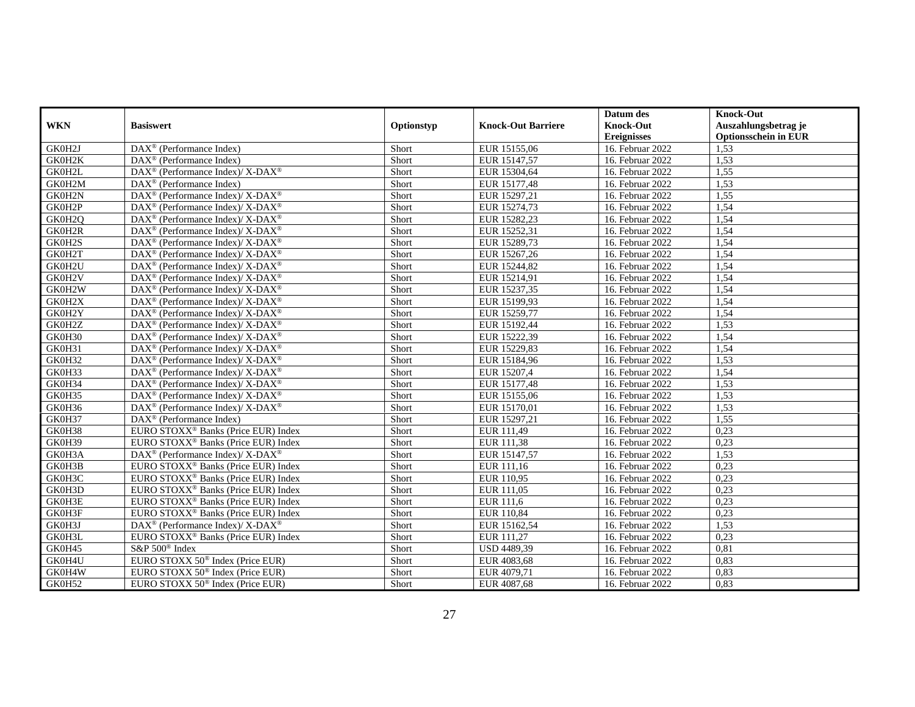| WKN | Basiswert | Optionstyp | Knock-Out Barriere | Datum des Knock-Out Ereignisses | Knock-Out Auszahlungsbetrag je Optionsschein in EUR |
|---|---|---|---|---|---|
| GK0H2J | DAX® (Performance Index) | Short | EUR 15155,06 | 16. Februar 2022 | 1,53 |
| GK0H2K | DAX® (Performance Index) | Short | EUR 15147,57 | 16. Februar 2022 | 1,53 |
| GK0H2L | DAX® (Performance Index)/ X-DAX® | Short | EUR 15304,64 | 16. Februar 2022 | 1,55 |
| GK0H2M | DAX® (Performance Index) | Short | EUR 15177,48 | 16. Februar 2022 | 1,53 |
| GK0H2N | DAX® (Performance Index)/ X-DAX® | Short | EUR 15297,21 | 16. Februar 2022 | 1,55 |
| GK0H2P | DAX® (Performance Index)/ X-DAX® | Short | EUR 15274,73 | 16. Februar 2022 | 1,54 |
| GK0H2Q | DAX® (Performance Index)/ X-DAX® | Short | EUR 15282,23 | 16. Februar 2022 | 1,54 |
| GK0H2R | DAX® (Performance Index)/ X-DAX® | Short | EUR 15252,31 | 16. Februar 2022 | 1,54 |
| GK0H2S | DAX® (Performance Index)/ X-DAX® | Short | EUR 15289,73 | 16. Februar 2022 | 1,54 |
| GK0H2T | DAX® (Performance Index)/ X-DAX® | Short | EUR 15267,26 | 16. Februar 2022 | 1,54 |
| GK0H2U | DAX® (Performance Index)/ X-DAX® | Short | EUR 15244,82 | 16. Februar 2022 | 1,54 |
| GK0H2V | DAX® (Performance Index)/ X-DAX® | Short | EUR 15214,91 | 16. Februar 2022 | 1,54 |
| GK0H2W | DAX® (Performance Index)/ X-DAX® | Short | EUR 15237,35 | 16. Februar 2022 | 1,54 |
| GK0H2X | DAX® (Performance Index)/ X-DAX® | Short | EUR 15199,93 | 16. Februar 2022 | 1,54 |
| GK0H2Y | DAX® (Performance Index)/ X-DAX® | Short | EUR 15259,77 | 16. Februar 2022 | 1,54 |
| GK0H2Z | DAX® (Performance Index)/ X-DAX® | Short | EUR 15192,44 | 16. Februar 2022 | 1,53 |
| GK0H30 | DAX® (Performance Index)/ X-DAX® | Short | EUR 15222,39 | 16. Februar 2022 | 1,54 |
| GK0H31 | DAX® (Performance Index)/ X-DAX® | Short | EUR 15229,83 | 16. Februar 2022 | 1,54 |
| GK0H32 | DAX® (Performance Index)/ X-DAX® | Short | EUR 15184,96 | 16. Februar 2022 | 1,53 |
| GK0H33 | DAX® (Performance Index)/ X-DAX® | Short | EUR 15207,4 | 16. Februar 2022 | 1,54 |
| GK0H34 | DAX® (Performance Index)/ X-DAX® | Short | EUR 15177,48 | 16. Februar 2022 | 1,53 |
| GK0H35 | DAX® (Performance Index)/ X-DAX® | Short | EUR 15155,06 | 16. Februar 2022 | 1,53 |
| GK0H36 | DAX® (Performance Index)/ X-DAX® | Short | EUR 15170,01 | 16. Februar 2022 | 1,53 |
| GK0H37 | DAX® (Performance Index) | Short | EUR 15297,21 | 16. Februar 2022 | 1,55 |
| GK0H38 | EURO STOXX® Banks (Price EUR) Index | Short | EUR 111,49 | 16. Februar 2022 | 0,23 |
| GK0H39 | EURO STOXX® Banks (Price EUR) Index | Short | EUR 111,38 | 16. Februar 2022 | 0,23 |
| GK0H3A | DAX® (Performance Index)/ X-DAX® | Short | EUR 15147,57 | 16. Februar 2022 | 1,53 |
| GK0H3B | EURO STOXX® Banks (Price EUR) Index | Short | EUR 111,16 | 16. Februar 2022 | 0,23 |
| GK0H3C | EURO STOXX® Banks (Price EUR) Index | Short | EUR 110,95 | 16. Februar 2022 | 0,23 |
| GK0H3D | EURO STOXX® Banks (Price EUR) Index | Short | EUR 111,05 | 16. Februar 2022 | 0,23 |
| GK0H3E | EURO STOXX® Banks (Price EUR) Index | Short | EUR 111,6 | 16. Februar 2022 | 0,23 |
| GK0H3F | EURO STOXX® Banks (Price EUR) Index | Short | EUR 110,84 | 16. Februar 2022 | 0,23 |
| GK0H3J | DAX® (Performance Index)/ X-DAX® | Short | EUR 15162,54 | 16. Februar 2022 | 1,53 |
| GK0H3L | EURO STOXX® Banks (Price EUR) Index | Short | EUR 111,27 | 16. Februar 2022 | 0,23 |
| GK0H45 | S&P 500® Index | Short | USD 4489,39 | 16. Februar 2022 | 0,81 |
| GK0H4U | EURO STOXX 50® Index (Price EUR) | Short | EUR 4083,68 | 16. Februar 2022 | 0,83 |
| GK0H4W | EURO STOXX 50® Index (Price EUR) | Short | EUR 4079,71 | 16. Februar 2022 | 0,83 |
| GK0H52 | EURO STOXX 50® Index (Price EUR) | Short | EUR 4087,68 | 16. Februar 2022 | 0,83 |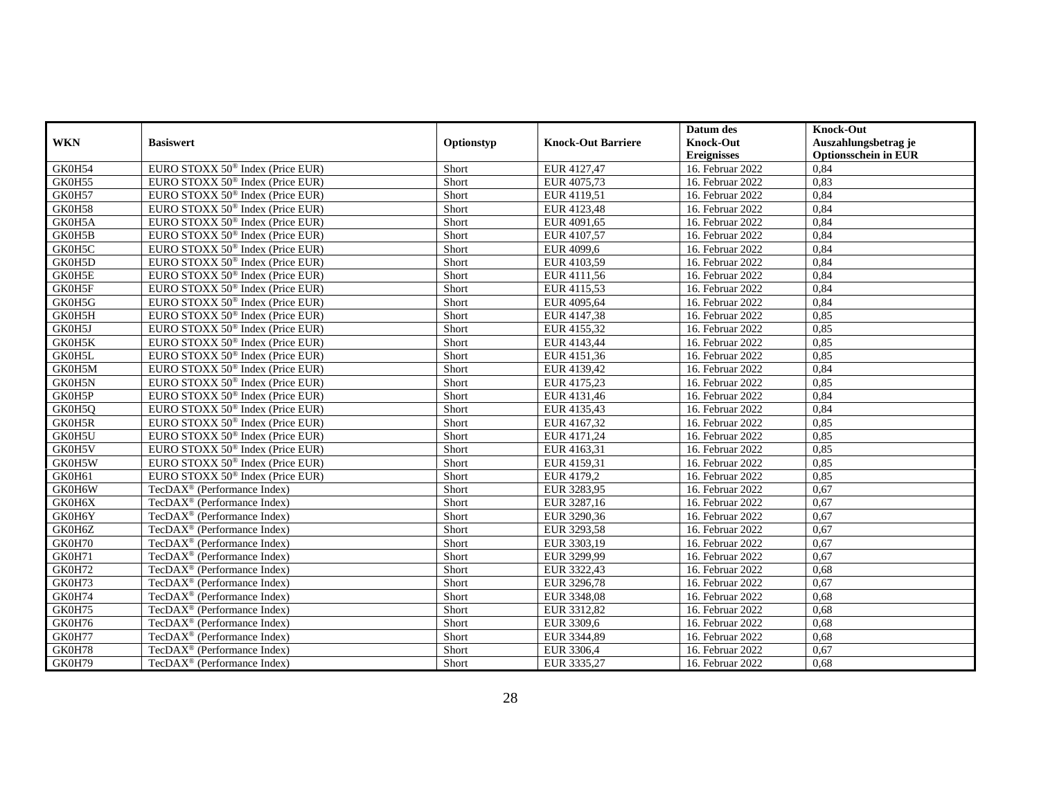| WKN | Basiswert | Optionstyp | Knock-Out Barriere | Datum des Knock-Out Ereignisses | Knock-Out Auszahlungsbetrag je Optionsschein in EUR |
|---|---|---|---|---|---|
| GK0H54 | EURO STOXX 50® Index (Price EUR) | Short | EUR 4127,47 | 16. Februar 2022 | 0,84 |
| GK0H55 | EURO STOXX 50® Index (Price EUR) | Short | EUR 4075,73 | 16. Februar 2022 | 0,83 |
| GK0H57 | EURO STOXX 50® Index (Price EUR) | Short | EUR 4119,51 | 16. Februar 2022 | 0,84 |
| GK0H58 | EURO STOXX 50® Index (Price EUR) | Short | EUR 4123,48 | 16. Februar 2022 | 0,84 |
| GK0H5A | EURO STOXX 50® Index (Price EUR) | Short | EUR 4091,65 | 16. Februar 2022 | 0,84 |
| GK0H5B | EURO STOXX 50® Index (Price EUR) | Short | EUR 4107,57 | 16. Februar 2022 | 0,84 |
| GK0H5C | EURO STOXX 50® Index (Price EUR) | Short | EUR 4099,6 | 16. Februar 2022 | 0,84 |
| GK0H5D | EURO STOXX 50® Index (Price EUR) | Short | EUR 4103,59 | 16. Februar 2022 | 0,84 |
| GK0H5E | EURO STOXX 50® Index (Price EUR) | Short | EUR 4111,56 | 16. Februar 2022 | 0,84 |
| GK0H5F | EURO STOXX 50® Index (Price EUR) | Short | EUR 4115,53 | 16. Februar 2022 | 0,84 |
| GK0H5G | EURO STOXX 50® Index (Price EUR) | Short | EUR 4095,64 | 16. Februar 2022 | 0,84 |
| GK0H5H | EURO STOXX 50® Index (Price EUR) | Short | EUR 4147,38 | 16. Februar 2022 | 0,85 |
| GK0H5J | EURO STOXX 50® Index (Price EUR) | Short | EUR 4155,32 | 16. Februar 2022 | 0,85 |
| GK0H5K | EURO STOXX 50® Index (Price EUR) | Short | EUR 4143,44 | 16. Februar 2022 | 0,85 |
| GK0H5L | EURO STOXX 50® Index (Price EUR) | Short | EUR 4151,36 | 16. Februar 2022 | 0,85 |
| GK0H5M | EURO STOXX 50® Index (Price EUR) | Short | EUR 4139,42 | 16. Februar 2022 | 0,84 |
| GK0H5N | EURO STOXX 50® Index (Price EUR) | Short | EUR 4175,23 | 16. Februar 2022 | 0,85 |
| GK0H5P | EURO STOXX 50® Index (Price EUR) | Short | EUR 4131,46 | 16. Februar 2022 | 0,84 |
| GK0H5Q | EURO STOXX 50® Index (Price EUR) | Short | EUR 4135,43 | 16. Februar 2022 | 0,84 |
| GK0H5R | EURO STOXX 50® Index (Price EUR) | Short | EUR 4167,32 | 16. Februar 2022 | 0,85 |
| GK0H5U | EURO STOXX 50® Index (Price EUR) | Short | EUR 4171,24 | 16. Februar 2022 | 0,85 |
| GK0H5V | EURO STOXX 50® Index (Price EUR) | Short | EUR 4163,31 | 16. Februar 2022 | 0,85 |
| GK0H5W | EURO STOXX 50® Index (Price EUR) | Short | EUR 4159,31 | 16. Februar 2022 | 0,85 |
| GK0H61 | EURO STOXX 50® Index (Price EUR) | Short | EUR 4179,2 | 16. Februar 2022 | 0,85 |
| GK0H6W | TecDAX® (Performance Index) | Short | EUR 3283,95 | 16. Februar 2022 | 0,67 |
| GK0H6X | TecDAX® (Performance Index) | Short | EUR 3287,16 | 16. Februar 2022 | 0,67 |
| GK0H6Y | TecDAX® (Performance Index) | Short | EUR 3290,36 | 16. Februar 2022 | 0,67 |
| GK0H6Z | TecDAX® (Performance Index) | Short | EUR 3293,58 | 16. Februar 2022 | 0,67 |
| GK0H70 | TecDAX® (Performance Index) | Short | EUR 3303,19 | 16. Februar 2022 | 0,67 |
| GK0H71 | TecDAX® (Performance Index) | Short | EUR 3299,99 | 16. Februar 2022 | 0,67 |
| GK0H72 | TecDAX® (Performance Index) | Short | EUR 3322,43 | 16. Februar 2022 | 0,68 |
| GK0H73 | TecDAX® (Performance Index) | Short | EUR 3296,78 | 16. Februar 2022 | 0,67 |
| GK0H74 | TecDAX® (Performance Index) | Short | EUR 3348,08 | 16. Februar 2022 | 0,68 |
| GK0H75 | TecDAX® (Performance Index) | Short | EUR 3312,82 | 16. Februar 2022 | 0,68 |
| GK0H76 | TecDAX® (Performance Index) | Short | EUR 3309,6 | 16. Februar 2022 | 0,68 |
| GK0H77 | TecDAX® (Performance Index) | Short | EUR 3344,89 | 16. Februar 2022 | 0,68 |
| GK0H78 | TecDAX® (Performance Index) | Short | EUR 3306,4 | 16. Februar 2022 | 0,67 |
| GK0H79 | TecDAX® (Performance Index) | Short | EUR 3335,27 | 16. Februar 2022 | 0,68 |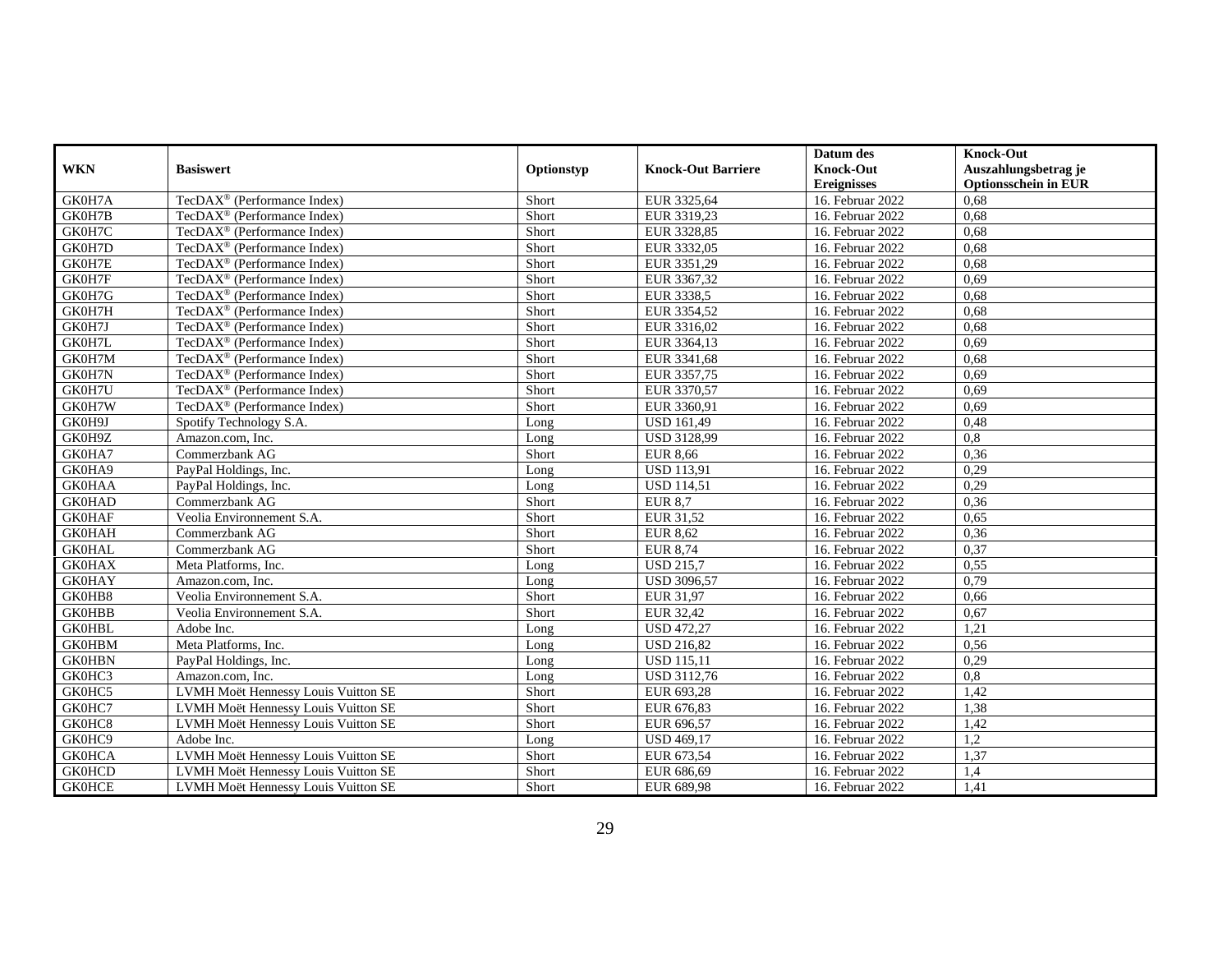| WKN | Basiswert | Optionstyp | Knock-Out Barriere | Datum des Knock-Out Ereignisses | Knock-Out Auszahlungsbetrag je Optionsschein in EUR |
|---|---|---|---|---|---|
| GK0H7A | TecDAX® (Performance Index) | Short | EUR 3325,64 | 16. Februar 2022 | 0,68 |
| GK0H7B | TecDAX® (Performance Index) | Short | EUR 3319,23 | 16. Februar 2022 | 0,68 |
| GK0H7C | TecDAX® (Performance Index) | Short | EUR 3328,85 | 16. Februar 2022 | 0,68 |
| GK0H7D | TecDAX® (Performance Index) | Short | EUR 3332,05 | 16. Februar 2022 | 0,68 |
| GK0H7E | TecDAX® (Performance Index) | Short | EUR 3351,29 | 16. Februar 2022 | 0,68 |
| GK0H7F | TecDAX® (Performance Index) | Short | EUR 3367,32 | 16. Februar 2022 | 0,69 |
| GK0H7G | TecDAX® (Performance Index) | Short | EUR 3338,5 | 16. Februar 2022 | 0,68 |
| GK0H7H | TecDAX® (Performance Index) | Short | EUR 3354,52 | 16. Februar 2022 | 0,68 |
| GK0H7J | TecDAX® (Performance Index) | Short | EUR 3316,02 | 16. Februar 2022 | 0,68 |
| GK0H7L | TecDAX® (Performance Index) | Short | EUR 3364,13 | 16. Februar 2022 | 0,69 |
| GK0H7M | TecDAX® (Performance Index) | Short | EUR 3341,68 | 16. Februar 2022 | 0,68 |
| GK0H7N | TecDAX® (Performance Index) | Short | EUR 3357,75 | 16. Februar 2022 | 0,69 |
| GK0H7U | TecDAX® (Performance Index) | Short | EUR 3370,57 | 16. Februar 2022 | 0,69 |
| GK0H7W | TecDAX® (Performance Index) | Short | EUR 3360,91 | 16. Februar 2022 | 0,69 |
| GK0H9J | Spotify Technology S.A. | Long | USD 161,49 | 16. Februar 2022 | 0,48 |
| GK0H9Z | Amazon.com, Inc. | Long | USD 3128,99 | 16. Februar 2022 | 0,8 |
| GK0HA7 | Commerzbank AG | Short | EUR 8,66 | 16. Februar 2022 | 0,36 |
| GK0HA9 | PayPal Holdings, Inc. | Long | USD 113,91 | 16. Februar 2022 | 0,29 |
| GK0HAA | PayPal Holdings, Inc. | Long | USD 114,51 | 16. Februar 2022 | 0,29 |
| GK0HAD | Commerzbank AG | Short | EUR 8,7 | 16. Februar 2022 | 0,36 |
| GK0HAF | Veolia Environnement S.A. | Short | EUR 31,52 | 16. Februar 2022 | 0,65 |
| GK0HAH | Commerzbank AG | Short | EUR 8,62 | 16. Februar 2022 | 0,36 |
| GK0HAL | Commerzbank AG | Short | EUR 8,74 | 16. Februar 2022 | 0,37 |
| GK0HAX | Meta Platforms, Inc. | Long | USD 215,7 | 16. Februar 2022 | 0,55 |
| GK0HAY | Amazon.com, Inc. | Long | USD 3096,57 | 16. Februar 2022 | 0,79 |
| GK0HB8 | Veolia Environnement S.A. | Short | EUR 31,97 | 16. Februar 2022 | 0,66 |
| GK0HBB | Veolia Environnement S.A. | Short | EUR 32,42 | 16. Februar 2022 | 0,67 |
| GK0HBL | Adobe Inc. | Long | USD 472,27 | 16. Februar 2022 | 1,21 |
| GK0HBM | Meta Platforms, Inc. | Long | USD 216,82 | 16. Februar 2022 | 0,56 |
| GK0HBN | PayPal Holdings, Inc. | Long | USD 115,11 | 16. Februar 2022 | 0,29 |
| GK0HC3 | Amazon.com, Inc. | Long | USD 3112,76 | 16. Februar 2022 | 0,8 |
| GK0HC5 | LVMH Moët Hennessy Louis Vuitton SE | Short | EUR 693,28 | 16. Februar 2022 | 1,42 |
| GK0HC7 | LVMH Moët Hennessy Louis Vuitton SE | Short | EUR 676,83 | 16. Februar 2022 | 1,38 |
| GK0HC8 | LVMH Moët Hennessy Louis Vuitton SE | Short | EUR 696,57 | 16. Februar 2022 | 1,42 |
| GK0HC9 | Adobe Inc. | Long | USD 469,17 | 16. Februar 2022 | 1,2 |
| GK0HCA | LVMH Moët Hennessy Louis Vuitton SE | Short | EUR 673,54 | 16. Februar 2022 | 1,37 |
| GK0HCD | LVMH Moët Hennessy Louis Vuitton SE | Short | EUR 686,69 | 16. Februar 2022 | 1,4 |
| GK0HCE | LVMH Moët Hennessy Louis Vuitton SE | Short | EUR 689,98 | 16. Februar 2022 | 1,41 |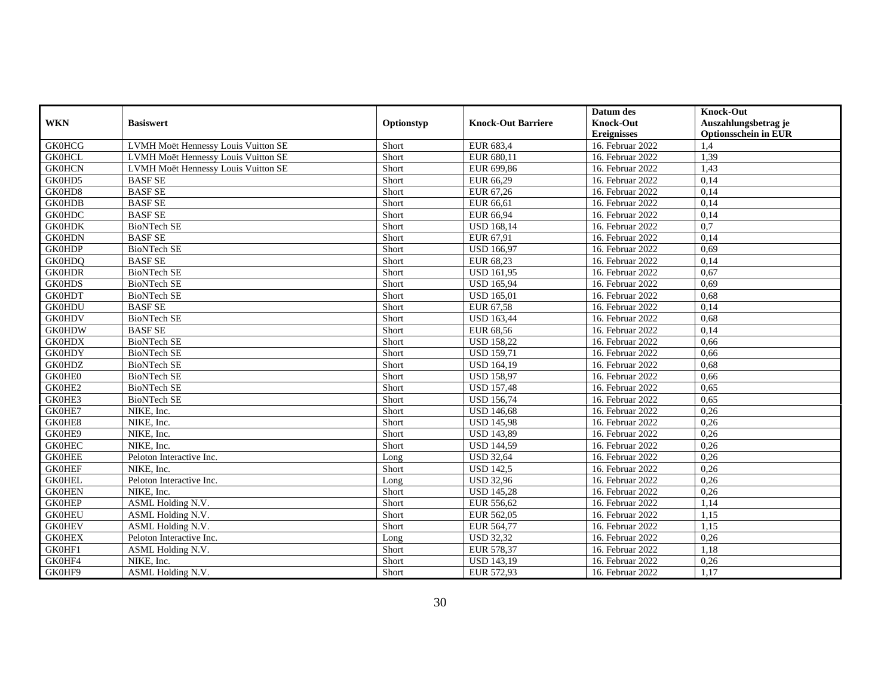| WKN | Basiswert | Optionstyp | Knock-Out Barriere | Datum des Knock-Out Ereignisses | Knock-Out Auszahlungsbetrag je Optionsschein in EUR |
|---|---|---|---|---|---|
| GK0HCG | LVMH Moët Hennessy Louis Vuitton SE | Short | EUR 683,4 | 16. Februar 2022 | 1,4 |
| GK0HCL | LVMH Moët Hennessy Louis Vuitton SE | Short | EUR 680,11 | 16. Februar 2022 | 1,39 |
| GK0HCN | LVMH Moët Hennessy Louis Vuitton SE | Short | EUR 699,86 | 16. Februar 2022 | 1,43 |
| GK0HD5 | BASF SE | Short | EUR 66,29 | 16. Februar 2022 | 0,14 |
| GK0HD8 | BASF SE | Short | EUR 67,26 | 16. Februar 2022 | 0,14 |
| GK0HDB | BASF SE | Short | EUR 66,61 | 16. Februar 2022 | 0,14 |
| GK0HDC | BASF SE | Short | EUR 66,94 | 16. Februar 2022 | 0,14 |
| GK0HDK | BioNTech SE | Short | USD 168,14 | 16. Februar 2022 | 0,7 |
| GK0HDN | BASF SE | Short | EUR 67,91 | 16. Februar 2022 | 0,14 |
| GK0HDP | BioNTech SE | Short | USD 166,97 | 16. Februar 2022 | 0,69 |
| GK0HDQ | BASF SE | Short | EUR 68,23 | 16. Februar 2022 | 0,14 |
| GK0HDR | BioNTech SE | Short | USD 161,95 | 16. Februar 2022 | 0,67 |
| GK0HDS | BioNTech SE | Short | USD 165,94 | 16. Februar 2022 | 0,69 |
| GK0HDT | BioNTech SE | Short | USD 165,01 | 16. Februar 2022 | 0,68 |
| GK0HDU | BASF SE | Short | EUR 67,58 | 16. Februar 2022 | 0,14 |
| GK0HDV | BioNTech SE | Short | USD 163,44 | 16. Februar 2022 | 0,68 |
| GK0HDW | BASF SE | Short | EUR 68,56 | 16. Februar 2022 | 0,14 |
| GK0HDX | BioNTech SE | Short | USD 158,22 | 16. Februar 2022 | 0,66 |
| GK0HDY | BioNTech SE | Short | USD 159,71 | 16. Februar 2022 | 0,66 |
| GK0HDZ | BioNTech SE | Short | USD 164,19 | 16. Februar 2022 | 0,68 |
| GK0HE0 | BioNTech SE | Short | USD 158,97 | 16. Februar 2022 | 0,66 |
| GK0HE2 | BioNTech SE | Short | USD 157,48 | 16. Februar 2022 | 0,65 |
| GK0HE3 | BioNTech SE | Short | USD 156,74 | 16. Februar 2022 | 0,65 |
| GK0HE7 | NIKE, Inc. | Short | USD 146,68 | 16. Februar 2022 | 0,26 |
| GK0HE8 | NIKE, Inc. | Short | USD 145,98 | 16. Februar 2022 | 0,26 |
| GK0HE9 | NIKE, Inc. | Short | USD 143,89 | 16. Februar 2022 | 0,26 |
| GK0HEC | NIKE, Inc. | Short | USD 144,59 | 16. Februar 2022 | 0,26 |
| GK0HEE | Peloton Interactive Inc. | Long | USD 32,64 | 16. Februar 2022 | 0,26 |
| GK0HEF | NIKE, Inc. | Short | USD 142,5 | 16. Februar 2022 | 0,26 |
| GK0HEL | Peloton Interactive Inc. | Long | USD 32,96 | 16. Februar 2022 | 0,26 |
| GK0HEN | NIKE, Inc. | Short | USD 145,28 | 16. Februar 2022 | 0,26 |
| GK0HEP | ASML Holding N.V. | Short | EUR 556,62 | 16. Februar 2022 | 1,14 |
| GK0HEU | ASML Holding N.V. | Short | EUR 562,05 | 16. Februar 2022 | 1,15 |
| GK0HEV | ASML Holding N.V. | Short | EUR 564,77 | 16. Februar 2022 | 1,15 |
| GK0HEX | Peloton Interactive Inc. | Long | USD 32,32 | 16. Februar 2022 | 0,26 |
| GK0HF1 | ASML Holding N.V. | Short | EUR 578,37 | 16. Februar 2022 | 1,18 |
| GK0HF4 | NIKE, Inc. | Short | USD 143,19 | 16. Februar 2022 | 0,26 |
| GK0HF9 | ASML Holding N.V. | Short | EUR 572,93 | 16. Februar 2022 | 1,17 |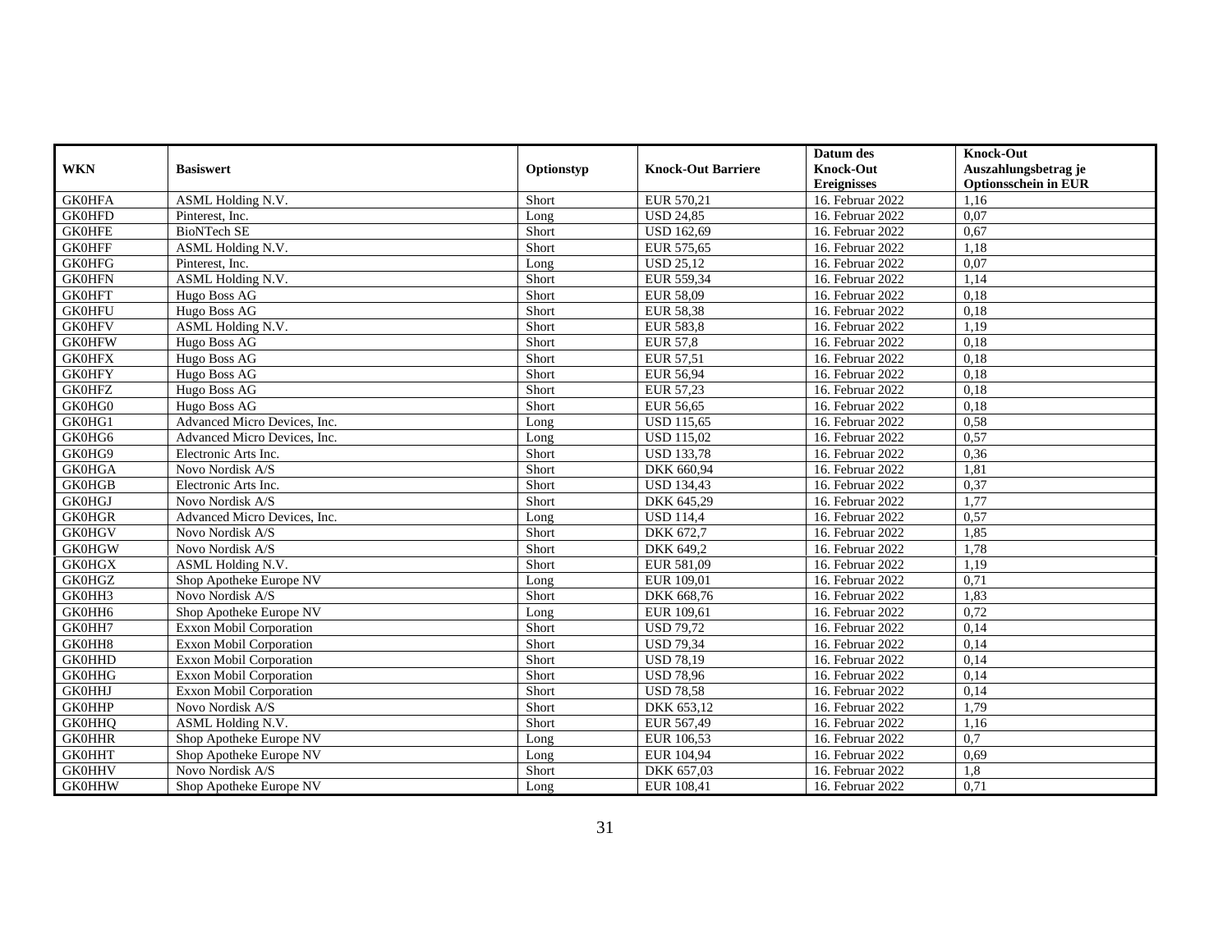| WKN | Basiswert | Optionstyp | Knock-Out Barriere | Datum des Knock-Out Ereignisses | Knock-Out Auszahlungsbetrag je Optionsschein in EUR |
|---|---|---|---|---|---|
| GK0HFA | ASML Holding N.V. | Short | EUR 570,21 | 16. Februar 2022 | 1,16 |
| GK0HFD | Pinterest, Inc. | Long | USD 24,85 | 16. Februar 2022 | 0,07 |
| GK0HFE | BioNTech SE | Short | USD 162,69 | 16. Februar 2022 | 0,67 |
| GK0HFF | ASML Holding N.V. | Short | EUR 575,65 | 16. Februar 2022 | 1,18 |
| GK0HFG | Pinterest, Inc. | Long | USD 25,12 | 16. Februar 2022 | 0,07 |
| GK0HFN | ASML Holding N.V. | Short | EUR 559,34 | 16. Februar 2022 | 1,14 |
| GK0HFT | Hugo Boss AG | Short | EUR 58,09 | 16. Februar 2022 | 0,18 |
| GK0HFU | Hugo Boss AG | Short | EUR 58,38 | 16. Februar 2022 | 0,18 |
| GK0HFV | ASML Holding N.V. | Short | EUR 583,8 | 16. Februar 2022 | 1,19 |
| GK0HFW | Hugo Boss AG | Short | EUR 57,8 | 16. Februar 2022 | 0,18 |
| GK0HFX | Hugo Boss AG | Short | EUR 57,51 | 16. Februar 2022 | 0,18 |
| GK0HFY | Hugo Boss AG | Short | EUR 56,94 | 16. Februar 2022 | 0,18 |
| GK0HFZ | Hugo Boss AG | Short | EUR 57,23 | 16. Februar 2022 | 0,18 |
| GK0HG0 | Hugo Boss AG | Short | EUR 56,65 | 16. Februar 2022 | 0,18 |
| GK0HG1 | Advanced Micro Devices, Inc. | Long | USD 115,65 | 16. Februar 2022 | 0,58 |
| GK0HG6 | Advanced Micro Devices, Inc. | Long | USD 115,02 | 16. Februar 2022 | 0,57 |
| GK0HG9 | Electronic Arts Inc. | Short | USD 133,78 | 16. Februar 2022 | 0,36 |
| GK0HGA | Novo Nordisk A/S | Short | DKK 660,94 | 16. Februar 2022 | 1,81 |
| GK0HGB | Electronic Arts Inc. | Short | USD 134,43 | 16. Februar 2022 | 0,37 |
| GK0HGJ | Novo Nordisk A/S | Short | DKK 645,29 | 16. Februar 2022 | 1,77 |
| GK0HGR | Advanced Micro Devices, Inc. | Long | USD 114,4 | 16. Februar 2022 | 0,57 |
| GK0HGV | Novo Nordisk A/S | Short | DKK 672,7 | 16. Februar 2022 | 1,85 |
| GK0HGW | Novo Nordisk A/S | Short | DKK 649,2 | 16. Februar 2022 | 1,78 |
| GK0HGX | ASML Holding N.V. | Short | EUR 581,09 | 16. Februar 2022 | 1,19 |
| GK0HGZ | Shop Apotheke Europe NV | Long | EUR 109,01 | 16. Februar 2022 | 0,71 |
| GK0HH3 | Novo Nordisk A/S | Short | DKK 668,76 | 16. Februar 2022 | 1,83 |
| GK0HH6 | Shop Apotheke Europe NV | Long | EUR 109,61 | 16. Februar 2022 | 0,72 |
| GK0HH7 | Exxon Mobil Corporation | Short | USD 79,72 | 16. Februar 2022 | 0,14 |
| GK0HH8 | Exxon Mobil Corporation | Short | USD 79,34 | 16. Februar 2022 | 0,14 |
| GK0HHD | Exxon Mobil Corporation | Short | USD 78,19 | 16. Februar 2022 | 0,14 |
| GK0HHG | Exxon Mobil Corporation | Short | USD 78,96 | 16. Februar 2022 | 0,14 |
| GK0HHJ | Exxon Mobil Corporation | Short | USD 78,58 | 16. Februar 2022 | 0,14 |
| GK0HHP | Novo Nordisk A/S | Short | DKK 653,12 | 16. Februar 2022 | 1,79 |
| GK0HHQ | ASML Holding N.V. | Short | EUR 567,49 | 16. Februar 2022 | 1,16 |
| GK0HHR | Shop Apotheke Europe NV | Long | EUR 106,53 | 16. Februar 2022 | 0,7 |
| GK0HHT | Shop Apotheke Europe NV | Long | EUR 104,94 | 16. Februar 2022 | 0,69 |
| GK0HHV | Novo Nordisk A/S | Short | DKK 657,03 | 16. Februar 2022 | 1,8 |
| GK0HHW | Shop Apotheke Europe NV | Long | EUR 108,41 | 16. Februar 2022 | 0,71 |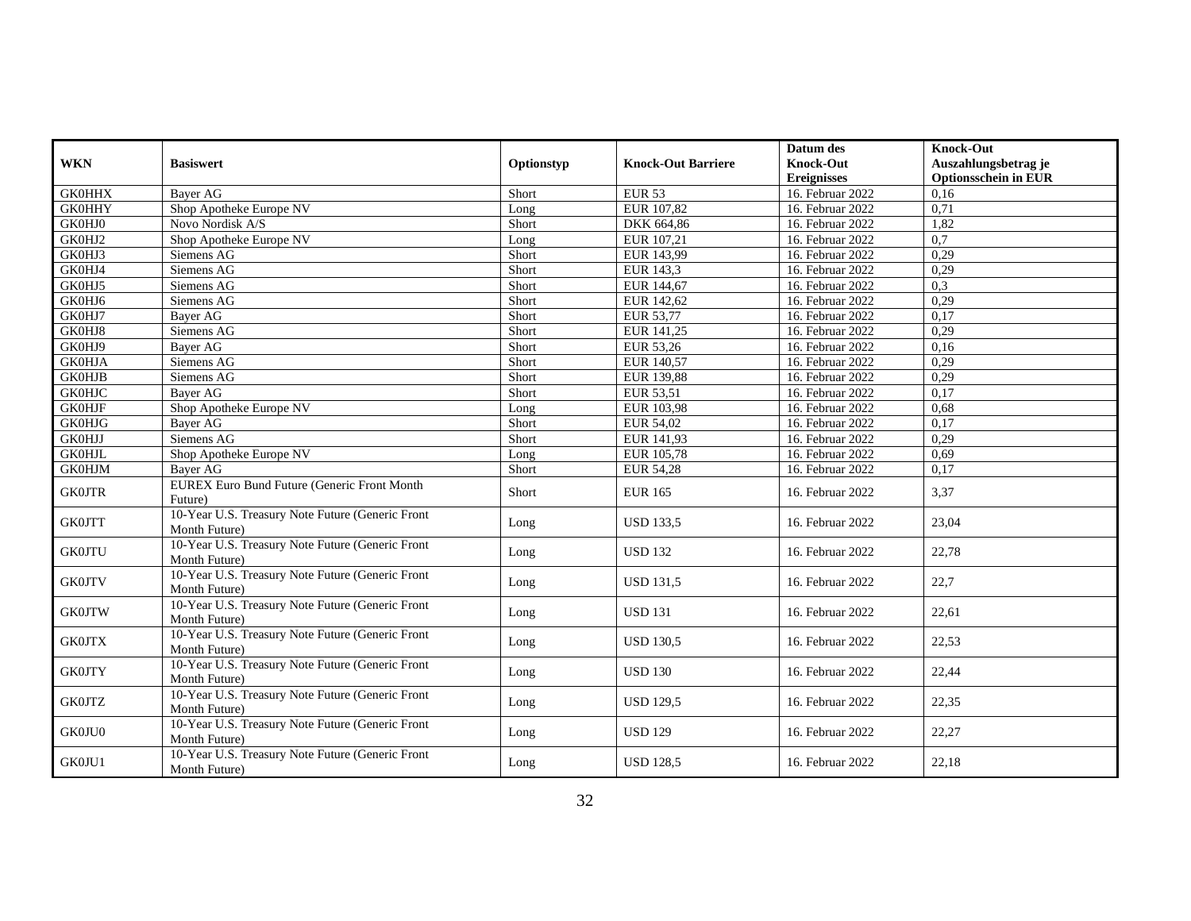| WKN | Basiswert | Optionstyp | Knock-Out Barriere | Datum des Knock-Out Ereignisses | Knock-Out Auszahlungsbetrag je Optionsschein in EUR |
|---|---|---|---|---|---|
| GK0HHX | Bayer AG | Short | EUR 53 | 16. Februar 2022 | 0,16 |
| GK0HHY | Shop Apotheke Europe NV | Long | EUR 107,82 | 16. Februar 2022 | 0,71 |
| GK0HJ0 | Novo Nordisk A/S | Short | DKK 664,86 | 16. Februar 2022 | 1,82 |
| GK0HJ2 | Shop Apotheke Europe NV | Long | EUR 107,21 | 16. Februar 2022 | 0,7 |
| GK0HJ3 | Siemens AG | Short | EUR 143,99 | 16. Februar 2022 | 0,29 |
| GK0HJ4 | Siemens AG | Short | EUR 143,3 | 16. Februar 2022 | 0,29 |
| GK0HJ5 | Siemens AG | Short | EUR 144,67 | 16. Februar 2022 | 0,3 |
| GK0HJ6 | Siemens AG | Short | EUR 142,62 | 16. Februar 2022 | 0,29 |
| GK0HJ7 | Bayer AG | Short | EUR 53,77 | 16. Februar 2022 | 0,17 |
| GK0HJ8 | Siemens AG | Short | EUR 141,25 | 16. Februar 2022 | 0,29 |
| GK0HJ9 | Bayer AG | Short | EUR 53,26 | 16. Februar 2022 | 0,16 |
| GK0HJA | Siemens AG | Short | EUR 140,57 | 16. Februar 2022 | 0,29 |
| GK0HJB | Siemens AG | Short | EUR 139,88 | 16. Februar 2022 | 0,29 |
| GK0HJC | Bayer AG | Short | EUR 53,51 | 16. Februar 2022 | 0,17 |
| GK0HJF | Shop Apotheke Europe NV | Long | EUR 103,98 | 16. Februar 2022 | 0,68 |
| GK0HJG | Bayer AG | Short | EUR 54,02 | 16. Februar 2022 | 0,17 |
| GK0HJJ | Siemens AG | Short | EUR 141,93 | 16. Februar 2022 | 0,29 |
| GK0HJL | Shop Apotheke Europe NV | Long | EUR 105,78 | 16. Februar 2022 | 0,69 |
| GK0HJM | Bayer AG | Short | EUR 54,28 | 16. Februar 2022 | 0,17 |
| GK0JTR | EUREX Euro Bund Future (Generic Front Month Future) | Short | EUR 165 | 16. Februar 2022 | 3,37 |
| GK0JTT | 10-Year U.S. Treasury Note Future (Generic Front Month Future) | Long | USD 133,5 | 16. Februar 2022 | 23,04 |
| GK0JTU | 10-Year U.S. Treasury Note Future (Generic Front Month Future) | Long | USD 132 | 16. Februar 2022 | 22,78 |
| GK0JTV | 10-Year U.S. Treasury Note Future (Generic Front Month Future) | Long | USD 131,5 | 16. Februar 2022 | 22,7 |
| GK0JTW | 10-Year U.S. Treasury Note Future (Generic Front Month Future) | Long | USD 131 | 16. Februar 2022 | 22,61 |
| GK0JTX | 10-Year U.S. Treasury Note Future (Generic Front Month Future) | Long | USD 130,5 | 16. Februar 2022 | 22,53 |
| GK0JTY | 10-Year U.S. Treasury Note Future (Generic Front Month Future) | Long | USD 130 | 16. Februar 2022 | 22,44 |
| GK0JTZ | 10-Year U.S. Treasury Note Future (Generic Front Month Future) | Long | USD 129,5 | 16. Februar 2022 | 22,35 |
| GK0JU0 | 10-Year U.S. Treasury Note Future (Generic Front Month Future) | Long | USD 129 | 16. Februar 2022 | 22,27 |
| GK0JU1 | 10-Year U.S. Treasury Note Future (Generic Front Month Future) | Long | USD 128,5 | 16. Februar 2022 | 22,18 |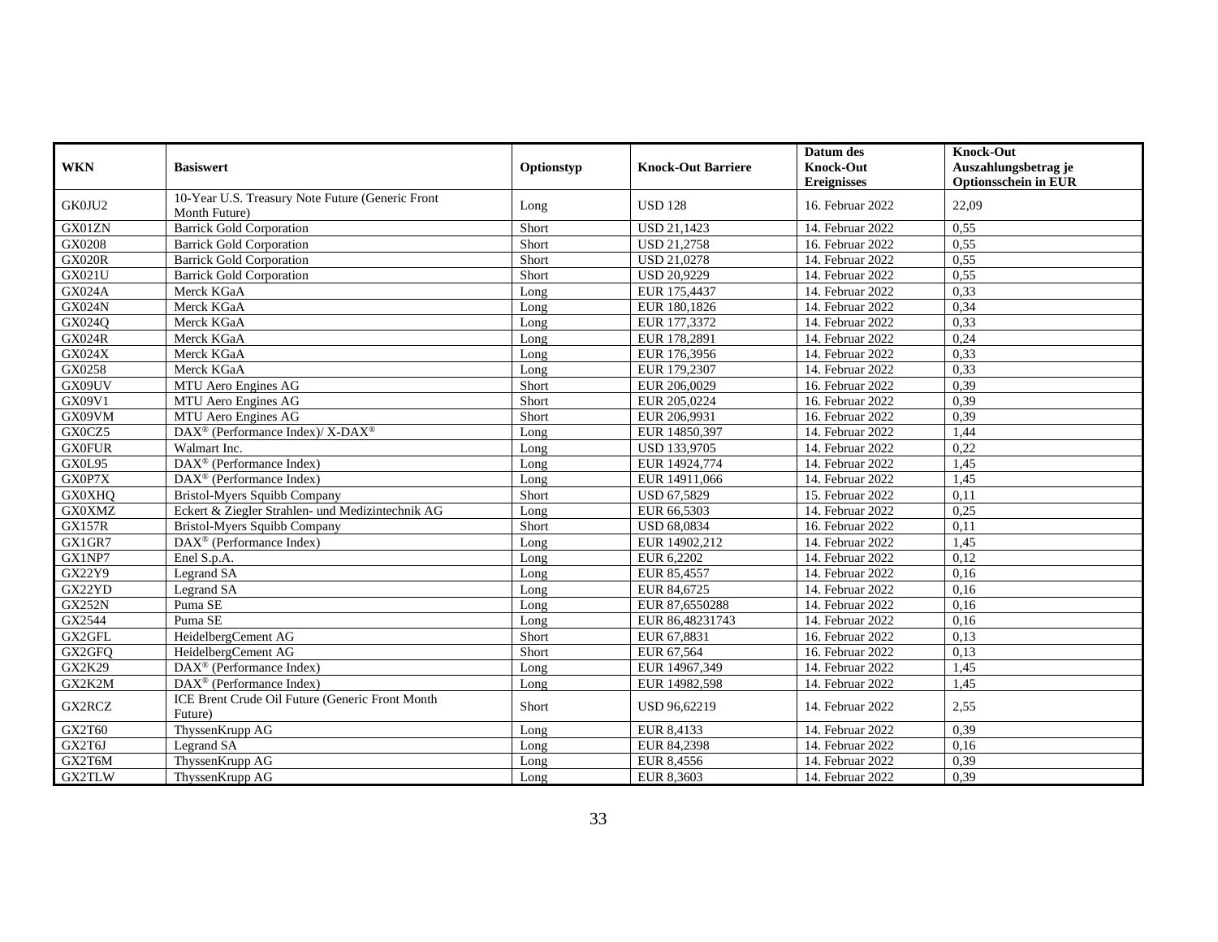| WKN | Basiswert | Optionstyp | Knock-Out Barriere | Datum des Knock-Out Ereignisses | Knock-Out Auszahlungsbetrag je Optionsschein in EUR |
|---|---|---|---|---|---|
| GK0JU2 | 10-Year U.S. Treasury Note Future (Generic Front Month Future) | Long | USD 128 | 16. Februar 2022 | 22,09 |
| GX01ZN | Barrick Gold Corporation | Short | USD 21,1423 | 14. Februar 2022 | 0,55 |
| GX0208 | Barrick Gold Corporation | Short | USD 21,2758 | 16. Februar 2022 | 0,55 |
| GX020R | Barrick Gold Corporation | Short | USD 21,0278 | 14. Februar 2022 | 0,55 |
| GX021U | Barrick Gold Corporation | Short | USD 20,9229 | 14. Februar 2022 | 0,55 |
| GX024A | Merck KGaA | Long | EUR 175,4437 | 14. Februar 2022 | 0,33 |
| GX024N | Merck KGaA | Long | EUR 180,1826 | 14. Februar 2022 | 0,34 |
| GX024Q | Merck KGaA | Long | EUR 177,3372 | 14. Februar 2022 | 0,33 |
| GX024R | Merck KGaA | Long | EUR 178,2891 | 14. Februar 2022 | 0,24 |
| GX024X | Merck KGaA | Long | EUR 176,3956 | 14. Februar 2022 | 0,33 |
| GX0258 | Merck KGaA | Long | EUR 179,2307 | 14. Februar 2022 | 0,33 |
| GX09UV | MTU Aero Engines AG | Short | EUR 206,0029 | 16. Februar 2022 | 0,39 |
| GX09V1 | MTU Aero Engines AG | Short | EUR 205,0224 | 16. Februar 2022 | 0,39 |
| GX09VM | MTU Aero Engines AG | Short | EUR 206,9931 | 16. Februar 2022 | 0,39 |
| GX0CZ5 | DAX® (Performance Index)/ X-DAX® | Long | EUR 14850,397 | 14. Februar 2022 | 1,44 |
| GX0FUR | Walmart Inc. | Long | USD 133,9705 | 14. Februar 2022 | 0,22 |
| GX0L95 | DAX® (Performance Index) | Long | EUR 14924,774 | 14. Februar 2022 | 1,45 |
| GX0P7X | DAX® (Performance Index) | Long | EUR 14911,066 | 14. Februar 2022 | 1,45 |
| GX0XHQ | Bristol-Myers Squibb Company | Short | USD 67,5829 | 15. Februar 2022 | 0,11 |
| GX0XMZ | Eckert & Ziegler Strahlen- und Medizintechnik AG | Long | EUR 66,5303 | 14. Februar 2022 | 0,25 |
| GX157R | Bristol-Myers Squibb Company | Short | USD 68,0834 | 16. Februar 2022 | 0,11 |
| GX1GR7 | DAX® (Performance Index) | Long | EUR 14902,212 | 14. Februar 2022 | 1,45 |
| GX1NP7 | Enel S.p.A. | Long | EUR 6,2202 | 14. Februar 2022 | 0,12 |
| GX22Y9 | Legrand SA | Long | EUR 85,4557 | 14. Februar 2022 | 0,16 |
| GX22YD | Legrand SA | Long | EUR 84,6725 | 14. Februar 2022 | 0,16 |
| GX252N | Puma SE | Long | EUR 87,6550288 | 14. Februar 2022 | 0,16 |
| GX2544 | Puma SE | Long | EUR 86,48231743 | 14. Februar 2022 | 0,16 |
| GX2GFL | HeidelbergCement AG | Short | EUR 67,8831 | 16. Februar 2022 | 0,13 |
| GX2GFQ | HeidelbergCement AG | Short | EUR 67,564 | 16. Februar 2022 | 0,13 |
| GX2K29 | DAX® (Performance Index) | Long | EUR 14967,349 | 14. Februar 2022 | 1,45 |
| GX2K2M | DAX® (Performance Index) | Long | EUR 14982,598 | 14. Februar 2022 | 1,45 |
| GX2RCZ | ICE Brent Crude Oil Future (Generic Front Month Future) | Short | USD 96,62219 | 14. Februar 2022 | 2,55 |
| GX2T60 | ThyssenKrupp AG | Long | EUR 8,4133 | 14. Februar 2022 | 0,39 |
| GX2T6J | Legrand SA | Long | EUR 84,2398 | 14. Februar 2022 | 0,16 |
| GX2T6M | ThyssenKrupp AG | Long | EUR 8,4556 | 14. Februar 2022 | 0,39 |
| GX2TLW | ThyssenKrupp AG | Long | EUR 8,3603 | 14. Februar 2022 | 0,39 |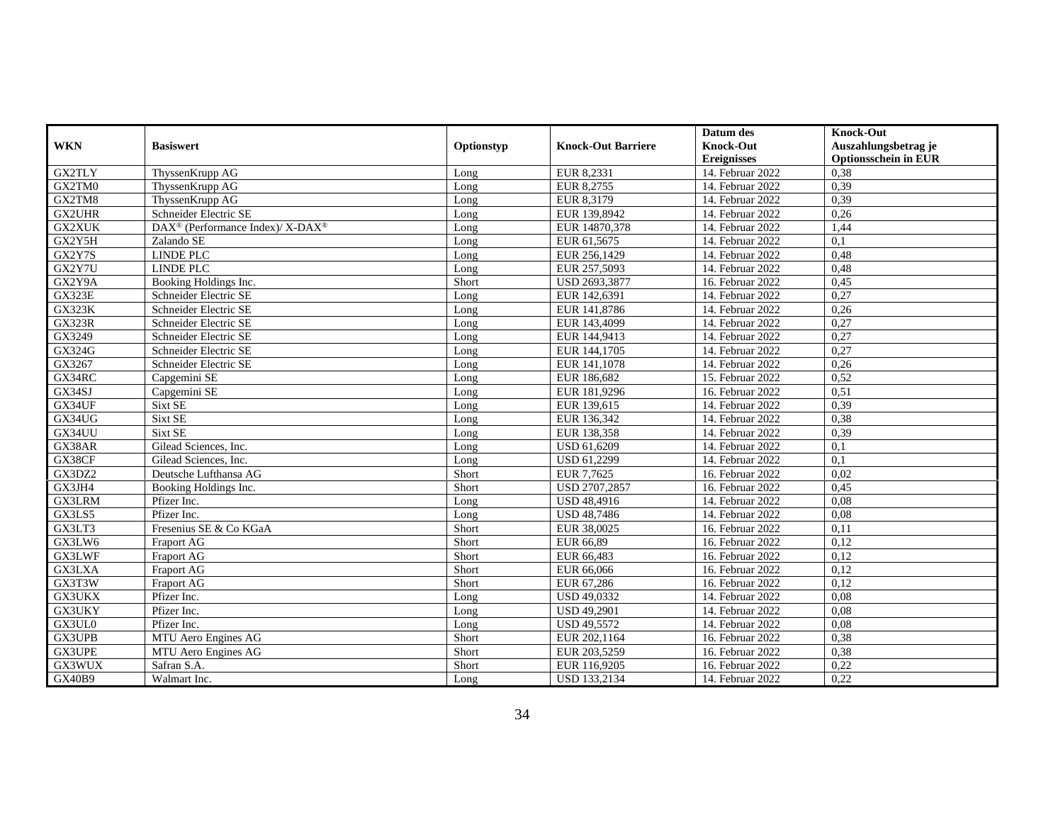| WKN | Basiswert | Optionstyp | Knock-Out Barriere | Datum des Knock-Out Ereignisses | Knock-Out Auszahlungsbetrag je Optionsschein in EUR |
|---|---|---|---|---|---|
| GX2TLY | ThyssenKrupp AG | Long | EUR 8,2331 | 14. Februar 2022 | 0,38 |
| GX2TM0 | ThyssenKrupp AG | Long | EUR 8,2755 | 14. Februar 2022 | 0,39 |
| GX2TM8 | ThyssenKrupp AG | Long | EUR 8,3179 | 14. Februar 2022 | 0,39 |
| GX2UHR | Schneider Electric SE | Long | EUR 139,8942 | 14. Februar 2022 | 0,26 |
| GX2XUK | DAX® (Performance Index)/ X-DAX® | Long | EUR 14870,378 | 14. Februar 2022 | 1,44 |
| GX2Y5H | Zalando SE | Long | EUR 61,5675 | 14. Februar 2022 | 0,1 |
| GX2Y7S | LINDE PLC | Long | EUR 256,1429 | 14. Februar 2022 | 0,48 |
| GX2Y7U | LINDE PLC | Long | EUR 257,5093 | 14. Februar 2022 | 0,48 |
| GX2Y9A | Booking Holdings Inc. | Short | USD 2693,3877 | 16. Februar 2022 | 0,45 |
| GX323E | Schneider Electric SE | Long | EUR 142,6391 | 14. Februar 2022 | 0,27 |
| GX323K | Schneider Electric SE | Long | EUR 141,8786 | 14. Februar 2022 | 0,26 |
| GX323R | Schneider Electric SE | Long | EUR 143,4099 | 14. Februar 2022 | 0,27 |
| GX3249 | Schneider Electric SE | Long | EUR 144,9413 | 14. Februar 2022 | 0,27 |
| GX324G | Schneider Electric SE | Long | EUR 144,1705 | 14. Februar 2022 | 0,27 |
| GX3267 | Schneider Electric SE | Long | EUR 141,1078 | 14. Februar 2022 | 0,26 |
| GX34RC | Capgemini SE | Long | EUR 186,682 | 15. Februar 2022 | 0,52 |
| GX34SJ | Capgemini SE | Long | EUR 181,9296 | 16. Februar 2022 | 0,51 |
| GX34UF | Sixt SE | Long | EUR 139,615 | 14. Februar 2022 | 0,39 |
| GX34UG | Sixt SE | Long | EUR 136,342 | 14. Februar 2022 | 0,38 |
| GX34UU | Sixt SE | Long | EUR 138,358 | 14. Februar 2022 | 0,39 |
| GX38AR | Gilead Sciences, Inc. | Long | USD 61,6209 | 14. Februar 2022 | 0,1 |
| GX38CF | Gilead Sciences, Inc. | Long | USD 61,2299 | 14. Februar 2022 | 0,1 |
| GX3DZ2 | Deutsche Lufthansa AG | Short | EUR 7,7625 | 16. Februar 2022 | 0,02 |
| GX3JH4 | Booking Holdings Inc. | Short | USD 2707,2857 | 16. Februar 2022 | 0,45 |
| GX3LRM | Pfizer Inc. | Long | USD 48,4916 | 14. Februar 2022 | 0,08 |
| GX3LS5 | Pfizer Inc. | Long | USD 48,7486 | 14. Februar 2022 | 0,08 |
| GX3LT3 | Fresenius SE & Co KGaA | Short | EUR 38,0025 | 16. Februar 2022 | 0,11 |
| GX3LW6 | Fraport AG | Short | EUR 66,89 | 16. Februar 2022 | 0,12 |
| GX3LWF | Fraport AG | Short | EUR 66,483 | 16. Februar 2022 | 0,12 |
| GX3LXA | Fraport AG | Short | EUR 66,066 | 16. Februar 2022 | 0,12 |
| GX3T3W | Fraport AG | Short | EUR 67,286 | 16. Februar 2022 | 0,12 |
| GX3UKX | Pfizer Inc. | Long | USD 49,0332 | 14. Februar 2022 | 0,08 |
| GX3UKY | Pfizer Inc. | Long | USD 49,2901 | 14. Februar 2022 | 0,08 |
| GX3UL0 | Pfizer Inc. | Long | USD 49,5572 | 14. Februar 2022 | 0,08 |
| GX3UPB | MTU Aero Engines AG | Short | EUR 202,1164 | 16. Februar 2022 | 0,38 |
| GX3UPE | MTU Aero Engines AG | Short | EUR 203,5259 | 16. Februar 2022 | 0,38 |
| GX3WUX | Safran S.A. | Short | EUR 116,9205 | 16. Februar 2022 | 0,22 |
| GX40B9 | Walmart Inc. | Long | USD 133,2134 | 14. Februar 2022 | 0,22 |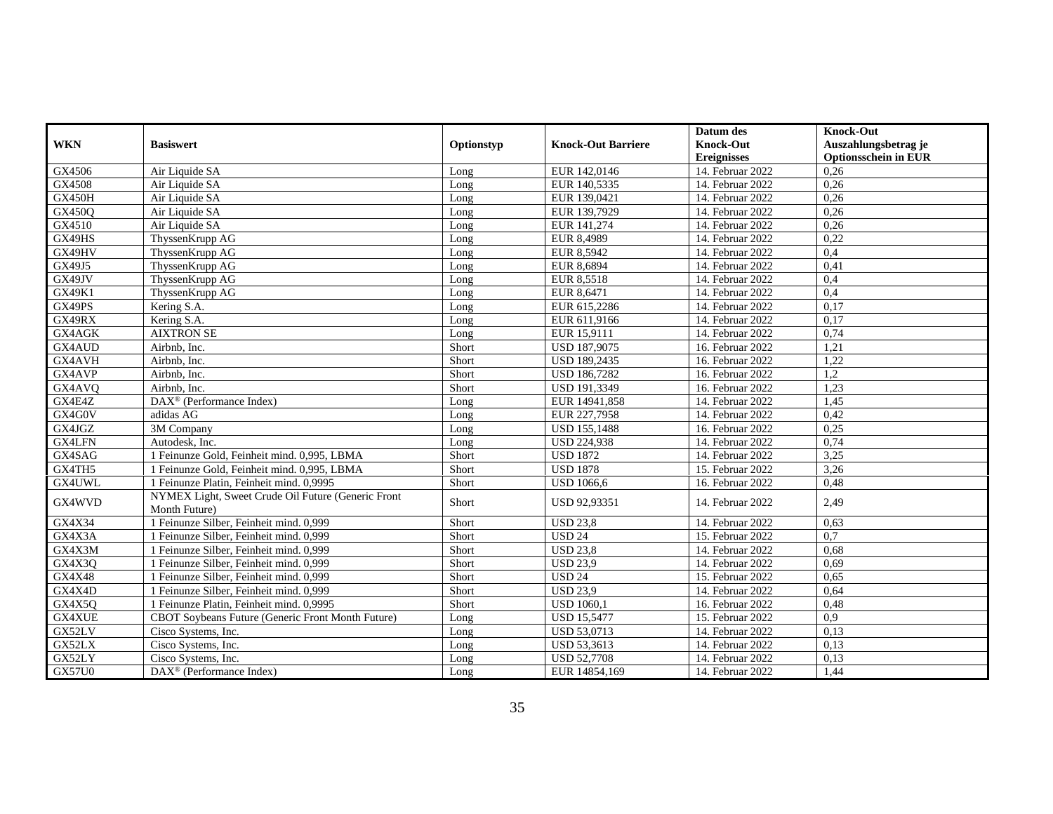| WKN | Basiswert | Optionstyp | Knock-Out Barriere | Datum des Knock-Out Ereignisses | Knock-Out Auszahlungsbetrag je Optionsschein in EUR |
|---|---|---|---|---|---|
| GX4506 | Air Liquide SA | Long | EUR 142,0146 | 14. Februar 2022 | 0,26 |
| GX4508 | Air Liquide SA | Long | EUR 140,5335 | 14. Februar 2022 | 0,26 |
| GX450H | Air Liquide SA | Long | EUR 139,0421 | 14. Februar 2022 | 0,26 |
| GX450Q | Air Liquide SA | Long | EUR 139,7929 | 14. Februar 2022 | 0,26 |
| GX4510 | Air Liquide SA | Long | EUR 141,274 | 14. Februar 2022 | 0,26 |
| GX49HS | ThyssenKrupp AG | Long | EUR 8,4989 | 14. Februar 2022 | 0,22 |
| GX49HV | ThyssenKrupp AG | Long | EUR 8,5942 | 14. Februar 2022 | 0,4 |
| GX49J5 | ThyssenKrupp AG | Long | EUR 8,6894 | 14. Februar 2022 | 0,41 |
| GX49JV | ThyssenKrupp AG | Long | EUR 8,5518 | 14. Februar 2022 | 0,4 |
| GX49K1 | ThyssenKrupp AG | Long | EUR 8,6471 | 14. Februar 2022 | 0,4 |
| GX49PS | Kering S.A. | Long | EUR 615,2286 | 14. Februar 2022 | 0,17 |
| GX49RX | Kering S.A. | Long | EUR 611,9166 | 14. Februar 2022 | 0,17 |
| GX4AGK | AIXTRON SE | Long | EUR 15,9111 | 14. Februar 2022 | 0,74 |
| GX4AUD | Airbnb, Inc. | Short | USD 187,9075 | 16. Februar 2022 | 1,21 |
| GX4AVH | Airbnb, Inc. | Short | USD 189,2435 | 16. Februar 2022 | 1,22 |
| GX4AVP | Airbnb, Inc. | Short | USD 186,7282 | 16. Februar 2022 | 1,2 |
| GX4AVQ | Airbnb, Inc. | Short | USD 191,3349 | 16. Februar 2022 | 1,23 |
| GX4E4Z | DAX® (Performance Index) | Long | EUR 14941,858 | 14. Februar 2022 | 1,45 |
| GX4G0V | adidas AG | Long | EUR 227,7958 | 14. Februar 2022 | 0,42 |
| GX4JGZ | 3M Company | Long | USD 155,1488 | 16. Februar 2022 | 0,25 |
| GX4LFN | Autodesk, Inc. | Long | USD 224,938 | 14. Februar 2022 | 0,74 |
| GX4SAG | 1 Feinunze Gold, Feinheit mind. 0,995, LBMA | Short | USD 1872 | 14. Februar 2022 | 3,25 |
| GX4TH5 | 1 Feinunze Gold, Feinheit mind. 0,995, LBMA | Short | USD 1878 | 15. Februar 2022 | 3,26 |
| GX4UWL | 1 Feinunze Platin, Feinheit mind. 0,9995 | Short | USD 1066,6 | 16. Februar 2022 | 0,48 |
| GX4WVD | NYMEX Light, Sweet Crude Oil Future (Generic Front Month Future) | Short | USD 92,93351 | 14. Februar 2022 | 2,49 |
| GX4X34 | 1 Feinunze Silber, Feinheit mind. 0,999 | Short | USD 23,8 | 14. Februar 2022 | 0,63 |
| GX4X3A | 1 Feinunze Silber, Feinheit mind. 0,999 | Short | USD 24 | 15. Februar 2022 | 0,7 |
| GX4X3M | 1 Feinunze Silber, Feinheit mind. 0,999 | Short | USD 23,8 | 14. Februar 2022 | 0,68 |
| GX4X3Q | 1 Feinunze Silber, Feinheit mind. 0,999 | Short | USD 23,9 | 14. Februar 2022 | 0,69 |
| GX4X48 | 1 Feinunze Silber, Feinheit mind. 0,999 | Short | USD 24 | 15. Februar 2022 | 0,65 |
| GX4X4D | 1 Feinunze Silber, Feinheit mind. 0,999 | Short | USD 23,9 | 14. Februar 2022 | 0,64 |
| GX4X5Q | 1 Feinunze Platin, Feinheit mind. 0,9995 | Short | USD 1060,1 | 16. Februar 2022 | 0,48 |
| GX4XUE | CBOT Soybeans Future (Generic Front Month Future) | Long | USD 15,5477 | 15. Februar 2022 | 0,9 |
| GX52LV | Cisco Systems, Inc. | Long | USD 53,0713 | 14. Februar 2022 | 0,13 |
| GX52LX | Cisco Systems, Inc. | Long | USD 53,3613 | 14. Februar 2022 | 0,13 |
| GX52LY | Cisco Systems, Inc. | Long | USD 52,7708 | 14. Februar 2022 | 0,13 |
| GX57U0 | DAX® (Performance Index) | Long | EUR 14854,169 | 14. Februar 2022 | 1,44 |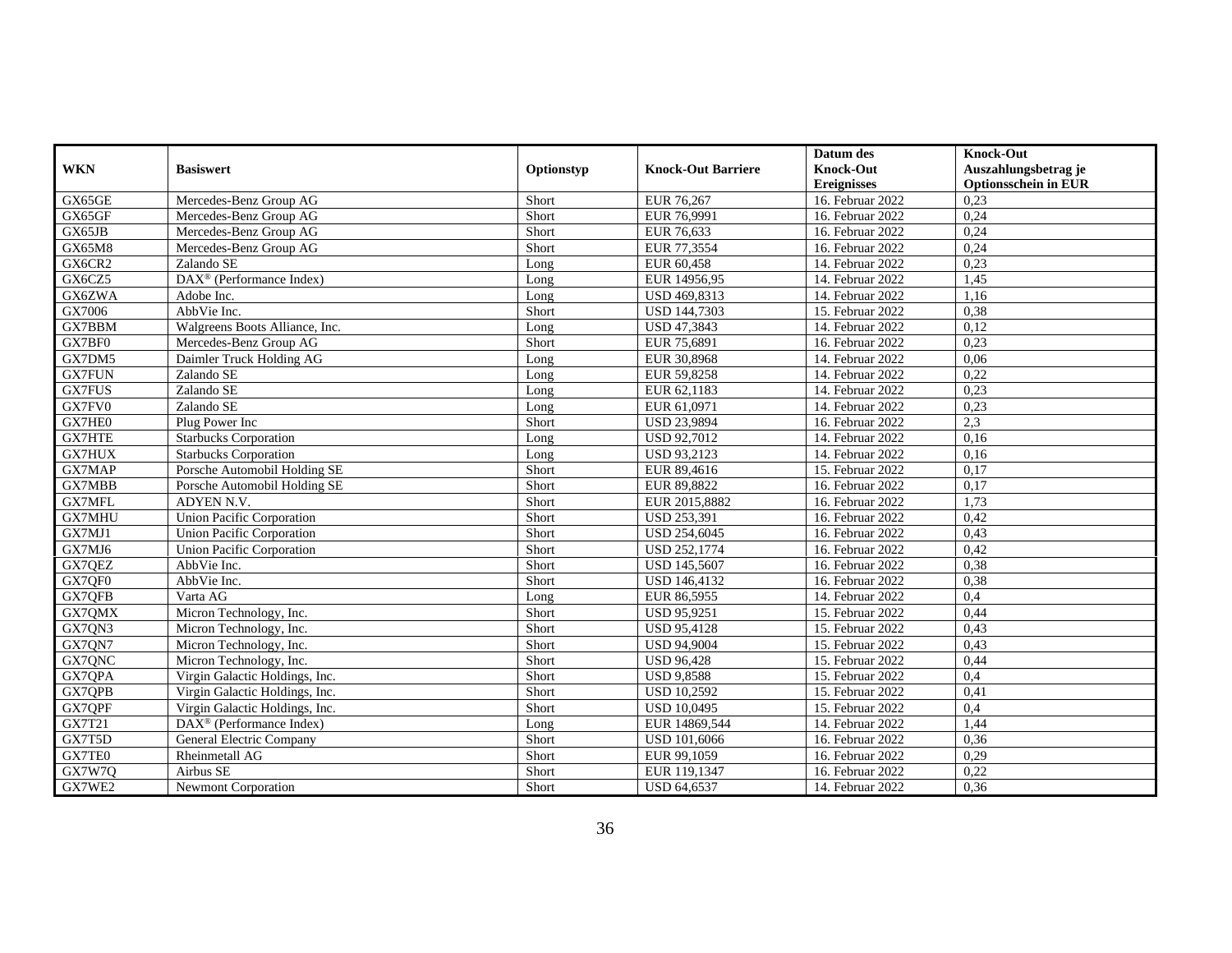| WKN | Basiswert | Optionstyp | Knock-Out Barriere | Datum des Knock-Out Ereignisses | Knock-Out Auszahlungsbetrag je Optionsschein in EUR |
|---|---|---|---|---|---|
| GX65GE | Mercedes-Benz Group AG | Short | EUR 76,267 | 16. Februar 2022 | 0,23 |
| GX65GF | Mercedes-Benz Group AG | Short | EUR 76,9991 | 16. Februar 2022 | 0,24 |
| GX65JB | Mercedes-Benz Group AG | Short | EUR 76,633 | 16. Februar 2022 | 0,24 |
| GX65M8 | Mercedes-Benz Group AG | Short | EUR 77,3554 | 16. Februar 2022 | 0,24 |
| GX6CR2 | Zalando SE | Long | EUR 60,458 | 14. Februar 2022 | 0,23 |
| GX6CZ5 | DAX® (Performance Index) | Long | EUR 14956,95 | 14. Februar 2022 | 1,45 |
| GX6ZWA | Adobe Inc. | Long | USD 469,8313 | 14. Februar 2022 | 1,16 |
| GX7006 | AbbVie Inc. | Short | USD 144,7303 | 15. Februar 2022 | 0,38 |
| GX7BBM | Walgreens Boots Alliance, Inc. | Long | USD 47,3843 | 14. Februar 2022 | 0,12 |
| GX7BF0 | Mercedes-Benz Group AG | Short | EUR 75,6891 | 16. Februar 2022 | 0,23 |
| GX7DM5 | Daimler Truck Holding AG | Long | EUR 30,8968 | 14. Februar 2022 | 0,06 |
| GX7FUN | Zalando SE | Long | EUR 59,8258 | 14. Februar 2022 | 0,22 |
| GX7FUS | Zalando SE | Long | EUR 62,1183 | 14. Februar 2022 | 0,23 |
| GX7FV0 | Zalando SE | Long | EUR 61,0971 | 14. Februar 2022 | 0,23 |
| GX7HE0 | Plug Power Inc | Short | USD 23,9894 | 16. Februar 2022 | 2,3 |
| GX7HTE | Starbucks Corporation | Long | USD 92,7012 | 14. Februar 2022 | 0,16 |
| GX7HUX | Starbucks Corporation | Long | USD 93,2123 | 14. Februar 2022 | 0,16 |
| GX7MAP | Porsche Automobil Holding SE | Short | EUR 89,4616 | 15. Februar 2022 | 0,17 |
| GX7MBB | Porsche Automobil Holding SE | Short | EUR 89,8822 | 16. Februar 2022 | 0,17 |
| GX7MFL | ADYEN N.V. | Short | EUR 2015,8882 | 16. Februar 2022 | 1,73 |
| GX7MHU | Union Pacific Corporation | Short | USD 253,391 | 16. Februar 2022 | 0,42 |
| GX7MJ1 | Union Pacific Corporation | Short | USD 254,6045 | 16. Februar 2022 | 0,43 |
| GX7MJ6 | Union Pacific Corporation | Short | USD 252,1774 | 16. Februar 2022 | 0,42 |
| GX7QEZ | AbbVie Inc. | Short | USD 145,5607 | 16. Februar 2022 | 0,38 |
| GX7QF0 | AbbVie Inc. | Short | USD 146,4132 | 16. Februar 2022 | 0,38 |
| GX7QFB | Varta AG | Long | EUR 86,5955 | 14. Februar 2022 | 0,4 |
| GX7QMX | Micron Technology, Inc. | Short | USD 95,9251 | 15. Februar 2022 | 0,44 |
| GX7QN3 | Micron Technology, Inc. | Short | USD 95,4128 | 15. Februar 2022 | 0,43 |
| GX7QN7 | Micron Technology, Inc. | Short | USD 94,9004 | 15. Februar 2022 | 0,43 |
| GX7QNC | Micron Technology, Inc. | Short | USD 96,428 | 15. Februar 2022 | 0,44 |
| GX7QPA | Virgin Galactic Holdings, Inc. | Short | USD 9,8588 | 15. Februar 2022 | 0,4 |
| GX7QPB | Virgin Galactic Holdings, Inc. | Short | USD 10,2592 | 15. Februar 2022 | 0,41 |
| GX7QPF | Virgin Galactic Holdings, Inc. | Short | USD 10,0495 | 15. Februar 2022 | 0,4 |
| GX7T21 | DAX® (Performance Index) | Long | EUR 14869,544 | 14. Februar 2022 | 1,44 |
| GX7T5D | General Electric Company | Short | USD 101,6066 | 16. Februar 2022 | 0,36 |
| GX7TE0 | Rheinmetall AG | Short | EUR 99,1059 | 16. Februar 2022 | 0,29 |
| GX7W7Q | Airbus SE | Short | EUR 119,1347 | 16. Februar 2022 | 0,22 |
| GX7WE2 | Newmont Corporation | Short | USD 64,6537 | 14. Februar 2022 | 0,36 |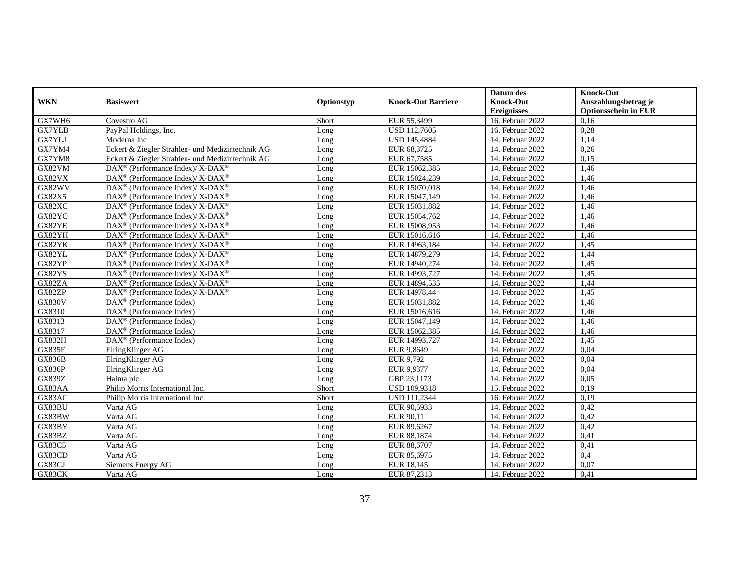| WKN | Basiswert | Optionstyp | Knock-Out Barriere | Datum des Knock-Out Ereignisses | Knock-Out Auszahlungsbetrag je Optionsschein in EUR |
| --- | --- | --- | --- | --- | --- |
| GX7WH6 | Covestro AG | Short | EUR 55,3499 | 16. Februar 2022 | 0,16 |
| GX7YLB | PayPal Holdings, Inc. | Long | USD 112,7605 | 16. Februar 2022 | 0,28 |
| GX7YLJ | Moderna Inc | Long | USD 145,4884 | 14. Februar 2022 | 1,14 |
| GX7YM4 | Eckert & Ziegler Strahlen- und Medizintechnik AG | Long | EUR 68,3725 | 14. Februar 2022 | 0,26 |
| GX7YM8 | Eckert & Ziegler Strahlen- und Medizintechnik AG | Long | EUR 67,7585 | 14. Februar 2022 | 0,15 |
| GX82VM | DAX® (Performance Index)/ X-DAX® | Long | EUR 15062,385 | 14. Februar 2022 | 1,46 |
| GX82VX | DAX® (Performance Index)/ X-DAX® | Long | EUR 15024,239 | 14. Februar 2022 | 1,46 |
| GX82WV | DAX® (Performance Index)/ X-DAX® | Long | EUR 15070,018 | 14. Februar 2022 | 1,46 |
| GX82X5 | DAX® (Performance Index)/ X-DAX® | Long | EUR 15047,149 | 14. Februar 2022 | 1,46 |
| GX82XC | DAX® (Performance Index)/ X-DAX® | Long | EUR 15031,882 | 14. Februar 2022 | 1,46 |
| GX82YC | DAX® (Performance Index)/ X-DAX® | Long | EUR 15054,762 | 14. Februar 2022 | 1,46 |
| GX82YE | DAX® (Performance Index)/ X-DAX® | Long | EUR 15008,953 | 14. Februar 2022 | 1,46 |
| GX82YH | DAX® (Performance Index)/ X-DAX® | Long | EUR 15016,616 | 14. Februar 2022 | 1,46 |
| GX82YK | DAX® (Performance Index)/ X-DAX® | Long | EUR 14963,184 | 14. Februar 2022 | 1,45 |
| GX82YL | DAX® (Performance Index)/ X-DAX® | Long | EUR 14879,279 | 14. Februar 2022 | 1,44 |
| GX82YP | DAX® (Performance Index)/ X-DAX® | Long | EUR 14940,274 | 14. Februar 2022 | 1,45 |
| GX82YS | DAX® (Performance Index)/ X-DAX® | Long | EUR 14993,727 | 14. Februar 2022 | 1,45 |
| GX82ZA | DAX® (Performance Index)/ X-DAX® | Long | EUR 14894,535 | 14. Februar 2022 | 1,44 |
| GX82ZP | DAX® (Performance Index)/ X-DAX® | Long | EUR 14978,44 | 14. Februar 2022 | 1,45 |
| GX830V | DAX® (Performance Index) | Long | EUR 15031,882 | 14. Februar 2022 | 1,46 |
| GX8310 | DAX® (Performance Index) | Long | EUR 15016,616 | 14. Februar 2022 | 1,46 |
| GX8313 | DAX® (Performance Index) | Long | EUR 15047,149 | 14. Februar 2022 | 1,46 |
| GX8317 | DAX® (Performance Index) | Long | EUR 15062,385 | 14. Februar 2022 | 1,46 |
| GX832H | DAX® (Performance Index) | Long | EUR 14993,727 | 14. Februar 2022 | 1,45 |
| GX835F | ElringKlinger AG | Long | EUR 9,8649 | 14. Februar 2022 | 0,04 |
| GX836B | ElringKlinger AG | Long | EUR 9,792 | 14. Februar 2022 | 0,04 |
| GX836P | ElringKlinger AG | Long | EUR 9,9377 | 14. Februar 2022 | 0,04 |
| GX839Z | Halma plc | Long | GBP 23,1173 | 14. Februar 2022 | 0,05 |
| GX83AA | Philip Morris International Inc. | Short | USD 109,9318 | 15. Februar 2022 | 0,19 |
| GX83AC | Philip Morris International Inc. | Short | USD 111,2344 | 16. Februar 2022 | 0,19 |
| GX83BU | Varta AG | Long | EUR 90,5933 | 14. Februar 2022 | 0,42 |
| GX83BW | Varta AG | Long | EUR 90,11 | 14. Februar 2022 | 0,42 |
| GX83BY | Varta AG | Long | EUR 89,6267 | 14. Februar 2022 | 0,42 |
| GX83BZ | Varta AG | Long | EUR 88,1874 | 14. Februar 2022 | 0,41 |
| GX83C5 | Varta AG | Long | EUR 88,6707 | 14. Februar 2022 | 0,41 |
| GX83CD | Varta AG | Long | EUR 85,6975 | 14. Februar 2022 | 0,4 |
| GX83CJ | Siemens Energy AG | Long | EUR 18,145 | 14. Februar 2022 | 0,07 |
| GX83CK | Varta AG | Long | EUR 87,2313 | 14. Februar 2022 | 0,41 |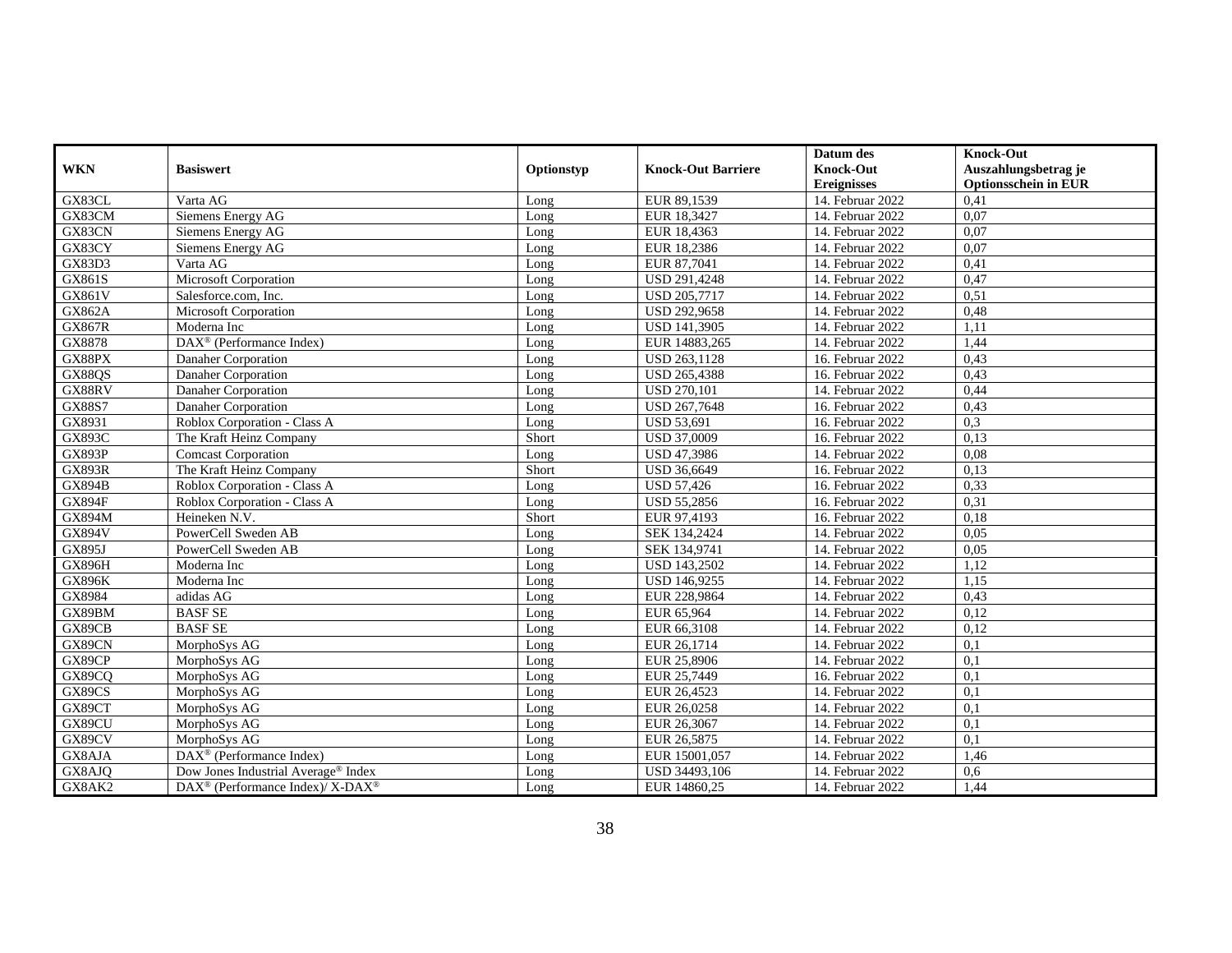| WKN | Basiswert | Optionstyp | Knock-Out Barriere | Datum des Knock-Out Ereignisses | Knock-Out Auszahlungsbetrag je Optionsschein in EUR |
|---|---|---|---|---|---|
| GX83CL | Varta AG | Long | EUR 89,1539 | 14. Februar 2022 | 0,41 |
| GX83CM | Siemens Energy AG | Long | EUR 18,3427 | 14. Februar 2022 | 0,07 |
| GX83CN | Siemens Energy AG | Long | EUR 18,4363 | 14. Februar 2022 | 0,07 |
| GX83CY | Siemens Energy AG | Long | EUR 18,2386 | 14. Februar 2022 | 0,07 |
| GX83D3 | Varta AG | Long | EUR 87,7041 | 14. Februar 2022 | 0,41 |
| GX861S | Microsoft Corporation | Long | USD 291,4248 | 14. Februar 2022 | 0,47 |
| GX861V | Salesforce.com, Inc. | Long | USD 205,7717 | 14. Februar 2022 | 0,51 |
| GX862A | Microsoft Corporation | Long | USD 292,9658 | 14. Februar 2022 | 0,48 |
| GX867R | Moderna Inc | Long | USD 141,3905 | 14. Februar 2022 | 1,11 |
| GX8878 | DAX® (Performance Index) | Long | EUR 14883,265 | 14. Februar 2022 | 1,44 |
| GX88PX | Danaher Corporation | Long | USD 263,1128 | 16. Februar 2022 | 0,43 |
| GX88QS | Danaher Corporation | Long | USD 265,4388 | 16. Februar 2022 | 0,43 |
| GX88RV | Danaher Corporation | Long | USD 270,101 | 14. Februar 2022 | 0,44 |
| GX88S7 | Danaher Corporation | Long | USD 267,7648 | 16. Februar 2022 | 0,43 |
| GX8931 | Roblox Corporation - Class A | Long | USD 53,691 | 16. Februar 2022 | 0,3 |
| GX893C | The Kraft Heinz Company | Short | USD 37,0009 | 16. Februar 2022 | 0,13 |
| GX893P | Comcast Corporation | Long | USD 47,3986 | 14. Februar 2022 | 0,08 |
| GX893R | The Kraft Heinz Company | Short | USD 36,6649 | 16. Februar 2022 | 0,13 |
| GX894B | Roblox Corporation - Class A | Long | USD 57,426 | 16. Februar 2022 | 0,33 |
| GX894F | Roblox Corporation - Class A | Long | USD 55,2856 | 16. Februar 2022 | 0,31 |
| GX894M | Heineken N.V. | Short | EUR 97,4193 | 16. Februar 2022 | 0,18 |
| GX894V | PowerCell Sweden AB | Long | SEK 134,2424 | 14. Februar 2022 | 0,05 |
| GX895J | PowerCell Sweden AB | Long | SEK 134,9741 | 14. Februar 2022 | 0,05 |
| GX896H | Moderna Inc | Long | USD 143,2502 | 14. Februar 2022 | 1,12 |
| GX896K | Moderna Inc | Long | USD 146,9255 | 14. Februar 2022 | 1,15 |
| GX8984 | adidas AG | Long | EUR 228,9864 | 14. Februar 2022 | 0,43 |
| GX89BM | BASF SE | Long | EUR 65,964 | 14. Februar 2022 | 0,12 |
| GX89CB | BASF SE | Long | EUR 66,3108 | 14. Februar 2022 | 0,12 |
| GX89CN | MorphoSys AG | Long | EUR 26,1714 | 14. Februar 2022 | 0,1 |
| GX89CP | MorphoSys AG | Long | EUR 25,8906 | 14. Februar 2022 | 0,1 |
| GX89CQ | MorphoSys AG | Long | EUR 25,7449 | 16. Februar 2022 | 0,1 |
| GX89CS | MorphoSys AG | Long | EUR 26,4523 | 14. Februar 2022 | 0,1 |
| GX89CT | MorphoSys AG | Long | EUR 26,0258 | 14. Februar 2022 | 0,1 |
| GX89CU | MorphoSys AG | Long | EUR 26,3067 | 14. Februar 2022 | 0,1 |
| GX89CV | MorphoSys AG | Long | EUR 26,5875 | 14. Februar 2022 | 0,1 |
| GX8AJA | DAX® (Performance Index) | Long | EUR 15001,057 | 14. Februar 2022 | 1,46 |
| GX8AJQ | Dow Jones Industrial Average® Index | Long | USD 34493,106 | 14. Februar 2022 | 0,6 |
| GX8AK2 | DAX® (Performance Index)/ X-DAX® | Long | EUR 14860,25 | 14. Februar 2022 | 1,44 |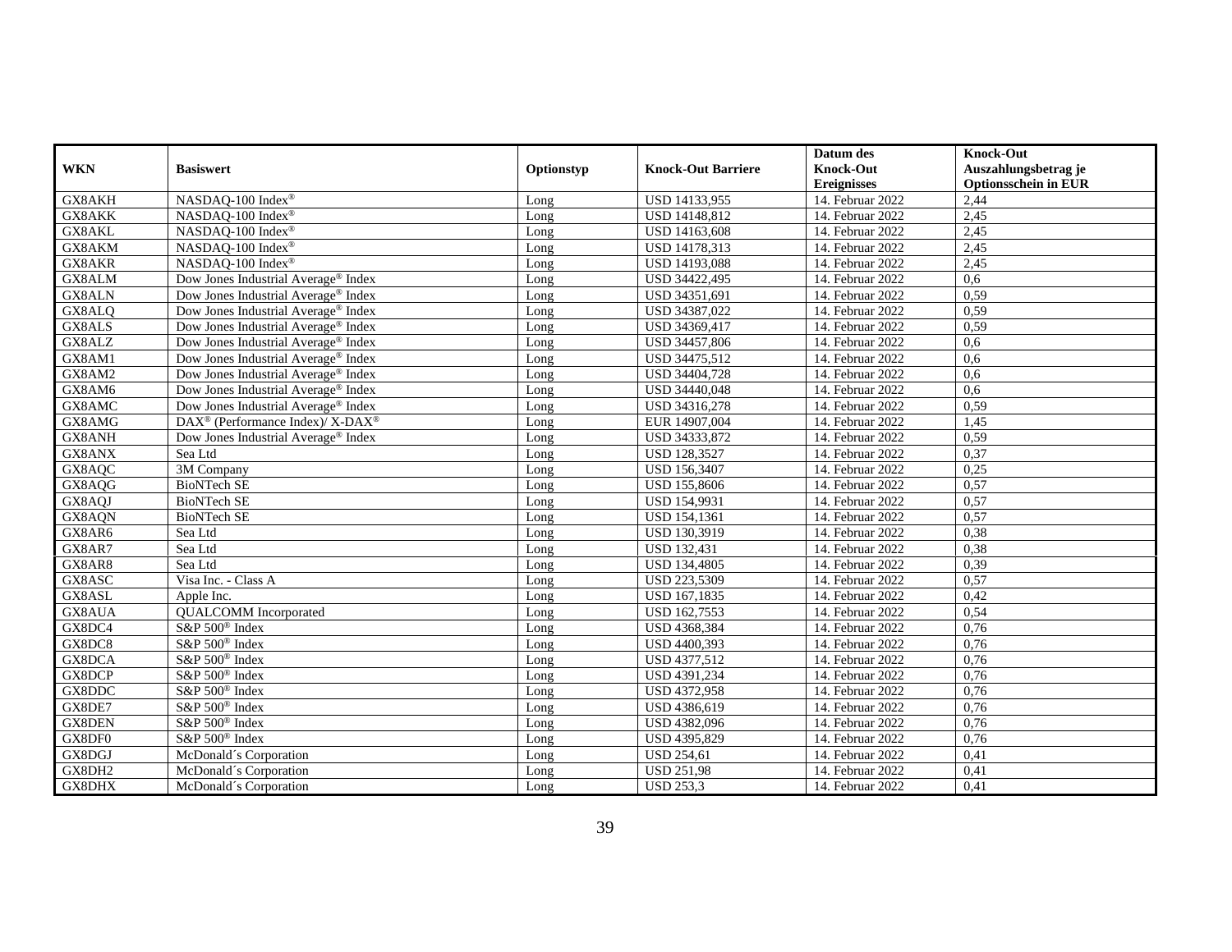| WKN | Basiswert | Optionstyp | Knock-Out Barriere | Datum des Knock-Out Ereignisses | Knock-Out Auszahlungsbetrag je Optionsschein in EUR |
|---|---|---|---|---|---|
| GX8AKH | NASDAQ-100 Index® | Long | USD 14133,955 | 14. Februar 2022 | 2,44 |
| GX8AKK | NASDAQ-100 Index® | Long | USD 14148,812 | 14. Februar 2022 | 2,45 |
| GX8AKL | NASDAQ-100 Index® | Long | USD 14163,608 | 14. Februar 2022 | 2,45 |
| GX8AKM | NASDAQ-100 Index® | Long | USD 14178,313 | 14. Februar 2022 | 2,45 |
| GX8AKR | NASDAQ-100 Index® | Long | USD 14193,088 | 14. Februar 2022 | 2,45 |
| GX8ALM | Dow Jones Industrial Average® Index | Long | USD 34422,495 | 14. Februar 2022 | 0,6 |
| GX8ALN | Dow Jones Industrial Average® Index | Long | USD 34351,691 | 14. Februar 2022 | 0,59 |
| GX8ALQ | Dow Jones Industrial Average® Index | Long | USD 34387,022 | 14. Februar 2022 | 0,59 |
| GX8ALS | Dow Jones Industrial Average® Index | Long | USD 34369,417 | 14. Februar 2022 | 0,59 |
| GX8ALZ | Dow Jones Industrial Average® Index | Long | USD 34457,806 | 14. Februar 2022 | 0,6 |
| GX8AM1 | Dow Jones Industrial Average® Index | Long | USD 34475,512 | 14. Februar 2022 | 0,6 |
| GX8AM2 | Dow Jones Industrial Average® Index | Long | USD 34404,728 | 14. Februar 2022 | 0,6 |
| GX8AM6 | Dow Jones Industrial Average® Index | Long | USD 34440,048 | 14. Februar 2022 | 0,6 |
| GX8AMC | Dow Jones Industrial Average® Index | Long | USD 34316,278 | 14. Februar 2022 | 0,59 |
| GX8AMG | DAX® (Performance Index)/ X-DAX® | Long | EUR 14907,004 | 14. Februar 2022 | 1,45 |
| GX8ANH | Dow Jones Industrial Average® Index | Long | USD 34333,872 | 14. Februar 2022 | 0,59 |
| GX8ANX | Sea Ltd | Long | USD 128,3527 | 14. Februar 2022 | 0,37 |
| GX8AQC | 3M Company | Long | USD 156,3407 | 14. Februar 2022 | 0,25 |
| GX8AQG | BioNTech SE | Long | USD 155,8606 | 14. Februar 2022 | 0,57 |
| GX8AQJ | BioNTech SE | Long | USD 154,9931 | 14. Februar 2022 | 0,57 |
| GX8AQN | BioNTech SE | Long | USD 154,1361 | 14. Februar 2022 | 0,57 |
| GX8AR6 | Sea Ltd | Long | USD 130,3919 | 14. Februar 2022 | 0,38 |
| GX8AR7 | Sea Ltd | Long | USD 132,431 | 14. Februar 2022 | 0,38 |
| GX8AR8 | Sea Ltd | Long | USD 134,4805 | 14. Februar 2022 | 0,39 |
| GX8ASC | Visa Inc. - Class A | Long | USD 223,5309 | 14. Februar 2022 | 0,57 |
| GX8ASL | Apple Inc. | Long | USD 167,1835 | 14. Februar 2022 | 0,42 |
| GX8AUA | QUALCOMM Incorporated | Long | USD 162,7553 | 14. Februar 2022 | 0,54 |
| GX8DC4 | S&P 500® Index | Long | USD 4368,384 | 14. Februar 2022 | 0,76 |
| GX8DC8 | S&P 500® Index | Long | USD 4400,393 | 14. Februar 2022 | 0,76 |
| GX8DCA | S&P 500® Index | Long | USD 4377,512 | 14. Februar 2022 | 0,76 |
| GX8DCP | S&P 500® Index | Long | USD 4391,234 | 14. Februar 2022 | 0,76 |
| GX8DDC | S&P 500® Index | Long | USD 4372,958 | 14. Februar 2022 | 0,76 |
| GX8DE7 | S&P 500® Index | Long | USD 4386,619 | 14. Februar 2022 | 0,76 |
| GX8DEN | S&P 500® Index | Long | USD 4382,096 | 14. Februar 2022 | 0,76 |
| GX8DF0 | S&P 500® Index | Long | USD 4395,829 | 14. Februar 2022 | 0,76 |
| GX8DGJ | McDonald´s Corporation | Long | USD 254,61 | 14. Februar 2022 | 0,41 |
| GX8DH2 | McDonald´s Corporation | Long | USD 251,98 | 14. Februar 2022 | 0,41 |
| GX8DHX | McDonald´s Corporation | Long | USD 253,3 | 14. Februar 2022 | 0,41 |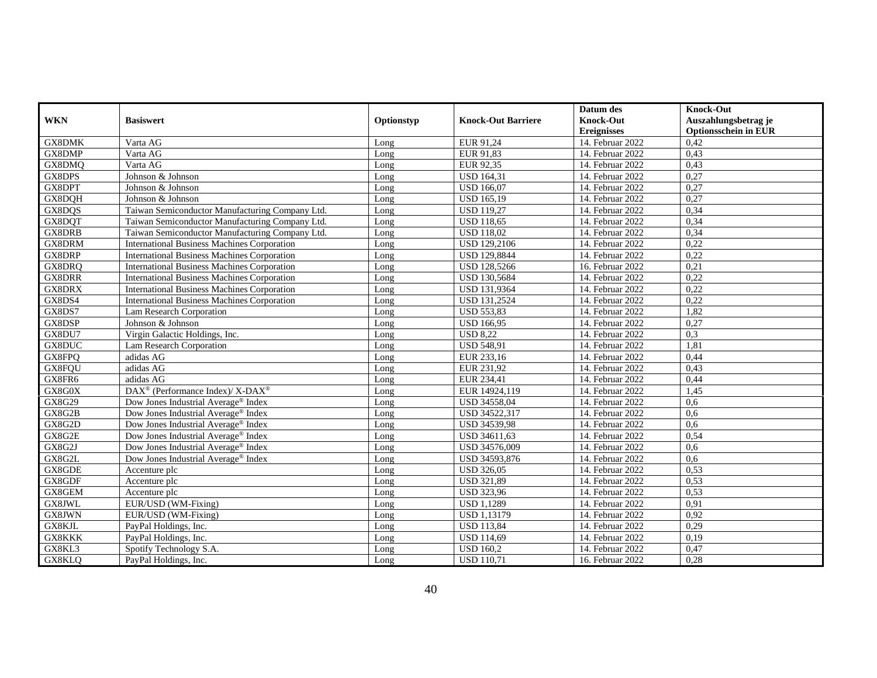| WKN | Basiswert | Optionstyp | Knock-Out Barriere | Datum des Knock-Out Ereignisses | Knock-Out Auszahlungsbetrag je Optionsschein in EUR |
|---|---|---|---|---|---|
| GX8DMK | Varta AG | Long | EUR 91,24 | 14. Februar 2022 | 0,42 |
| GX8DMP | Varta AG | Long | EUR 91,83 | 14. Februar 2022 | 0,43 |
| GX8DMQ | Varta AG | Long | EUR 92,35 | 14. Februar 2022 | 0,43 |
| GX8DPS | Johnson & Johnson | Long | USD 164,31 | 14. Februar 2022 | 0,27 |
| GX8DPT | Johnson & Johnson | Long | USD 166,07 | 14. Februar 2022 | 0,27 |
| GX8DQH | Johnson & Johnson | Long | USD 165,19 | 14. Februar 2022 | 0,27 |
| GX8DQS | Taiwan Semiconductor Manufacturing Company Ltd. | Long | USD 119,27 | 14. Februar 2022 | 0,34 |
| GX8DQT | Taiwan Semiconductor Manufacturing Company Ltd. | Long | USD 118,65 | 14. Februar 2022 | 0,34 |
| GX8DRB | Taiwan Semiconductor Manufacturing Company Ltd. | Long | USD 118,02 | 14. Februar 2022 | 0,34 |
| GX8DRM | International Business Machines Corporation | Long | USD 129,2106 | 14. Februar 2022 | 0,22 |
| GX8DRP | International Business Machines Corporation | Long | USD 129,8844 | 14. Februar 2022 | 0,22 |
| GX8DRQ | International Business Machines Corporation | Long | USD 128,5266 | 16. Februar 2022 | 0,21 |
| GX8DRR | International Business Machines Corporation | Long | USD 130,5684 | 14. Februar 2022 | 0,22 |
| GX8DRX | International Business Machines Corporation | Long | USD 131,9364 | 14. Februar 2022 | 0,22 |
| GX8DS4 | International Business Machines Corporation | Long | USD 131,2524 | 14. Februar 2022 | 0,22 |
| GX8DS7 | Lam Research Corporation | Long | USD 553,83 | 14. Februar 2022 | 1,82 |
| GX8DSP | Johnson & Johnson | Long | USD 166,95 | 14. Februar 2022 | 0,27 |
| GX8DU7 | Virgin Galactic Holdings, Inc. | Long | USD 8,22 | 14. Februar 2022 | 0,3 |
| GX8DUC | Lam Research Corporation | Long | USD 548,91 | 14. Februar 2022 | 1,81 |
| GX8FPQ | adidas AG | Long | EUR 233,16 | 14. Februar 2022 | 0,44 |
| GX8FQU | adidas AG | Long | EUR 231,92 | 14. Februar 2022 | 0,43 |
| GX8FR6 | adidas AG | Long | EUR 234,41 | 14. Februar 2022 | 0,44 |
| GX8G0X | DAX® (Performance Index)/ X-DAX® | Long | EUR 14924,119 | 14. Februar 2022 | 1,45 |
| GX8G29 | Dow Jones Industrial Average® Index | Long | USD 34558,04 | 14. Februar 2022 | 0,6 |
| GX8G2B | Dow Jones Industrial Average® Index | Long | USD 34522,317 | 14. Februar 2022 | 0,6 |
| GX8G2D | Dow Jones Industrial Average® Index | Long | USD 34539,98 | 14. Februar 2022 | 0,6 |
| GX8G2E | Dow Jones Industrial Average® Index | Long | USD 34611,63 | 14. Februar 2022 | 0,54 |
| GX8G2J | Dow Jones Industrial Average® Index | Long | USD 34576,009 | 14. Februar 2022 | 0,6 |
| GX8G2L | Dow Jones Industrial Average® Index | Long | USD 34593,876 | 14. Februar 2022 | 0,6 |
| GX8GDE | Accenture plc | Long | USD 326,05 | 14. Februar 2022 | 0,53 |
| GX8GDF | Accenture plc | Long | USD 321,89 | 14. Februar 2022 | 0,53 |
| GX8GEM | Accenture plc | Long | USD 323,96 | 14. Februar 2022 | 0,53 |
| GX8JWL | EUR/USD (WM-Fixing) | Long | USD 1,1289 | 14. Februar 2022 | 0,91 |
| GX8JWN | EUR/USD (WM-Fixing) | Long | USD 1,13179 | 14. Februar 2022 | 0,92 |
| GX8KJL | PayPal Holdings, Inc. | Long | USD 113,84 | 14. Februar 2022 | 0,29 |
| GX8KKK | PayPal Holdings, Inc. | Long | USD 114,69 | 14. Februar 2022 | 0,19 |
| GX8KL3 | Spotify Technology S.A. | Long | USD 160,2 | 14. Februar 2022 | 0,47 |
| GX8KLQ | PayPal Holdings, Inc. | Long | USD 110,71 | 16. Februar 2022 | 0,28 |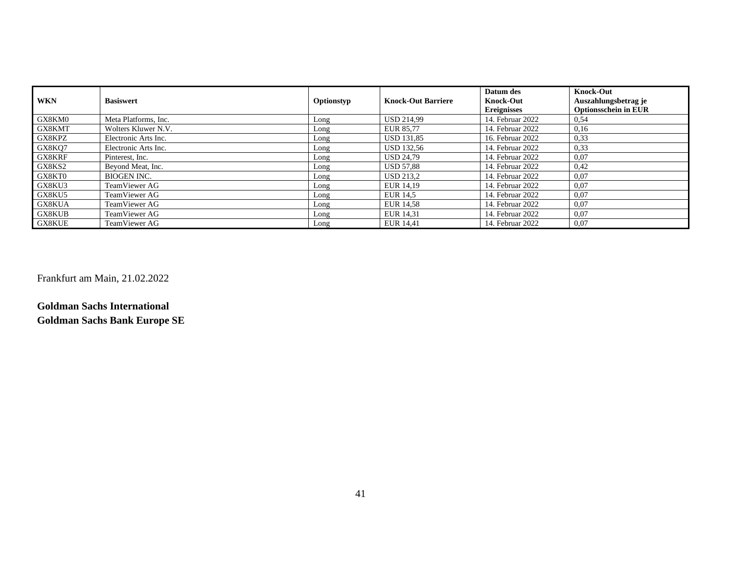| WKN | Basiswert | Optionstyp | Knock-Out Barriere | Datum des Knock-Out Ereignisses | Knock-Out Auszahlungsbetrag je Optionsschein in EUR |
|---|---|---|---|---|---|
| GX8KM0 | Meta Platforms, Inc. | Long | USD 214,99 | 14. Februar 2022 | 0,54 |
| GX8KMT | Wolters Kluwer N.V. | Long | EUR 85,77 | 14. Februar 2022 | 0,16 |
| GX8KPZ | Electronic Arts Inc. | Long | USD 131,85 | 16. Februar 2022 | 0,33 |
| GX8KQ7 | Electronic Arts Inc. | Long | USD 132,56 | 14. Februar 2022 | 0,33 |
| GX8KRF | Pinterest, Inc. | Long | USD 24,79 | 14. Februar 2022 | 0,07 |
| GX8KS2 | Beyond Meat, Inc. | Long | USD 57,88 | 14. Februar 2022 | 0,42 |
| GX8KT0 | BIOGEN INC. | Long | USD 213,2 | 14. Februar 2022 | 0,07 |
| GX8KU3 | TeamViewer AG | Long | EUR 14,19 | 14. Februar 2022 | 0,07 |
| GX8KU5 | TeamViewer AG | Long | EUR 14,5 | 14. Februar 2022 | 0,07 |
| GX8KUA | TeamViewer AG | Long | EUR 14,58 | 14. Februar 2022 | 0,07 |
| GX8KUB | TeamViewer AG | Long | EUR 14,31 | 14. Februar 2022 | 0,07 |
| GX8KUE | TeamViewer AG | Long | EUR 14,41 | 14. Februar 2022 | 0,07 |

Frankfurt am Main, 21.02.2022

**Goldman Sachs International**
**Goldman Sachs Bank Europe SE**